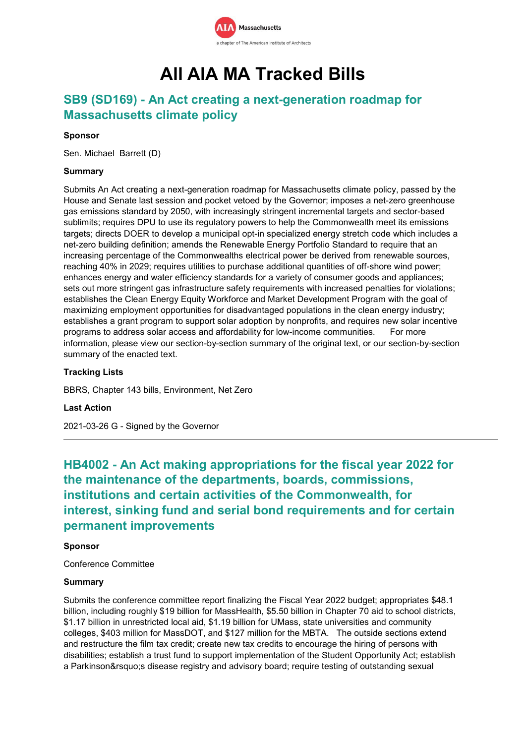# All AIA MA Tracked Bills

## SB9 (SD169) - An Act creating a next-generation roadmap for Massachusetts climate policy

**Sponsor**

Sen. Michael Barrett (D)

**Summary**

Submits An Act creating a next-generation roadmap for Massachusetts climate policy, passed by the House and Senate last session and pocket vetoed by the Governor; imposes a net-zero greenhouse gas emissions standard by 2050, with increasingly stringent incremental targets and sector-based sublimits; requires DPU to use its regulatory powers to help the Commonwealth meet its emissions targets; directs DOER to develop a municipal opt-in specialized energy stretch code which includes a net-zero building definition; amends the Renewable Energy Portfolio Standard to require that an increasing percentage of the Commonwealths electrical power be derived from renewable sources, reaching 40% in 2029; requires utilities to purchase additional quantities of off-shore wind power; enhances energy and water efficiency standards for a variety of consumer goods and appliances; sets out more stringent gas infrastructure safety requirements with increased penalties for violations; establishes the Clean Energy Equity Workforce and Market Development Program with the goal of maximizing employment opportunities for disadvantaged populations in the clean energy industry; establishes a grant program to support solar adoption by nonprofits, and requires new solar incentive programs to address solar access and affordability for low-income communities. For more information, please view our section-by-section summary of the original text, or our section-by-section summary of the enacted text.

**Tracking Lists**

BBRS, Chapter 143 bills, Environment, Net Zero

**Last Action**

2021-03-26 G - Signed by the Governor

---

## HB4002 - An Act making appropriations for the fiscal year 2022 for the maintenance of the departments, boards, commissions, institutions and certain activities of the Commonwealth, for interest, sinking fund and serial bond requirements and for certain permanent improvements

**Sponsor**

Conference Committee

**Summary**

Submits the conference committee report finalizing the Fiscal Year 2022 budget; appropriates $48.1 billion, including roughly $19 billion for MassHealth, $5.50 billion in Chapter 70 aid to school districts, $1.17 billion in unrestricted local aid, $1.19 billion for UMass, state universities and community colleges, $403 million for MassDOT, and $127 million for the MBTA. The outside sections extend and restructure the film tax credit; create new tax credits to encourage the hiring of persons with disabilities; establish a trust fund to support implementation of the Student Opportunity Act; establish a Parkinson&rsquo;s disease registry and advisory board; require testing of outstanding sexual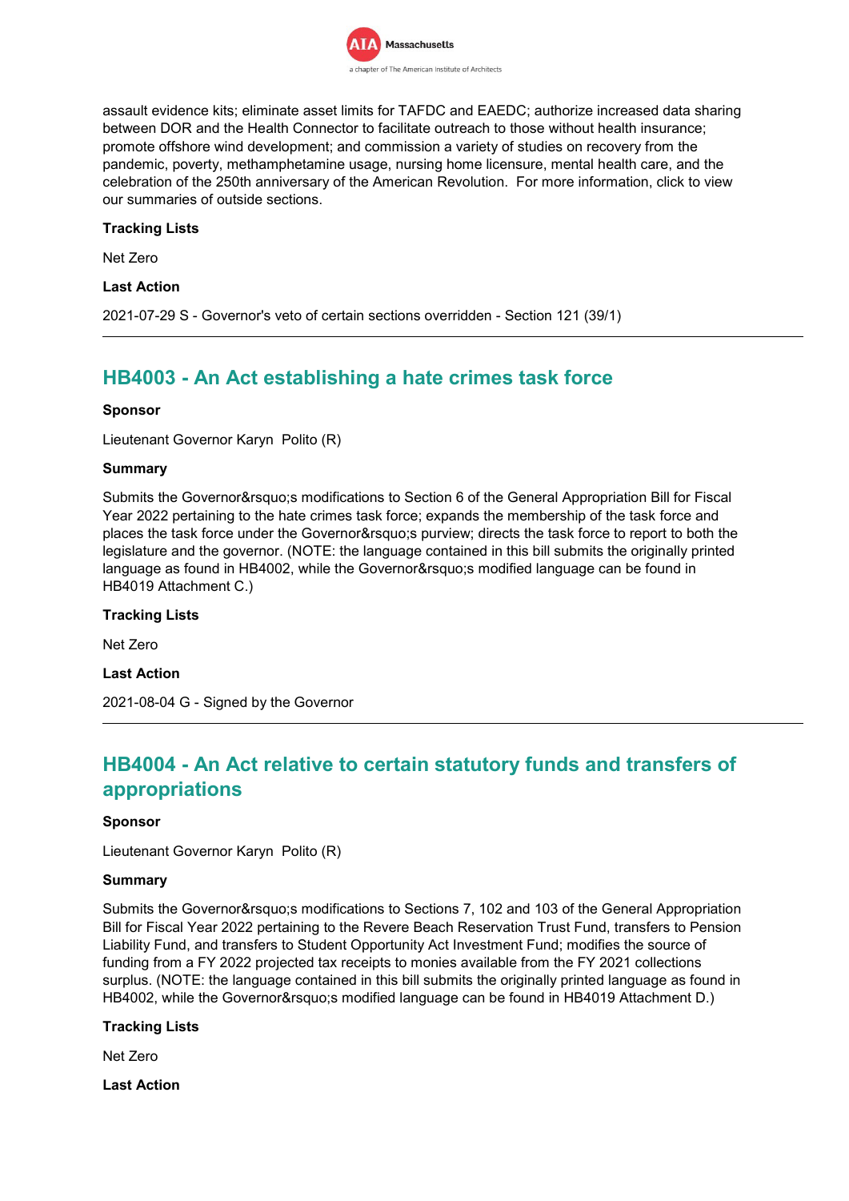assault evidence kits; eliminate asset limits for TAFDC and EAEDC; authorize increased data sharing between DOR and the Health Connector to facilitate outreach to those without health insurance; promote offshore wind development; and commission a variety of studies on recovery from the pandemic, poverty, methamphetamine usage, nursing home licensure, mental health care, and the celebration of the 250th anniversary of the American Revolution. For more information, click to view our summaries of outside sections.

**Tracking Lists**

Net Zero

**Last Action**

2021-07-29 S - Governor's veto of certain sections overridden - Section 121 (39/1)

---

## HB4003 - An Act establishing a hate crimes task force

**Sponsor**

Lieutenant Governor Karyn Polito (R)

**Summary**

Submits the Governor&rsquo;s modifications to Section 6 of the General Appropriation Bill for Fiscal Year 2022 pertaining to the hate crimes task force; expands the membership of the task force and places the task force under the Governor&rsquo;s purview; directs the task force to report to both the legislature and the governor. (NOTE: the language contained in this bill submits the originally printed language as found in HB4002, while the Governor&rsquo;s modified language can be found in HB4019 Attachment C.)

**Tracking Lists**

Net Zero

**Last Action**

2021-08-04 G - Signed by the Governor

---

## HB4004 - An Act relative to certain statutory funds and transfers of appropriations

**Sponsor**

Lieutenant Governor Karyn Polito (R)

**Summary**

Submits the Governor&rsquo;s modifications to Sections 7, 102 and 103 of the General Appropriation Bill for Fiscal Year 2022 pertaining to the Revere Beach Reservation Trust Fund, transfers to Pension Liability Fund, and transfers to Student Opportunity Act Investment Fund; modifies the source of funding from a FY 2022 projected tax receipts to monies available from the FY 2021 collections surplus. (NOTE: the language contained in this bill submits the originally printed language as found in HB4002, while the Governor&rsquo;s modified language can be found in HB4019 Attachment D.)

**Tracking Lists**

Net Zero

**Last Action**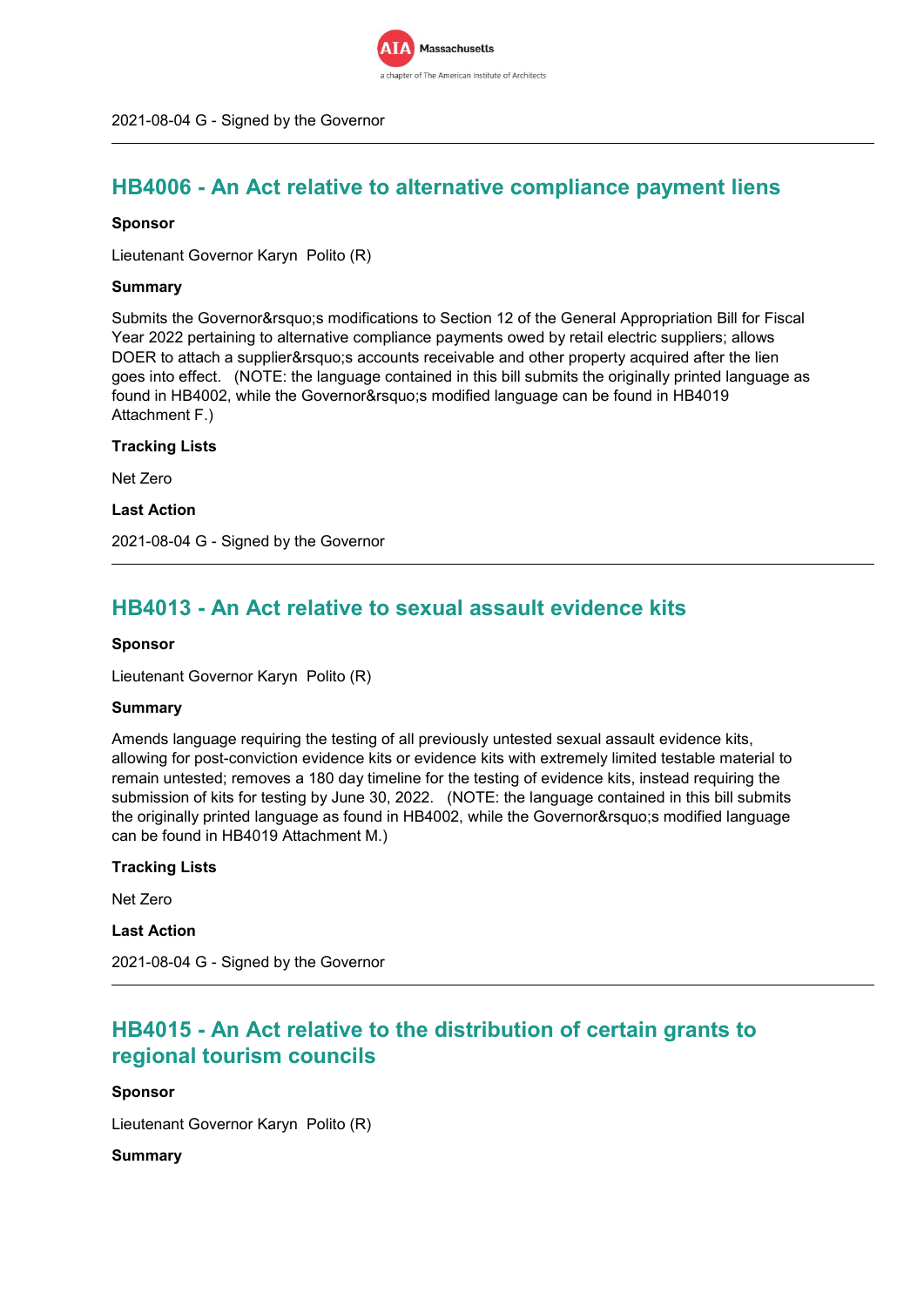2021-08-04 G - Signed by the Governor

## HB4006 - An Act relative to alternative compliance payment liens

**Sponsor**

Lieutenant Governor Karyn Polito (R)

**Summary**

Submits the Governor&rsquo;s modifications to Section 12 of the General Appropriation Bill for Fiscal Year 2022 pertaining to alternative compliance payments owed by retail electric suppliers; allows DOER to attach a supplier&rsquo;s accounts receivable and other property acquired after the lien goes into effect. (NOTE: the language contained in this bill submits the originally printed language as found in HB4002, while the Governor&rsquo;s modified language can be found in HB4019 Attachment F.)

**Tracking Lists**

Net Zero

**Last Action**

2021-08-04 G - Signed by the Governor

## HB4013 - An Act relative to sexual assault evidence kits

**Sponsor**

Lieutenant Governor Karyn Polito (R)

**Summary**

Amends language requiring the testing of all previously untested sexual assault evidence kits, allowing for post-conviction evidence kits or evidence kits with extremely limited testable material to remain untested; removes a 180 day timeline for the testing of evidence kits, instead requiring the submission of kits for testing by June 30, 2022. (NOTE: the language contained in this bill submits the originally printed language as found in HB4002, while the Governor&rsquo;s modified language can be found in HB4019 Attachment M.)

**Tracking Lists**

Net Zero

**Last Action**

2021-08-04 G - Signed by the Governor

## HB4015 - An Act relative to the distribution of certain grants to regional tourism councils

**Sponsor**

Lieutenant Governor Karyn Polito (R)

**Summary**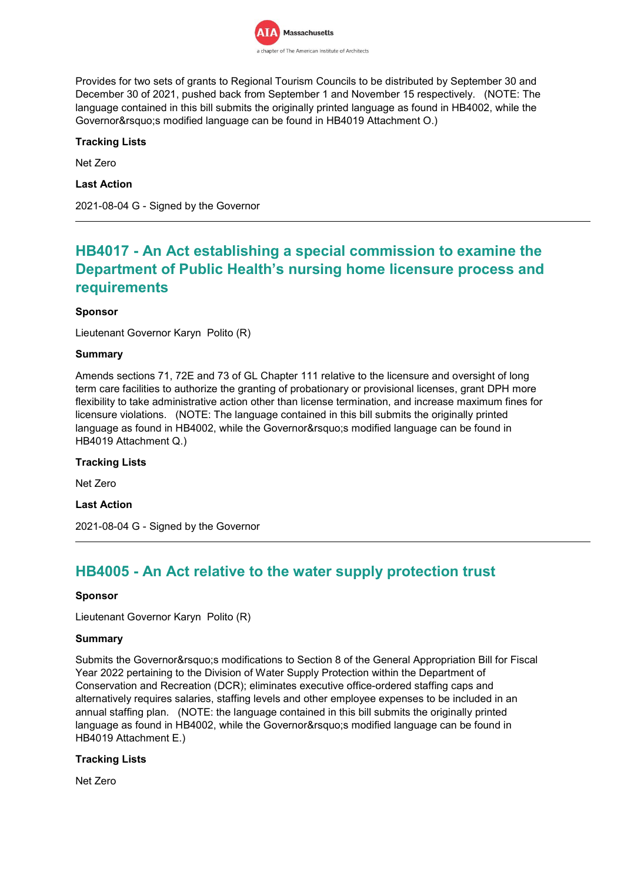Provides for two sets of grants to Regional Tourism Councils to be distributed by September 30 and December 30 of 2021, pushed back from September 1 and November 15 respectively. (NOTE: The language contained in this bill submits the originally printed language as found in HB4002, while the Governor&rsquo;s modified language can be found in HB4019 Attachment O.)

**Tracking Lists**

Net Zero

**Last Action**

2021-08-04 G - Signed by the Governor

---

## HB4017 - An Act establishing a special commission to examine the Department of Public Health's nursing home licensure process and requirements

**Sponsor**

Lieutenant Governor Karyn Polito (R)

**Summary**

Amends sections 71, 72E and 73 of GL Chapter 111 relative to the licensure and oversight of long term care facilities to authorize the granting of probationary or provisional licenses, grant DPH more flexibility to take administrative action other than license termination, and increase maximum fines for licensure violations. (NOTE: The language contained in this bill submits the originally printed language as found in HB4002, while the Governor&rsquo;s modified language can be found in HB4019 Attachment Q.)

**Tracking Lists**

Net Zero

**Last Action**

2021-08-04 G - Signed by the Governor

---

## HB4005 - An Act relative to the water supply protection trust

**Sponsor**

Lieutenant Governor Karyn Polito (R)

**Summary**

Submits the Governor&rsquo;s modifications to Section 8 of the General Appropriation Bill for Fiscal Year 2022 pertaining to the Division of Water Supply Protection within the Department of Conservation and Recreation (DCR); eliminates executive office-ordered staffing caps and alternatively requires salaries, staffing levels and other employee expenses to be included in an annual staffing plan. (NOTE: the language contained in this bill submits the originally printed language as found in HB4002, while the Governor&rsquo;s modified language can be found in HB4019 Attachment E.)

**Tracking Lists**

Net Zero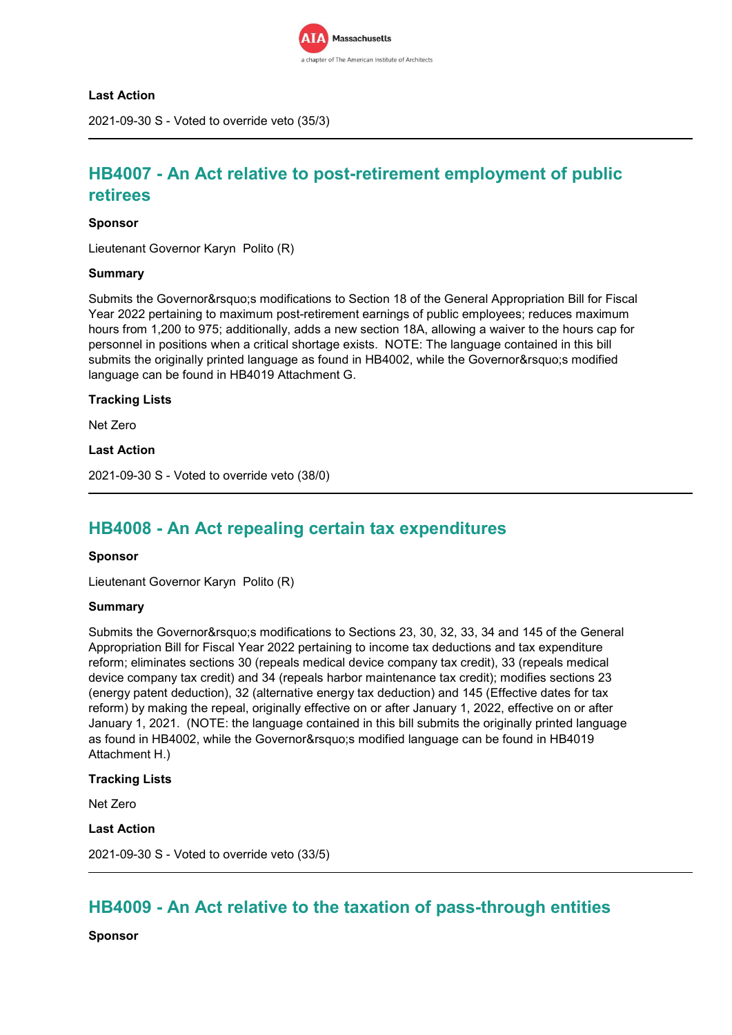**Last Action**

2021-09-30 S - Voted to override veto (35/3)

---

## HB4007 - An Act relative to post-retirement employment of public retirees

**Sponsor**

Lieutenant Governor Karyn Polito (R)

**Summary**

Submits the Governor&rsquo;s modifications to Section 18 of the General Appropriation Bill for Fiscal Year 2022 pertaining to maximum post-retirement earnings of public employees; reduces maximum hours from 1,200 to 975; additionally, adds a new section 18A, allowing a waiver to the hours cap for personnel in positions when a critical shortage exists. NOTE: The language contained in this bill submits the originally printed language as found in HB4002, while the Governor&rsquo;s modified language can be found in HB4019 Attachment G.

**Tracking Lists**

Net Zero

**Last Action**

2021-09-30 S - Voted to override veto (38/0)

---

## HB4008 - An Act repealing certain tax expenditures

**Sponsor**

Lieutenant Governor Karyn Polito (R)

**Summary**

Submits the Governor&rsquo;s modifications to Sections 23, 30, 32, 33, 34 and 145 of the General Appropriation Bill for Fiscal Year 2022 pertaining to income tax deductions and tax expenditure reform; eliminates sections 30 (repeals medical device company tax credit), 33 (repeals medical device company tax credit) and 34 (repeals harbor maintenance tax credit); modifies sections 23 (energy patent deduction), 32 (alternative energy tax deduction) and 145 (Effective dates for tax reform) by making the repeal, originally effective on or after January 1, 2022, effective on or after January 1, 2021. (NOTE: the language contained in this bill submits the originally printed language as found in HB4002, while the Governor&rsquo;s modified language can be found in HB4019 Attachment H.)

**Tracking Lists**

Net Zero

**Last Action**

2021-09-30 S - Voted to override veto (33/5)

---

## HB4009 - An Act relative to the taxation of pass-through entities

**Sponsor**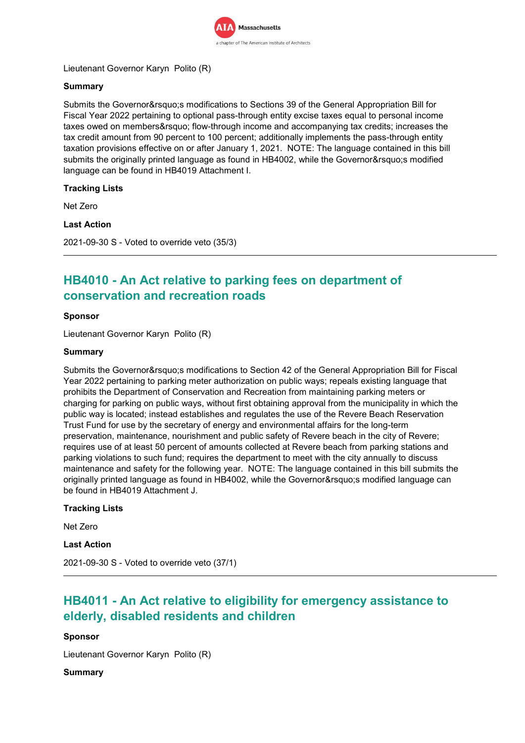Lieutenant Governor Karyn Polito (R)

**Summary**

Submits the Governor&rsquo;s modifications to Sections 39 of the General Appropriation Bill for Fiscal Year 2022 pertaining to optional pass-through entity excise taxes equal to personal income taxes owed on members&rsquo; flow-through income and accompanying tax credits; increases the tax credit amount from 90 percent to 100 percent; additionally implements the pass-through entity taxation provisions effective on or after January 1, 2021. NOTE: The language contained in this bill submits the originally printed language as found in HB4002, while the Governor&rsquo;s modified language can be found in HB4019 Attachment I.

**Tracking Lists**

Net Zero

**Last Action**

2021-09-30 S - Voted to override veto (35/3)

---

## HB4010 - An Act relative to parking fees on department of conservation and recreation roads

**Sponsor**

Lieutenant Governor Karyn Polito (R)

**Summary**

Submits the Governor&rsquo;s modifications to Section 42 of the General Appropriation Bill for Fiscal Year 2022 pertaining to parking meter authorization on public ways; repeals existing language that prohibits the Department of Conservation and Recreation from maintaining parking meters or charging for parking on public ways, without first obtaining approval from the municipality in which the public way is located; instead establishes and regulates the use of the Revere Beach Reservation Trust Fund for use by the secretary of energy and environmental affairs for the long-term preservation, maintenance, nourishment and public safety of Revere beach in the city of Revere; requires use of at least 50 percent of amounts collected at Revere beach from parking stations and parking violations to such fund; requires the department to meet with the city annually to discuss maintenance and safety for the following year. NOTE: The language contained in this bill submits the originally printed language as found in HB4002, while the Governor&rsquo;s modified language can be found in HB4019 Attachment J.

**Tracking Lists**

Net Zero

**Last Action**

2021-09-30 S - Voted to override veto (37/1)

---

## HB4011 - An Act relative to eligibility for emergency assistance to elderly, disabled residents and children

**Sponsor**

Lieutenant Governor Karyn Polito (R)

**Summary**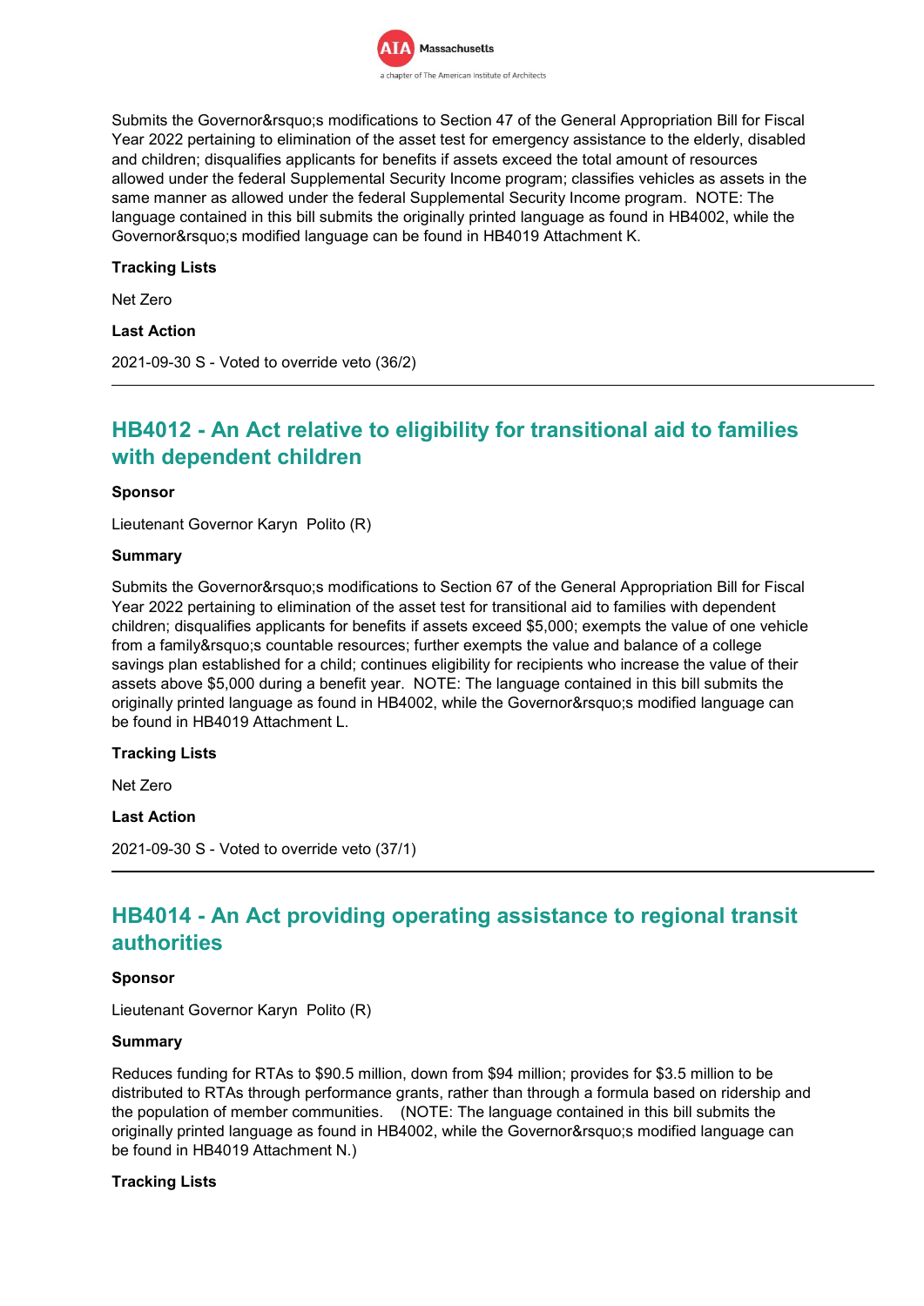Submits the Governor&rsquo;s modifications to Section 47 of the General Appropriation Bill for Fiscal Year 2022 pertaining to elimination of the asset test for emergency assistance to the elderly, disabled and children; disqualifies applicants for benefits if assets exceed the total amount of resources allowed under the federal Supplemental Security Income program; classifies vehicles as assets in the same manner as allowed under the federal Supplemental Security Income program.  NOTE: The language contained in this bill submits the originally printed language as found in HB4002, while the Governor&rsquo;s modified language can be found in HB4019 Attachment K.

**Tracking Lists**

Net Zero

**Last Action**

2021-09-30 S - Voted to override veto (36/2)

---

## HB4012 - An Act relative to eligibility for transitional aid to families with dependent children

**Sponsor**

Lieutenant Governor Karyn  Polito (R)

**Summary**

Submits the Governor&rsquo;s modifications to Section 67 of the General Appropriation Bill for Fiscal Year 2022 pertaining to elimination of the asset test for transitional aid to families with dependent children; disqualifies applicants for benefits if assets exceed $5,000; exempts the value of one vehicle from a family&rsquo;s countable resources; further exempts the value and balance of a college savings plan established for a child; continues eligibility for recipients who increase the value of their assets above $5,000 during a benefit year.  NOTE: The language contained in this bill submits the originally printed language as found in HB4002, while the Governor&rsquo;s modified language can be found in HB4019 Attachment L.

**Tracking Lists**

Net Zero

**Last Action**

2021-09-30 S - Voted to override veto (37/1)

---

## HB4014 - An Act providing operating assistance to regional transit authorities

**Sponsor**

Lieutenant Governor Karyn  Polito (R)

**Summary**

Reduces funding for RTAs to $90.5 million, down from $94 million; provides for $3.5 million to be distributed to RTAs through performance grants, rather than through a formula based on ridership and the population of member communities.    (NOTE: The language contained in this bill submits the originally printed language as found in HB4002, while the Governor&rsquo;s modified language can be found in HB4019 Attachment N.)

**Tracking Lists**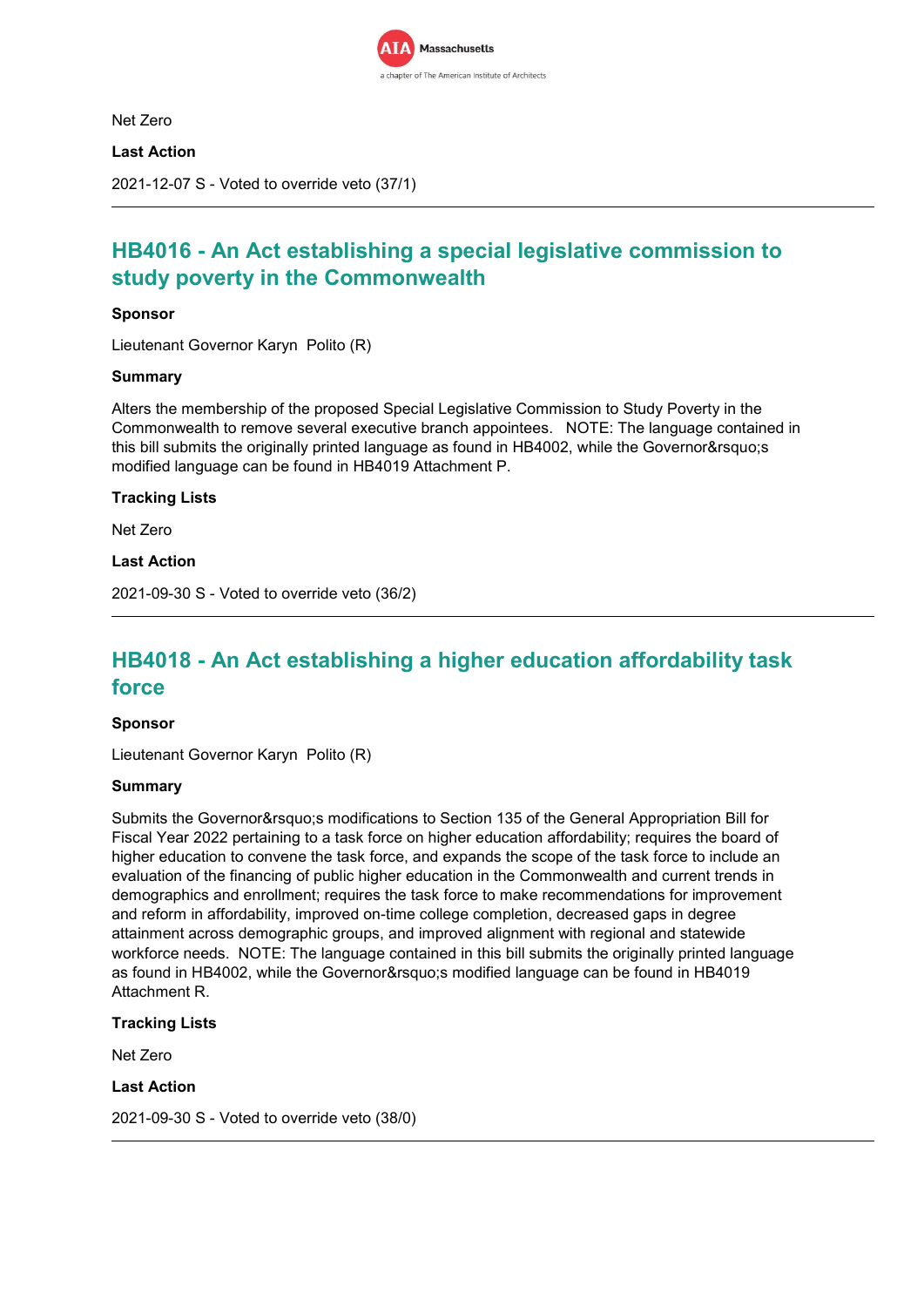Net Zero

**Last Action**

2021-12-07 S - Voted to override veto (37/1)

---

## HB4016 - An Act establishing a special legislative commission to study poverty in the Commonwealth

**Sponsor**

Lieutenant Governor Karyn Polito (R)

**Summary**

Alters the membership of the proposed Special Legislative Commission to Study Poverty in the Commonwealth to remove several executive branch appointees. NOTE: The language contained in this bill submits the originally printed language as found in HB4002, while the Governor&rsquo;s modified language can be found in HB4019 Attachment P.

**Tracking Lists**

Net Zero

**Last Action**

2021-09-30 S - Voted to override veto (36/2)

---

## HB4018 - An Act establishing a higher education affordability task force

**Sponsor**

Lieutenant Governor Karyn Polito (R)

**Summary**

Submits the Governor&rsquo;s modifications to Section 135 of the General Appropriation Bill for Fiscal Year 2022 pertaining to a task force on higher education affordability; requires the board of higher education to convene the task force, and expands the scope of the task force to include an evaluation of the financing of public higher education in the Commonwealth and current trends in demographics and enrollment; requires the task force to make recommendations for improvement and reform in affordability, improved on-time college completion, decreased gaps in degree attainment across demographic groups, and improved alignment with regional and statewide workforce needs. NOTE: The language contained in this bill submits the originally printed language as found in HB4002, while the Governor&rsquo;s modified language can be found in HB4019 Attachment R.

**Tracking Lists**

Net Zero

**Last Action**

2021-09-30 S - Voted to override veto (38/0)

---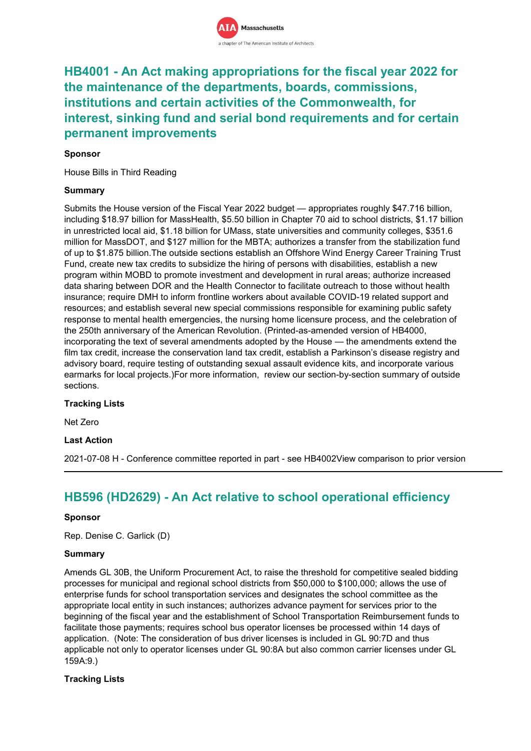## HB4001 - An Act making appropriations for the fiscal year 2022 for the maintenance of the departments, boards, commissions, institutions and certain activities of the Commonwealth, for interest, sinking fund and serial bond requirements and for certain permanent improvements

**Sponsor**

House Bills in Third Reading

**Summary**

Submits the House version of the Fiscal Year 2022 budget — appropriates roughly $47.716 billion, including $18.97 billion for MassHealth, $5.50 billion in Chapter 70 aid to school districts, $1.17 billion in unrestricted local aid, $1.18 billion for UMass, state universities and community colleges, $351.6 million for MassDOT, and $127 million for the MBTA; authorizes a transfer from the stabilization fund of up to $1.875 billion.The outside sections establish an Offshore Wind Energy Career Training Trust Fund, create new tax credits to subsidize the hiring of persons with disabilities, establish a new program within MOBD to promote investment and development in rural areas; authorize increased data sharing between DOR and the Health Connector to facilitate outreach to those without health insurance; require DMH to inform frontline workers about available COVID-19 related support and resources; and establish several new special commissions responsible for examining public safety response to mental health emergencies, the nursing home licensure process, and the celebration of the 250th anniversary of the American Revolution. (Printed-as-amended version of HB4000, incorporating the text of several amendments adopted by the House — the amendments extend the film tax credit, increase the conservation land tax credit, establish a Parkinson's disease registry and advisory board, require testing of outstanding sexual assault evidence kits, and incorporate various earmarks for local projects.)For more information, review our section-by-section summary of outside sections.

**Tracking Lists**

Net Zero

**Last Action**

2021-07-08 H - Conference committee reported in part - see HB4002View comparison to prior version

---

## HB596 (HD2629) - An Act relative to school operational efficiency

**Sponsor**

Rep. Denise C. Garlick (D)

**Summary**

Amends GL 30B, the Uniform Procurement Act, to raise the threshold for competitive sealed bidding processes for municipal and regional school districts from $50,000 to $100,000; allows the use of enterprise funds for school transportation services and designates the school committee as the appropriate local entity in such instances; authorizes advance payment for services prior to the beginning of the fiscal year and the establishment of School Transportation Reimbursement funds to facilitate those payments; requires school bus operator licenses be processed within 14 days of application. (Note: The consideration of bus driver licenses is included in GL 90:7D and thus applicable not only to operator licenses under GL 90:8A but also common carrier licenses under GL 159A:9.)

**Tracking Lists**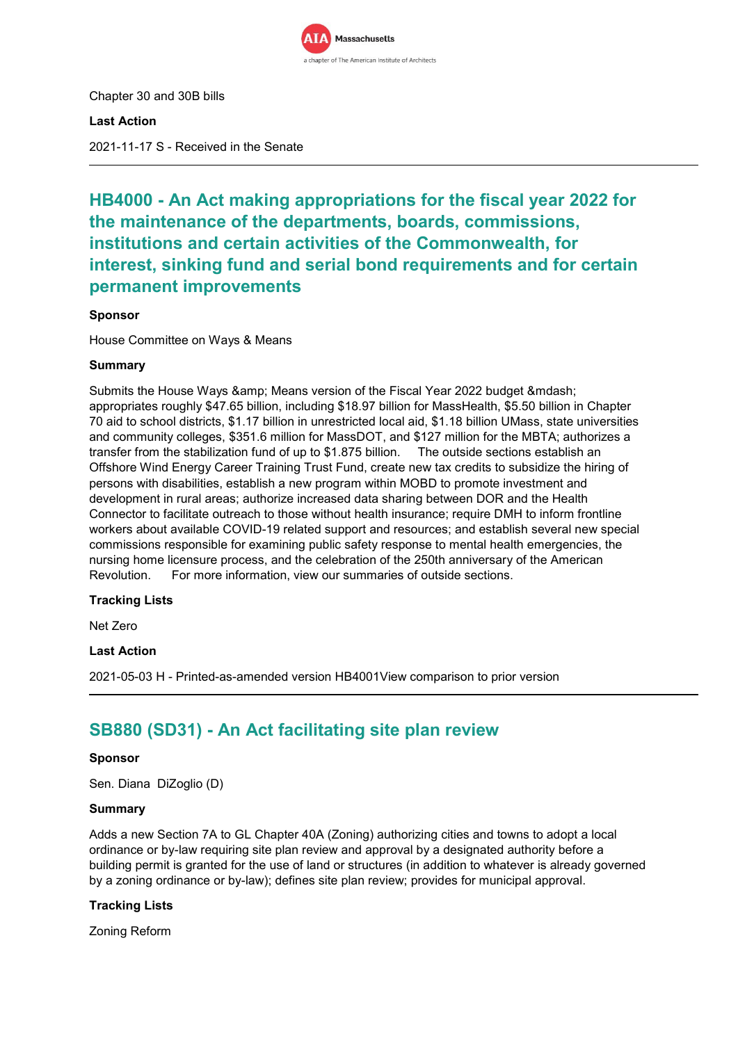Chapter 30 and 30B bills

**Last Action**

2021-11-17 S - Received in the Senate

---

## HB4000 - An Act making appropriations for the fiscal year 2022 for the maintenance of the departments, boards, commissions, institutions and certain activities of the Commonwealth, for interest, sinking fund and serial bond requirements and for certain permanent improvements

**Sponsor**

House Committee on Ways & Means

**Summary**

Submits the House Ways &amp; Means version of the Fiscal Year 2022 budget &mdash; appropriates roughly $47.65 billion, including $18.97 billion for MassHealth, $5.50 billion in Chapter 70 aid to school districts, $1.17 billion in unrestricted local aid, $1.18 billion UMass, state universities and community colleges, $351.6 million for MassDOT, and $127 million for the MBTA; authorizes a transfer from the stabilization fund of up to $1.875 billion. The outside sections establish an Offshore Wind Energy Career Training Trust Fund, create new tax credits to subsidize the hiring of persons with disabilities, establish a new program within MOBD to promote investment and development in rural areas; authorize increased data sharing between DOR and the Health Connector to facilitate outreach to those without health insurance; require DMH to inform frontline workers about available COVID-19 related support and resources; and establish several new special commissions responsible for examining public safety response to mental health emergencies, the nursing home licensure process, and the celebration of the 250th anniversary of the American Revolution. For more information, view our summaries of outside sections.

**Tracking Lists**

Net Zero

**Last Action**

2021-05-03 H - Printed-as-amended version HB4001View comparison to prior version

---

## SB880 (SD31) - An Act facilitating site plan review

**Sponsor**

Sen. Diana DiZoglio (D)

**Summary**

Adds a new Section 7A to GL Chapter 40A (Zoning) authorizing cities and towns to adopt a local ordinance or by-law requiring site plan review and approval by a designated authority before a building permit is granted for the use of land or structures (in addition to whatever is already governed by a zoning ordinance or by-law); defines site plan review; provides for municipal approval.

**Tracking Lists**

Zoning Reform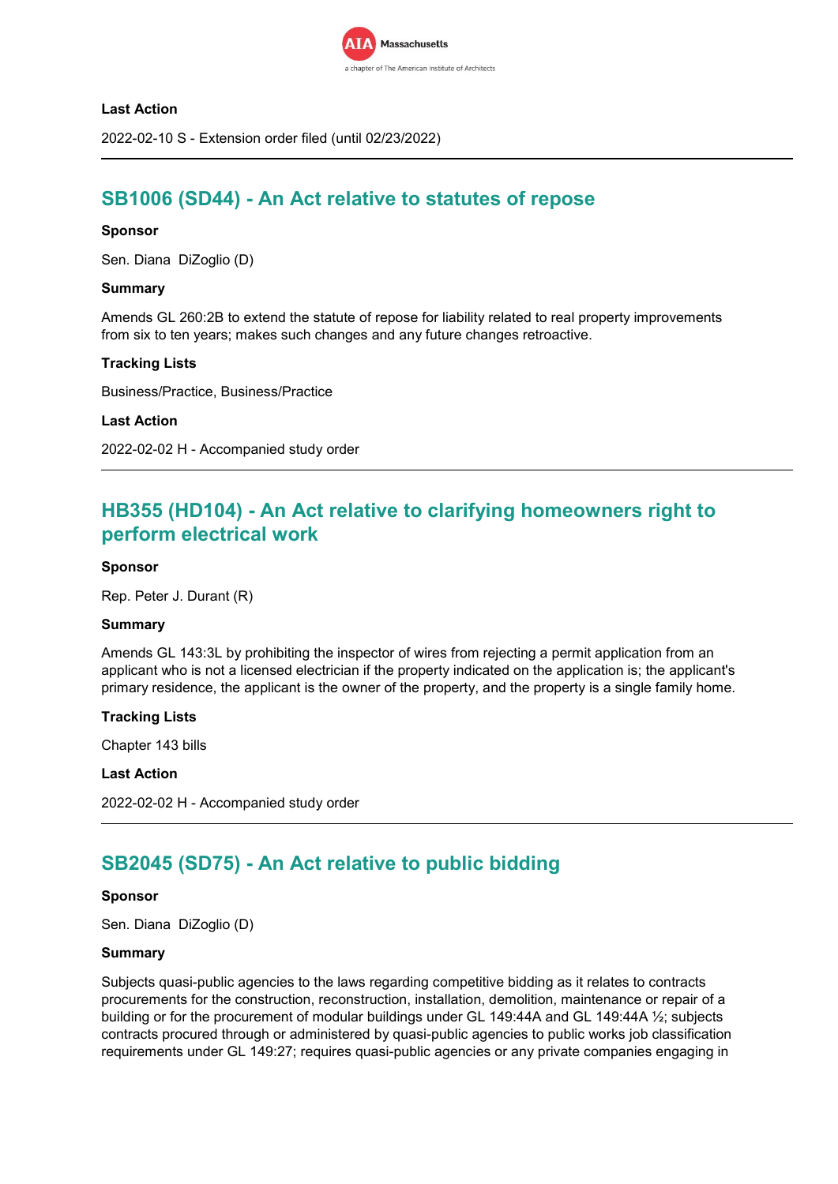**Last Action**

2022-02-10 S - Extension order filed (until 02/23/2022)

---

## SB1006 (SD44) - An Act relative to statutes of repose

**Sponsor**

Sen. Diana  DiZoglio (D)

**Summary**

Amends GL 260:2B to extend the statute of repose for liability related to real property improvements from six to ten years; makes such changes and any future changes retroactive.

**Tracking Lists**

Business/Practice, Business/Practice

**Last Action**

2022-02-02 H - Accompanied study order

---

## HB355 (HD104) - An Act relative to clarifying homeowners right to perform electrical work

**Sponsor**

Rep. Peter J. Durant (R)

**Summary**

Amends GL 143:3L by prohibiting the inspector of wires from rejecting a permit application from an applicant who is not a licensed electrician if the property indicated on the application is; the applicant's primary residence, the applicant is the owner of the property, and the property is a single family home.

**Tracking Lists**

Chapter 143 bills

**Last Action**

2022-02-02 H - Accompanied study order

---

## SB2045 (SD75) - An Act relative to public bidding

**Sponsor**

Sen. Diana  DiZoglio (D)

**Summary**

Subjects quasi-public agencies to the laws regarding competitive bidding as it relates to contracts procurements for the construction, reconstruction, installation, demolition, maintenance or repair of a building or for the procurement of modular buildings under GL 149:44A and GL 149:44A ½; subjects contracts procured through or administered by quasi-public agencies to public works job classification requirements under GL 149:27; requires quasi-public agencies or any private companies engaging in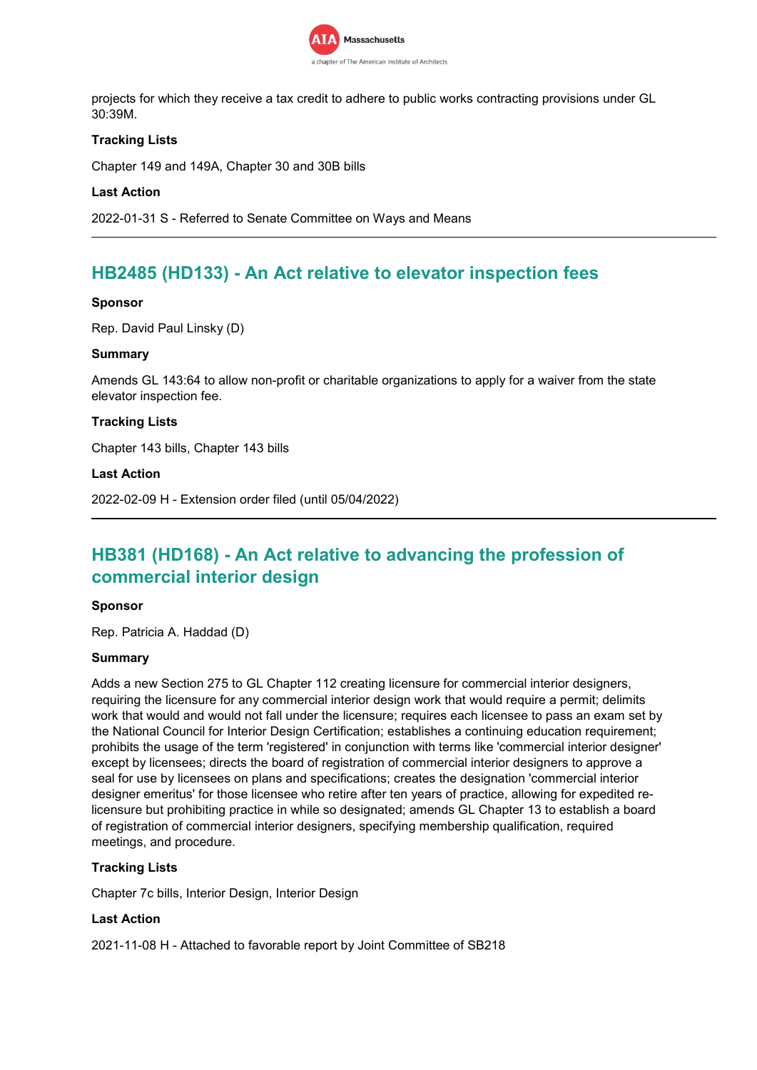projects for which they receive a tax credit to adhere to public works contracting provisions under GL 30:39M.

**Tracking Lists**

Chapter 149 and 149A, Chapter 30 and 30B bills

**Last Action**

2022-01-31 S - Referred to Senate Committee on Ways and Means

---

## HB2485 (HD133) - An Act relative to elevator inspection fees

**Sponsor**

Rep. David Paul Linsky (D)

**Summary**

Amends GL 143:64 to allow non-profit or charitable organizations to apply for a waiver from the state elevator inspection fee.

**Tracking Lists**

Chapter 143 bills, Chapter 143 bills

**Last Action**

2022-02-09 H - Extension order filed (until 05/04/2022)

---

## HB381 (HD168) - An Act relative to advancing the profession of commercial interior design

**Sponsor**

Rep. Patricia A. Haddad (D)

**Summary**

Adds a new Section 275 to GL Chapter 112 creating licensure for commercial interior designers, requiring the licensure for any commercial interior design work that would require a permit; delimits work that would and would not fall under the licensure; requires each licensee to pass an exam set by the National Council for Interior Design Certification; establishes a continuing education requirement; prohibits the usage of the term 'registered' in conjunction with terms like 'commercial interior designer' except by licensees; directs the board of registration of commercial interior designers to approve a seal for use by licensees on plans and specifications; creates the designation 'commercial interior designer emeritus' for those licensee who retire after ten years of practice, allowing for expedited re-licensure but prohibiting practice in while so designated; amends GL Chapter 13 to establish a board of registration of commercial interior designers, specifying membership qualification, required meetings, and procedure.

**Tracking Lists**

Chapter 7c bills, Interior Design, Interior Design

**Last Action**

2021-11-08 H - Attached to favorable report by Joint Committee of SB218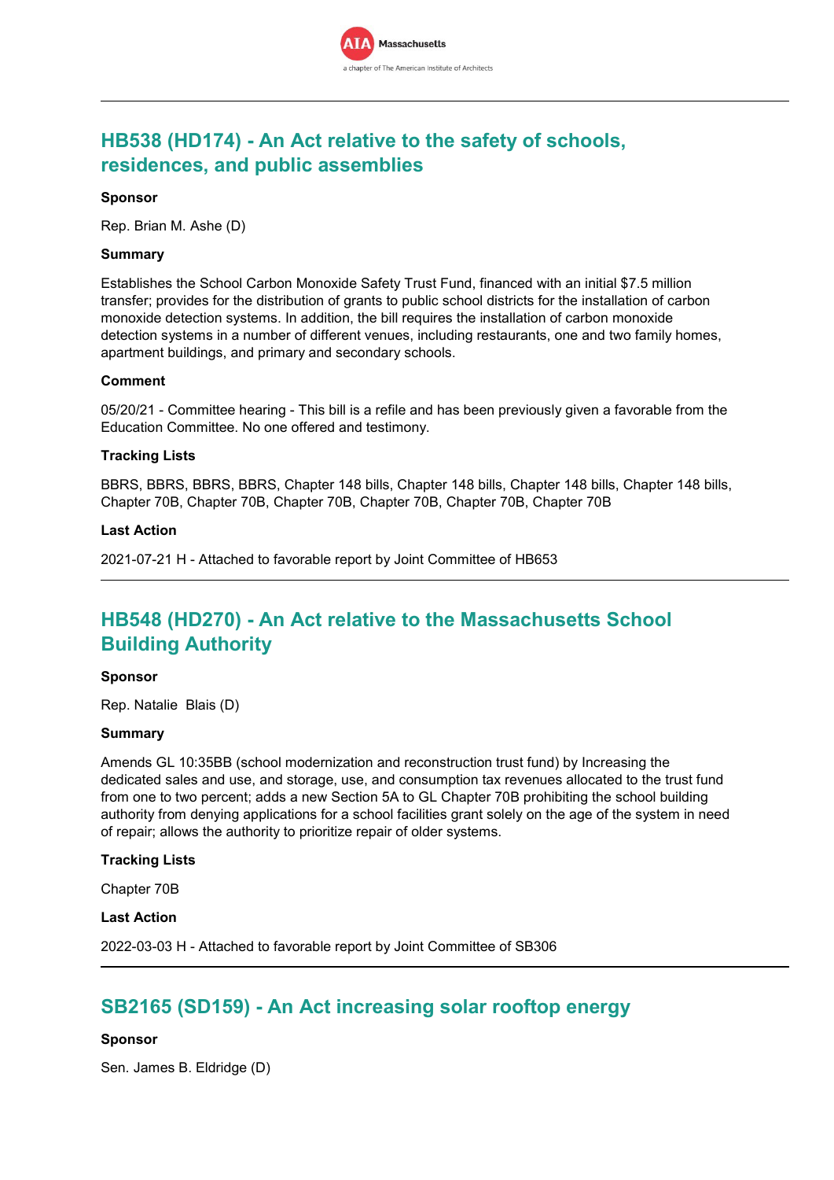## HB538 (HD174) - An Act relative to the safety of schools, residences, and public assemblies

**Sponsor**

Rep. Brian M. Ashe (D)

**Summary**

Establishes the School Carbon Monoxide Safety Trust Fund, financed with an initial $7.5 million transfer; provides for the distribution of grants to public school districts for the installation of carbon monoxide detection systems. In addition, the bill requires the installation of carbon monoxide detection systems in a number of different venues, including restaurants, one and two family homes, apartment buildings, and primary and secondary schools.

**Comment**

05/20/21 - Committee hearing - This bill is a refile and has been previously given a favorable from the Education Committee. No one offered and testimony.

**Tracking Lists**

BBRS, BBRS, BBRS, BBRS, Chapter 148 bills, Chapter 148 bills, Chapter 148 bills, Chapter 148 bills, Chapter 70B, Chapter 70B, Chapter 70B, Chapter 70B, Chapter 70B, Chapter 70B

**Last Action**

2021-07-21 H - Attached to favorable report by Joint Committee of HB653

---

## HB548 (HD270) - An Act relative to the Massachusetts School Building Authority

**Sponsor**

Rep. Natalie Blais (D)

**Summary**

Amends GL 10:35BB (school modernization and reconstruction trust fund) by Increasing the dedicated sales and use, and storage, use, and consumption tax revenues allocated to the trust fund from one to two percent; adds a new Section 5A to GL Chapter 70B prohibiting the school building authority from denying applications for a school facilities grant solely on the age of the system in need of repair; allows the authority to prioritize repair of older systems.

**Tracking Lists**

Chapter 70B

**Last Action**

2022-03-03 H - Attached to favorable report by Joint Committee of SB306

---

## SB2165 (SD159) - An Act increasing solar rooftop energy

**Sponsor**

Sen. James B. Eldridge (D)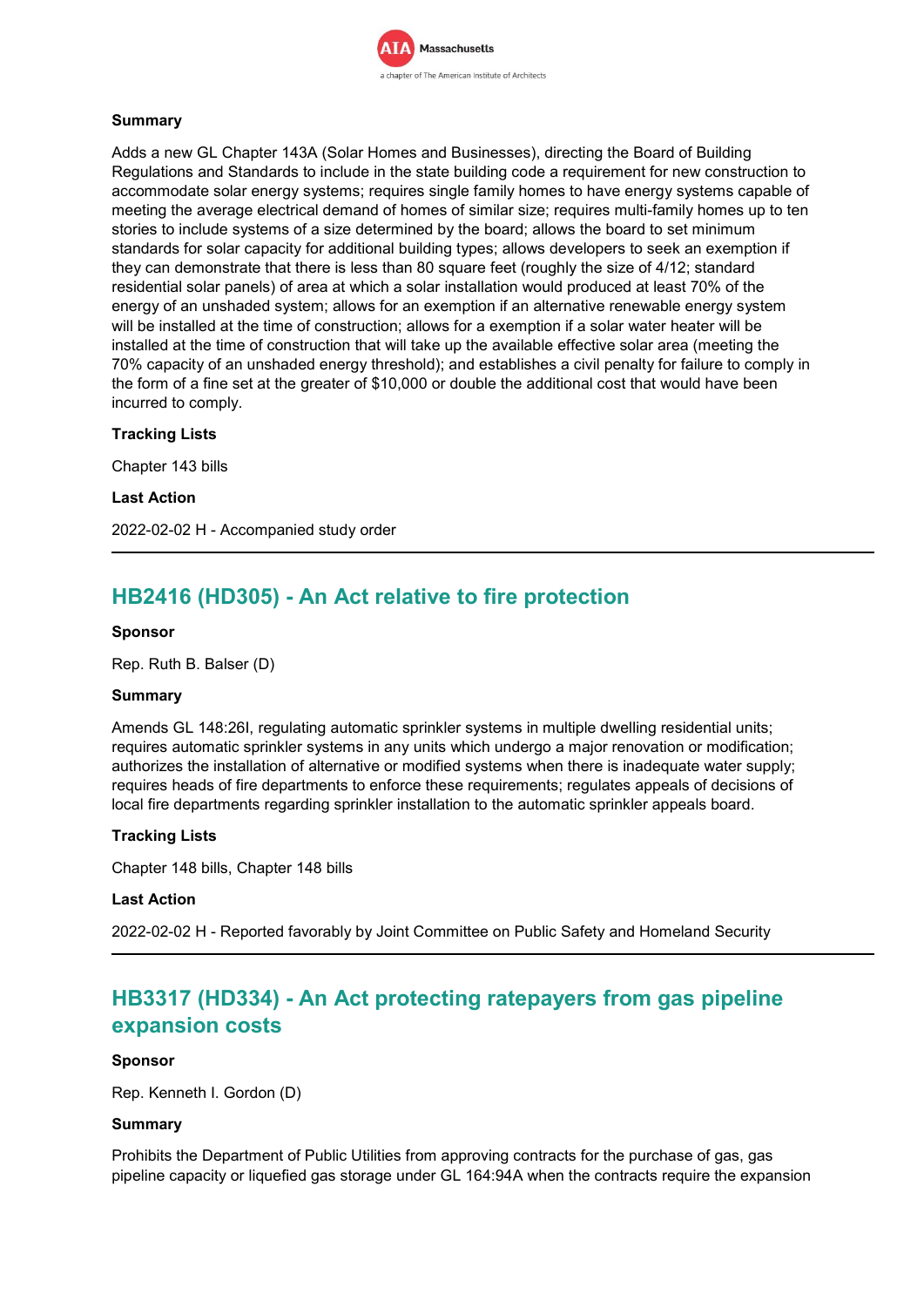#### Summary

Adds a new GL Chapter 143A (Solar Homes and Businesses), directing the Board of Building Regulations and Standards to include in the state building code a requirement for new construction to accommodate solar energy systems; requires single family homes to have energy systems capable of meeting the average electrical demand of homes of similar size; requires multi-family homes up to ten stories to include systems of a size determined by the board; allows the board to set minimum standards for solar capacity for additional building types; allows developers to seek an exemption if they can demonstrate that there is less than 80 square feet (roughly the size of 4/12; standard residential solar panels) of area at which a solar installation would produced at least 70% of the energy of an unshaded system; allows for an exemption if an alternative renewable energy system will be installed at the time of construction; allows for a exemption if a solar water heater will be installed at the time of construction that will take up the available effective solar area (meeting the 70% capacity of an unshaded energy threshold); and establishes a civil penalty for failure to comply in the form of a fine set at the greater of $10,000 or double the additional cost that would have been incurred to comply.

#### Tracking Lists

Chapter 143 bills

#### Last Action

2022-02-02 H - Accompanied study order

---

## HB2416 (HD305) - An Act relative to fire protection

#### Sponsor

Rep. Ruth B. Balser (D)

#### Summary

Amends GL 148:26I, regulating automatic sprinkler systems in multiple dwelling residential units; requires automatic sprinkler systems in any units which undergo a major renovation or modification; authorizes the installation of alternative or modified systems when there is inadequate water supply; requires heads of fire departments to enforce these requirements; regulates appeals of decisions of local fire departments regarding sprinkler installation to the automatic sprinkler appeals board.

#### Tracking Lists

Chapter 148 bills, Chapter 148 bills

#### Last Action

2022-02-02 H - Reported favorably by Joint Committee on Public Safety and Homeland Security

---

## HB3317 (HD334) - An Act protecting ratepayers from gas pipeline expansion costs

#### Sponsor

Rep. Kenneth I. Gordon (D)

#### Summary

Prohibits the Department of Public Utilities from approving contracts for the purchase of gas, gas pipeline capacity or liquefied gas storage under GL 164:94A when the contracts require the expansion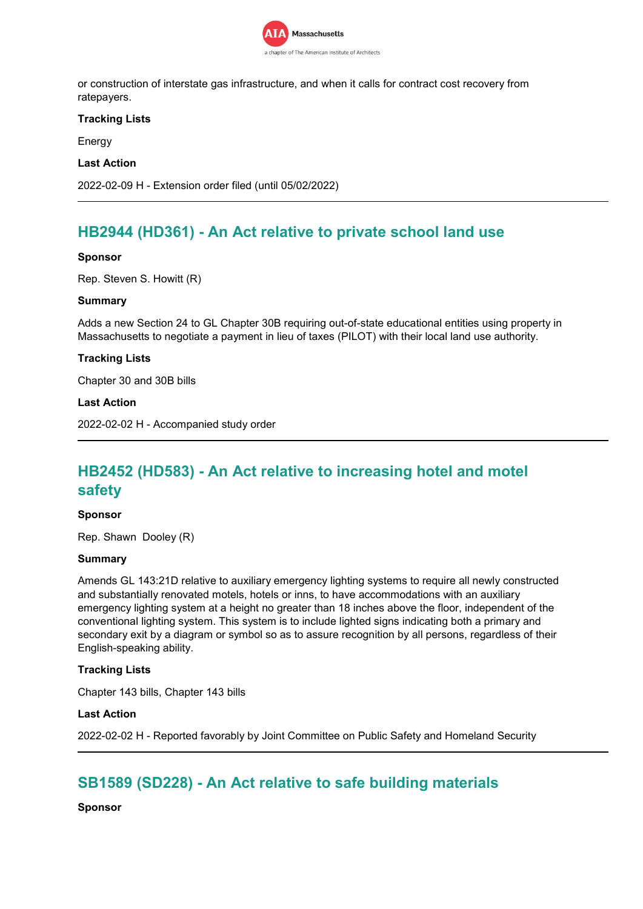or construction of interstate gas infrastructure, and when it calls for contract cost recovery from ratepayers.

**Tracking Lists**

Energy

**Last Action**

2022-02-09 H - Extension order filed (until 05/02/2022)

---

## HB2944 (HD361) - An Act relative to private school land use

**Sponsor**

Rep. Steven S. Howitt (R)

**Summary**

Adds a new Section 24 to GL Chapter 30B requiring out-of-state educational entities using property in Massachusetts to negotiate a payment in lieu of taxes (PILOT) with their local land use authority.

**Tracking Lists**

Chapter 30 and 30B bills

**Last Action**

2022-02-02 H - Accompanied study order

---

## HB2452 (HD583) - An Act relative to increasing hotel and motel safety

**Sponsor**

Rep. Shawn Dooley (R)

**Summary**

Amends GL 143:21D relative to auxiliary emergency lighting systems to require all newly constructed and substantially renovated motels, hotels or inns, to have accommodations with an auxiliary emergency lighting system at a height no greater than 18 inches above the floor, independent of the conventional lighting system. This system is to include lighted signs indicating both a primary and secondary exit by a diagram or symbol so as to assure recognition by all persons, regardless of their English-speaking ability.

**Tracking Lists**

Chapter 143 bills, Chapter 143 bills

**Last Action**

2022-02-02 H - Reported favorably by Joint Committee on Public Safety and Homeland Security

---

## SB1589 (SD228) - An Act relative to safe building materials

**Sponsor**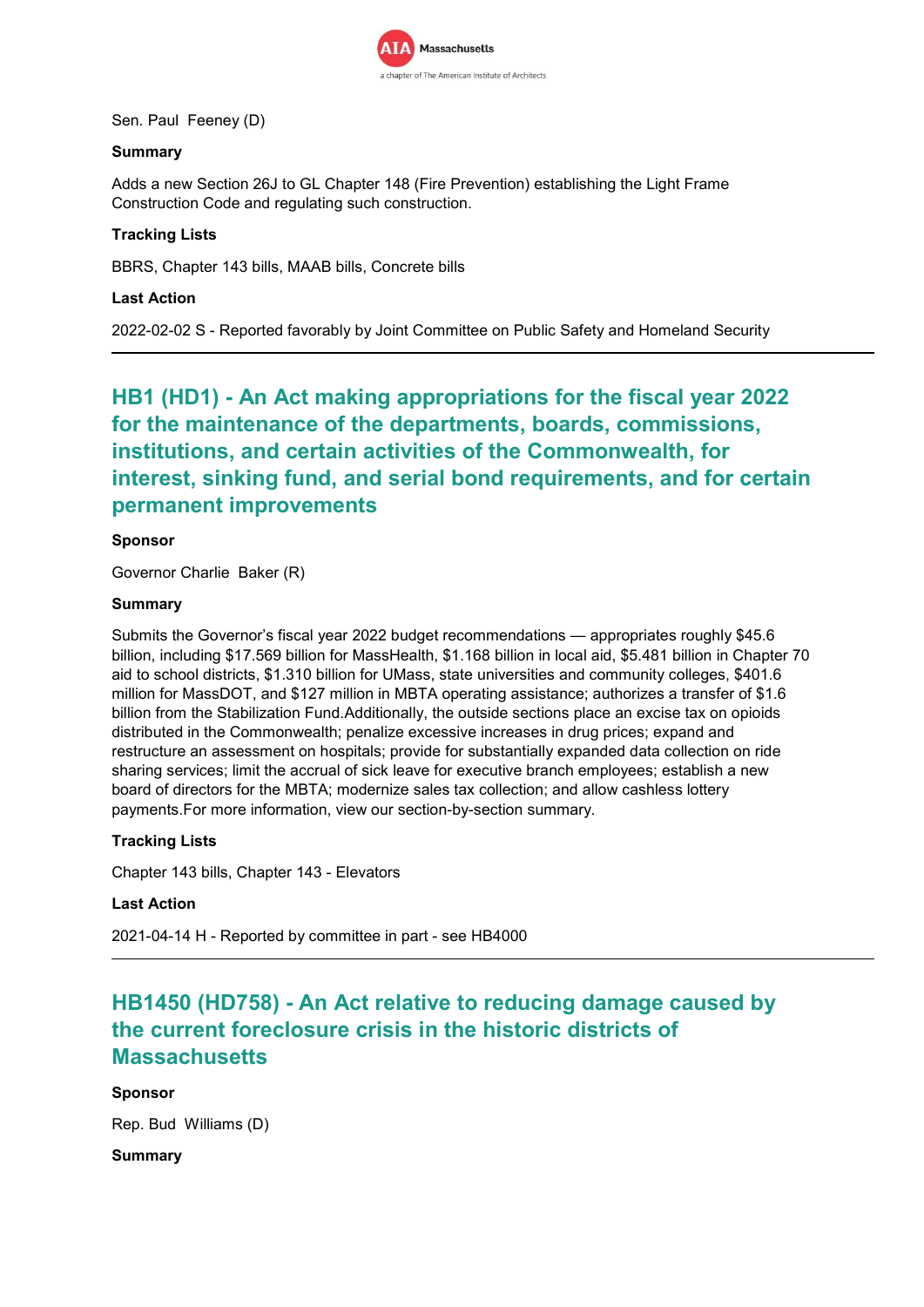Sen. Paul Feeney (D)

**Summary**

Adds a new Section 26J to GL Chapter 148 (Fire Prevention) establishing the Light Frame Construction Code and regulating such construction.

**Tracking Lists**

BBRS, Chapter 143 bills, MAAB bills, Concrete bills

**Last Action**

2022-02-02 S - Reported favorably by Joint Committee on Public Safety and Homeland Security

---

## HB1 (HD1) - An Act making appropriations for the fiscal year 2022 for the maintenance of the departments, boards, commissions, institutions, and certain activities of the Commonwealth, for interest, sinking fund, and serial bond requirements, and for certain permanent improvements

**Sponsor**

Governor Charlie Baker (R)

**Summary**

Submits the Governor's fiscal year 2022 budget recommendations — appropriates roughly $45.6 billion, including $17.569 billion for MassHealth, $1.168 billion in local aid, $5.481 billion in Chapter 70 aid to school districts, $1.310 billion for UMass, state universities and community colleges, $401.6 million for MassDOT, and $127 million in MBTA operating assistance; authorizes a transfer of $1.6 billion from the Stabilization Fund.Additionally, the outside sections place an excise tax on opioids distributed in the Commonwealth; penalize excessive increases in drug prices; expand and restructure an assessment on hospitals; provide for substantially expanded data collection on ride sharing services; limit the accrual of sick leave for executive branch employees; establish a new board of directors for the MBTA; modernize sales tax collection; and allow cashless lottery payments.For more information, view our section-by-section summary.

**Tracking Lists**

Chapter 143 bills, Chapter 143 - Elevators

**Last Action**

2021-04-14 H - Reported by committee in part - see HB4000

---

## HB1450 (HD758) - An Act relative to reducing damage caused by the current foreclosure crisis in the historic districts of Massachusetts

**Sponsor**

Rep. Bud Williams (D)

**Summary**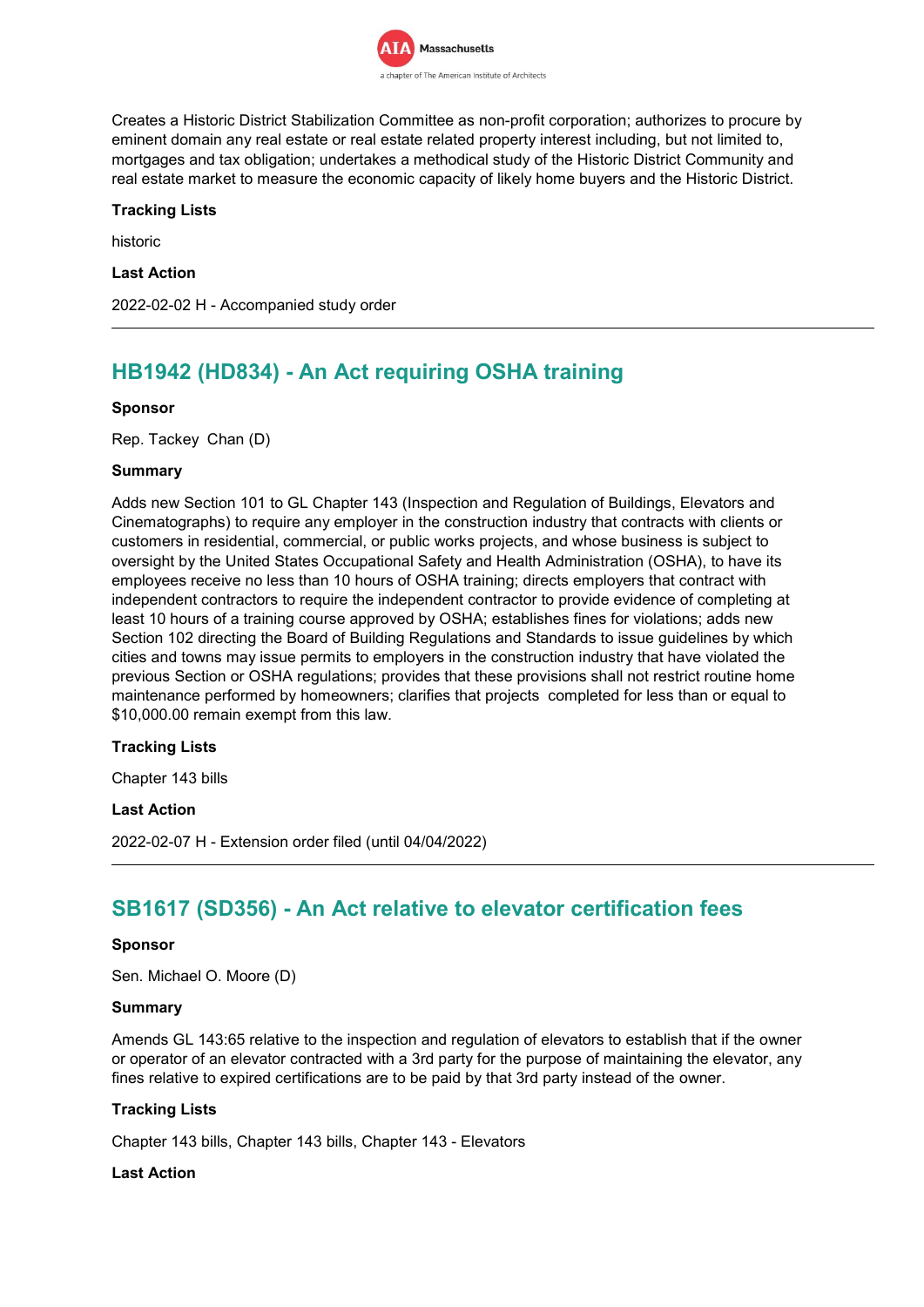Creates a Historic District Stabilization Committee as non-profit corporation; authorizes to procure by eminent domain any real estate or real estate related property interest including, but not limited to, mortgages and tax obligation; undertakes a methodical study of the Historic District Community and real estate market to measure the economic capacity of likely home buyers and the Historic District.

**Tracking Lists**

historic

**Last Action**

2022-02-02 H - Accompanied study order

---

## HB1942 (HD834) - An Act requiring OSHA training

**Sponsor**

Rep. Tackey Chan (D)

**Summary**

Adds new Section 101 to GL Chapter 143 (Inspection and Regulation of Buildings, Elevators and Cinematographs) to require any employer in the construction industry that contracts with clients or customers in residential, commercial, or public works projects, and whose business is subject to oversight by the United States Occupational Safety and Health Administration (OSHA), to have its employees receive no less than 10 hours of OSHA training; directs employers that contract with independent contractors to require the independent contractor to provide evidence of completing at least 10 hours of a training course approved by OSHA; establishes fines for violations; adds new Section 102 directing the Board of Building Regulations and Standards to issue guidelines by which cities and towns may issue permits to employers in the construction industry that have violated the previous Section or OSHA regulations; provides that these provisions shall not restrict routine home maintenance performed by homeowners; clarifies that projects completed for less than or equal to $10,000.00 remain exempt from this law.

**Tracking Lists**

Chapter 143 bills

**Last Action**

2022-02-07 H - Extension order filed (until 04/04/2022)

---

## SB1617 (SD356) - An Act relative to elevator certification fees

**Sponsor**

Sen. Michael O. Moore (D)

**Summary**

Amends GL 143:65 relative to the inspection and regulation of elevators to establish that if the owner or operator of an elevator contracted with a 3rd party for the purpose of maintaining the elevator, any fines relative to expired certifications are to be paid by that 3rd party instead of the owner.

**Tracking Lists**

Chapter 143 bills, Chapter 143 bills, Chapter 143 - Elevators

**Last Action**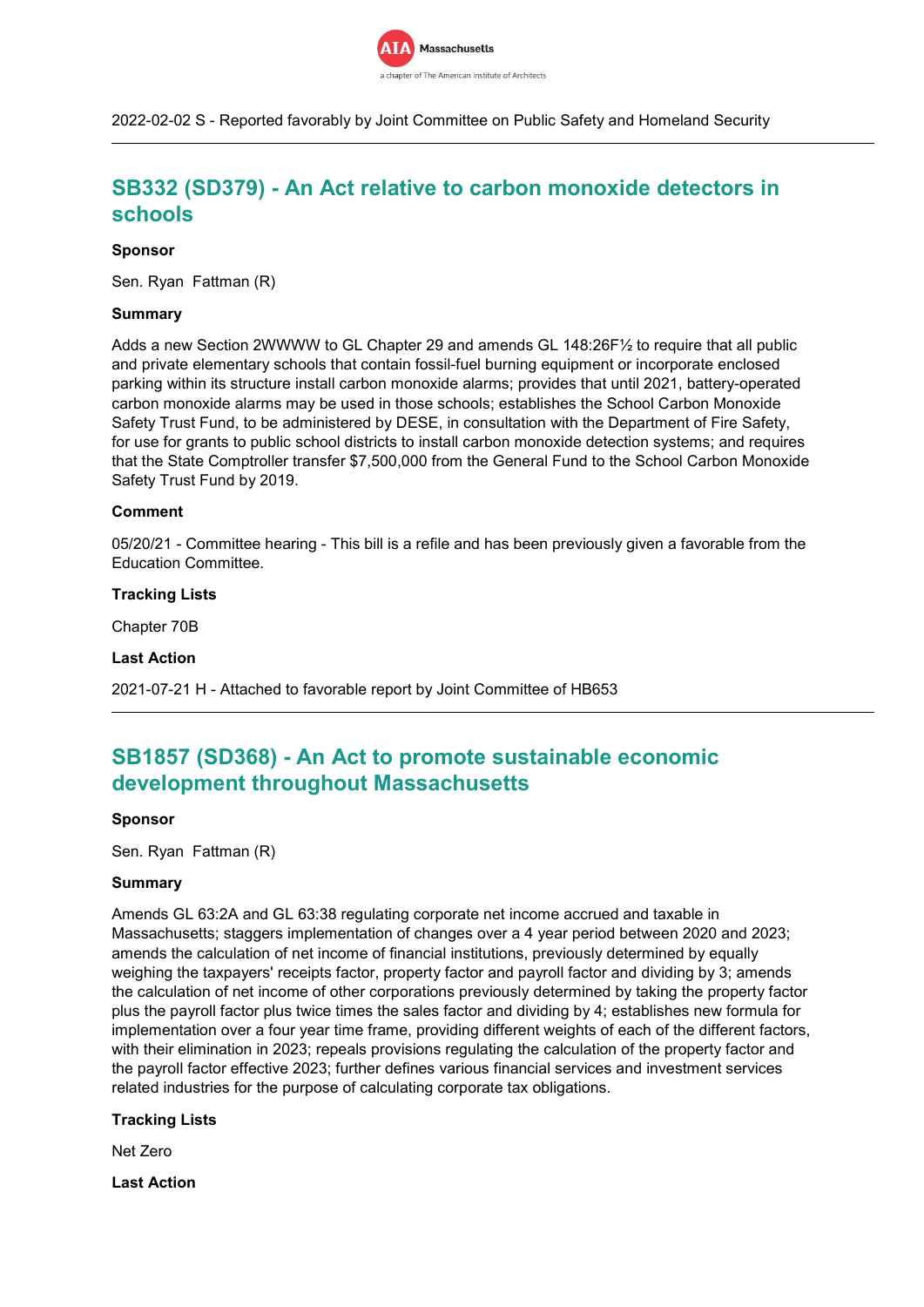2022-02-02 S - Reported favorably by Joint Committee on Public Safety and Homeland Security

---

## SB332 (SD379) - An Act relative to carbon monoxide detectors in schools

**Sponsor**

Sen. Ryan Fattman (R)

**Summary**

Adds a new Section 2WWWW to GL Chapter 29 and amends GL 148:26F½ to require that all public and private elementary schools that contain fossil-fuel burning equipment or incorporate enclosed parking within its structure install carbon monoxide alarms; provides that until 2021, battery-operated carbon monoxide alarms may be used in those schools; establishes the School Carbon Monoxide Safety Trust Fund, to be administered by DESE, in consultation with the Department of Fire Safety, for use for grants to public school districts to install carbon monoxide detection systems; and requires that the State Comptroller transfer $7,500,000 from the General Fund to the School Carbon Monoxide Safety Trust Fund by 2019.

**Comment**

05/20/21 - Committee hearing - This bill is a refile and has been previously given a favorable from the Education Committee.

**Tracking Lists**

Chapter 70B

**Last Action**

2021-07-21 H - Attached to favorable report by Joint Committee of HB653

---

## SB1857 (SD368) - An Act to promote sustainable economic development throughout Massachusetts

**Sponsor**

Sen. Ryan Fattman (R)

**Summary**

Amends GL 63:2A and GL 63:38 regulating corporate net income accrued and taxable in Massachusetts; staggers implementation of changes over a 4 year period between 2020 and 2023; amends the calculation of net income of financial institutions, previously determined by equally weighing the taxpayers' receipts factor, property factor and payroll factor and dividing by 3; amends the calculation of net income of other corporations previously determined by taking the property factor plus the payroll factor plus twice times the sales factor and dividing by 4; establishes new formula for implementation over a four year time frame, providing different weights of each of the different factors, with their elimination in 2023; repeals provisions regulating the calculation of the property factor and the payroll factor effective 2023; further defines various financial services and investment services related industries for the purpose of calculating corporate tax obligations.

**Tracking Lists**

Net Zero

**Last Action**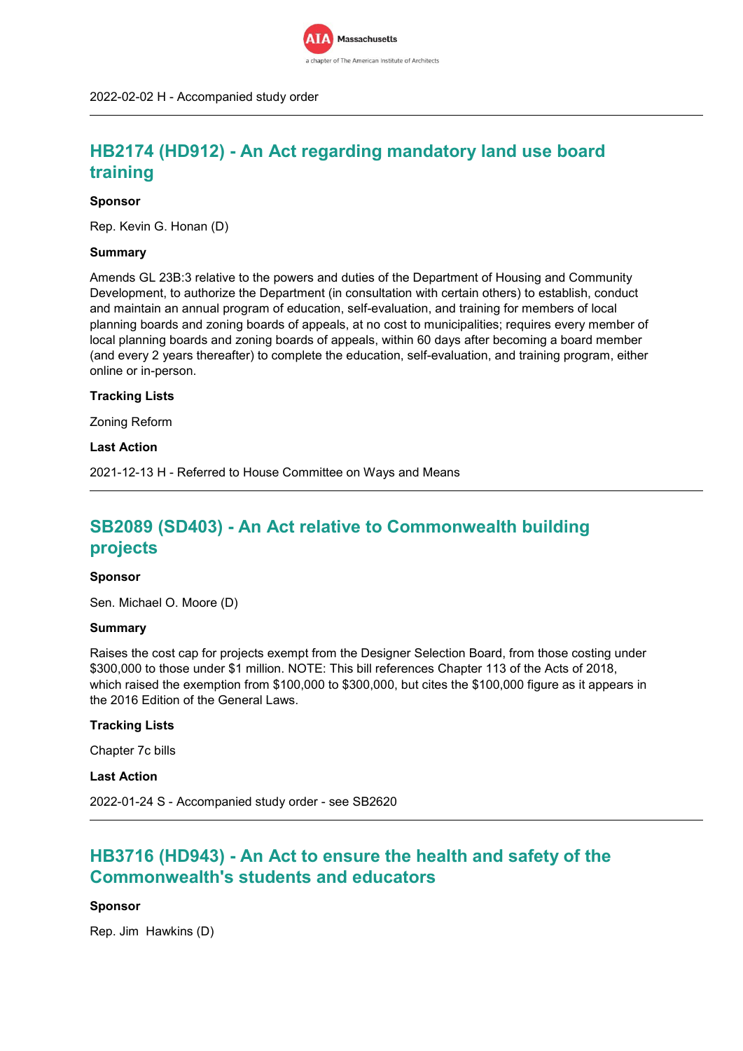2022-02-02 H - Accompanied study order

---

## HB2174 (HD912) - An Act regarding mandatory land use board training

**Sponsor**

Rep. Kevin G. Honan (D)

**Summary**

Amends GL 23B:3 relative to the powers and duties of the Department of Housing and Community Development, to authorize the Department (in consultation with certain others) to establish, conduct and maintain an annual program of education, self-evaluation, and training for members of local planning boards and zoning boards of appeals, at no cost to municipalities; requires every member of local planning boards and zoning boards of appeals, within 60 days after becoming a board member (and every 2 years thereafter) to complete the education, self-evaluation, and training program, either online or in-person.

**Tracking Lists**

Zoning Reform

**Last Action**

2021-12-13 H - Referred to House Committee on Ways and Means

---

## SB2089 (SD403) - An Act relative to Commonwealth building projects

**Sponsor**

Sen. Michael O. Moore (D)

**Summary**

Raises the cost cap for projects exempt from the Designer Selection Board, from those costing under $300,000 to those under $1 million. NOTE: This bill references Chapter 113 of the Acts of 2018, which raised the exemption from $100,000 to $300,000, but cites the $100,000 figure as it appears in the 2016 Edition of the General Laws.

**Tracking Lists**

Chapter 7c bills

**Last Action**

2022-01-24 S - Accompanied study order - see SB2620

---

## HB3716 (HD943) - An Act to ensure the health and safety of the Commonwealth's students and educators

**Sponsor**

Rep. Jim Hawkins (D)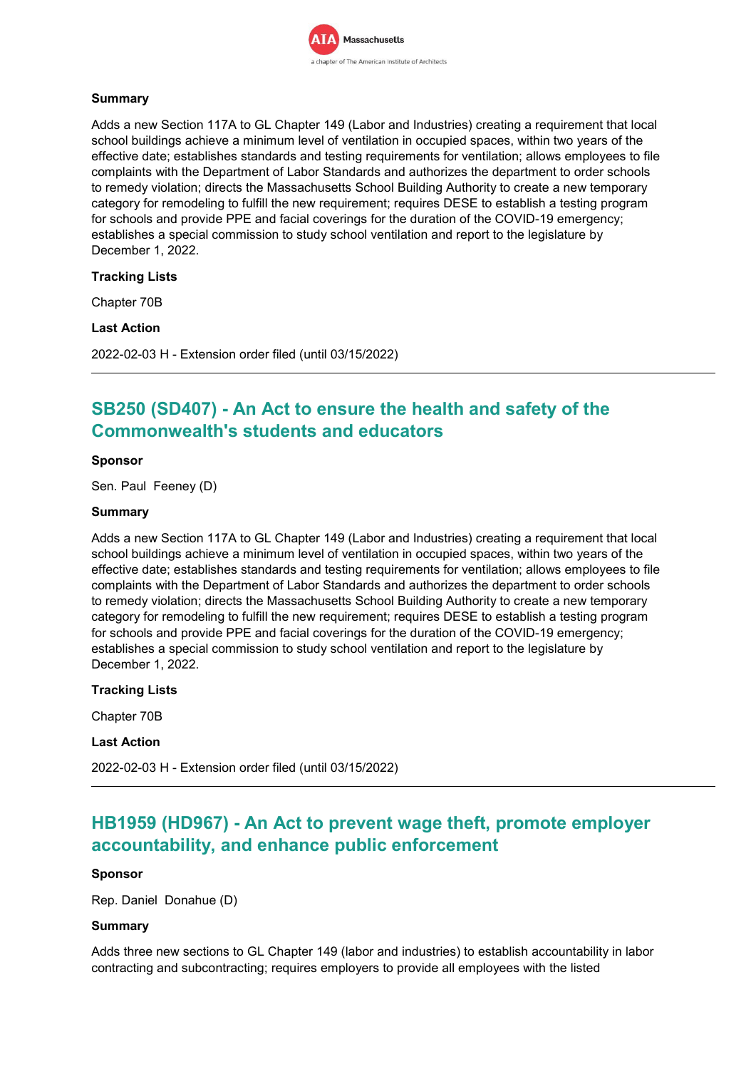#### Summary

Adds a new Section 117A to GL Chapter 149 (Labor and Industries) creating a requirement that local school buildings achieve a minimum level of ventilation in occupied spaces, within two years of the effective date; establishes standards and testing requirements for ventilation; allows employees to file complaints with the Department of Labor Standards and authorizes the department to order schools to remedy violation; directs the Massachusetts School Building Authority to create a new temporary category for remodeling to fulfill the new requirement; requires DESE to establish a testing program for schools and provide PPE and facial coverings for the duration of the COVID-19 emergency; establishes a special commission to study school ventilation and report to the legislature by December 1, 2022.

#### Tracking Lists

Chapter 70B

#### Last Action

2022-02-03 H - Extension order filed (until 03/15/2022)

---

## SB250 (SD407) - An Act to ensure the health and safety of the Commonwealth's students and educators

#### Sponsor

Sen. Paul Feeney (D)

#### Summary

Adds a new Section 117A to GL Chapter 149 (Labor and Industries) creating a requirement that local school buildings achieve a minimum level of ventilation in occupied spaces, within two years of the effective date; establishes standards and testing requirements for ventilation; allows employees to file complaints with the Department of Labor Standards and authorizes the department to order schools to remedy violation; directs the Massachusetts School Building Authority to create a new temporary category for remodeling to fulfill the new requirement; requires DESE to establish a testing program for schools and provide PPE and facial coverings for the duration of the COVID-19 emergency; establishes a special commission to study school ventilation and report to the legislature by December 1, 2022.

#### Tracking Lists

Chapter 70B

#### Last Action

2022-02-03 H - Extension order filed (until 03/15/2022)

---

## HB1959 (HD967) - An Act to prevent wage theft, promote employer accountability, and enhance public enforcement

#### Sponsor

Rep. Daniel Donahue (D)

#### Summary

Adds three new sections to GL Chapter 149 (labor and industries) to establish accountability in labor contracting and subcontracting; requires employers to provide all employees with the listed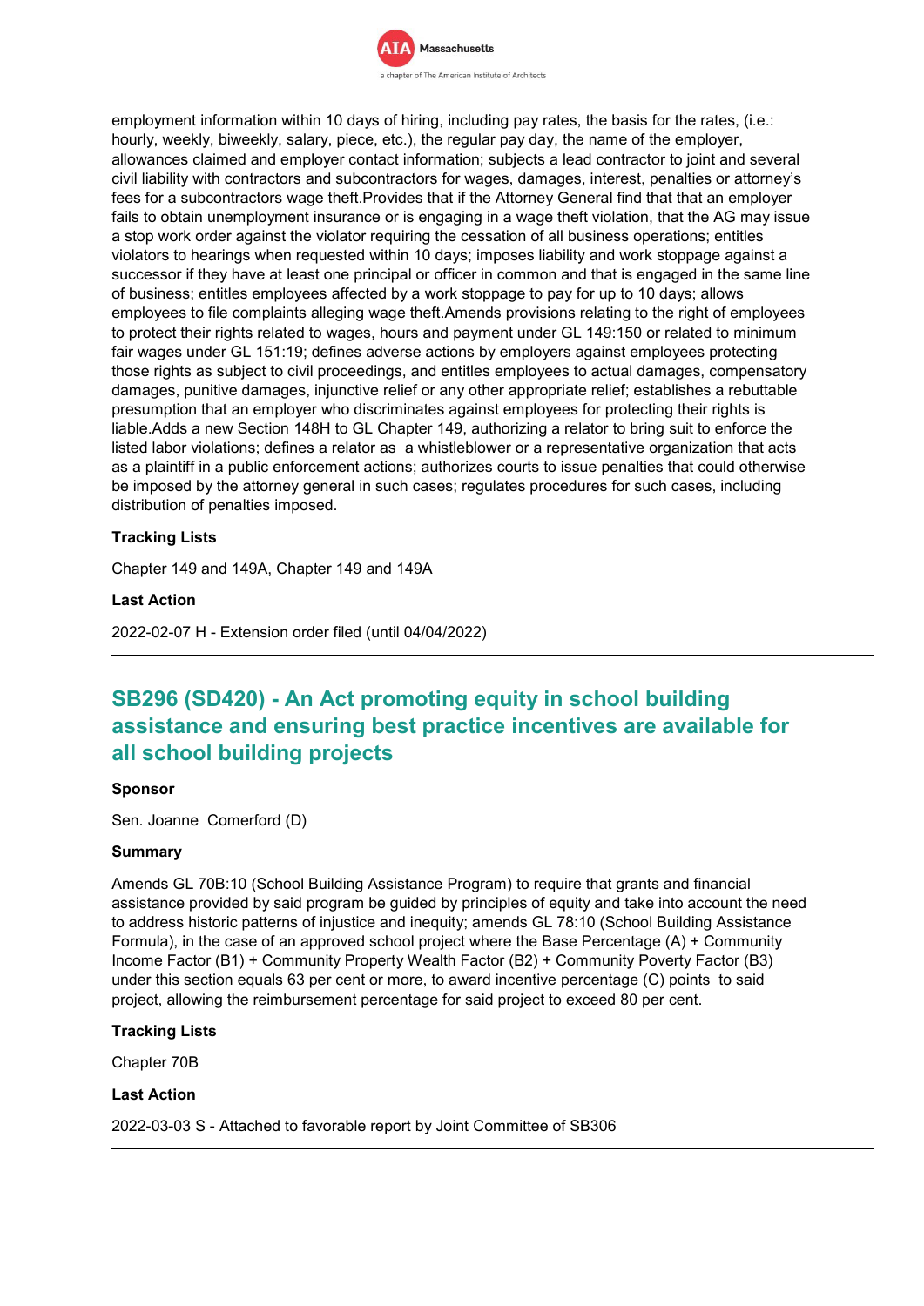employment information within 10 days of hiring, including pay rates, the basis for the rates, (i.e.: hourly, weekly, biweekly, salary, piece, etc.), the regular pay day, the name of the employer, allowances claimed and employer contact information; subjects a lead contractor to joint and several civil liability with contractors and subcontractors for wages, damages, interest, penalties or attorney's fees for a subcontractors wage theft.Provides that if the Attorney General find that that an employer fails to obtain unemployment insurance or is engaging in a wage theft violation, that the AG may issue a stop work order against the violator requiring the cessation of all business operations; entitles violators to hearings when requested within 10 days; imposes liability and work stoppage against a successor if they have at least one principal or officer in common and that is engaged in the same line of business; entitles employees affected by a work stoppage to pay for up to 10 days; allows employees to file complaints alleging wage theft.Amends provisions relating to the right of employees to protect their rights related to wages, hours and payment under GL 149:150 or related to minimum fair wages under GL 151:19; defines adverse actions by employers against employees protecting those rights as subject to civil proceedings, and entitles employees to actual damages, compensatory damages, punitive damages, injunctive relief or any other appropriate relief; establishes a rebuttable presumption that an employer who discriminates against employees for protecting their rights is liable.Adds a new Section 148H to GL Chapter 149, authorizing a relator to bring suit to enforce the listed labor violations; defines a relator as a whistleblower or a representative organization that acts as a plaintiff in a public enforcement actions; authorizes courts to issue penalties that could otherwise be imposed by the attorney general in such cases; regulates procedures for such cases, including distribution of penalties imposed.

**Tracking Lists**

Chapter 149 and 149A, Chapter 149 and 149A

**Last Action**

2022-02-07 H - Extension order filed (until 04/04/2022)

---

## SB296 (SD420) - An Act promoting equity in school building assistance and ensuring best practice incentives are available for all school building projects

**Sponsor**

Sen. Joanne Comerford (D)

**Summary**

Amends GL 70B:10 (School Building Assistance Program) to require that grants and financial assistance provided by said program be guided by principles of equity and take into account the need to address historic patterns of injustice and inequity; amends GL 78:10 (School Building Assistance Formula), in the case of an approved school project where the Base Percentage (A) + Community Income Factor (B1) + Community Property Wealth Factor (B2) + Community Poverty Factor (B3) under this section equals 63 per cent or more, to award incentive percentage (C) points to said project, allowing the reimbursement percentage for said project to exceed 80 per cent.

**Tracking Lists**

Chapter 70B

**Last Action**

2022-03-03 S - Attached to favorable report by Joint Committee of SB306

---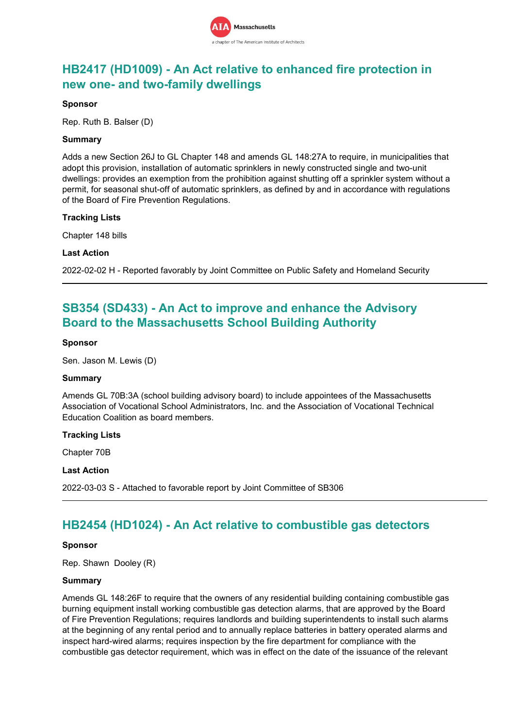## HB2417 (HD1009) - An Act relative to enhanced fire protection in new one- and two-family dwellings

**Sponsor**

Rep. Ruth B. Balser (D)

**Summary**

Adds a new Section 26J to GL Chapter 148 and amends GL 148:27A to require, in municipalities that adopt this provision, installation of automatic sprinklers in newly constructed single and two-unit dwellings: provides an exemption from the prohibition against shutting off a sprinkler system without a permit, for seasonal shut-off of automatic sprinklers, as defined by and in accordance with regulations of the Board of Fire Prevention Regulations.

**Tracking Lists**

Chapter 148 bills

**Last Action**

2022-02-02 H - Reported favorably by Joint Committee on Public Safety and Homeland Security

---

## SB354 (SD433) - An Act to improve and enhance the Advisory Board to the Massachusetts School Building Authority

**Sponsor**

Sen. Jason M. Lewis (D)

**Summary**

Amends GL 70B:3A (school building advisory board) to include appointees of the Massachusetts Association of Vocational School Administrators, Inc. and the Association of Vocational Technical Education Coalition as board members.

**Tracking Lists**

Chapter 70B

**Last Action**

2022-03-03 S - Attached to favorable report by Joint Committee of SB306

---

## HB2454 (HD1024) - An Act relative to combustible gas detectors

**Sponsor**

Rep. Shawn Dooley (R)

**Summary**

Amends GL 148:26F to require that the owners of any residential building containing combustible gas burning equipment install working combustible gas detection alarms, that are approved by the Board of Fire Prevention Regulations; requires landlords and building superintendents to install such alarms at the beginning of any rental period and to annually replace batteries in battery operated alarms and inspect hard-wired alarms; requires inspection by the fire department for compliance with the combustible gas detector requirement, which was in effect on the date of the issuance of the relevant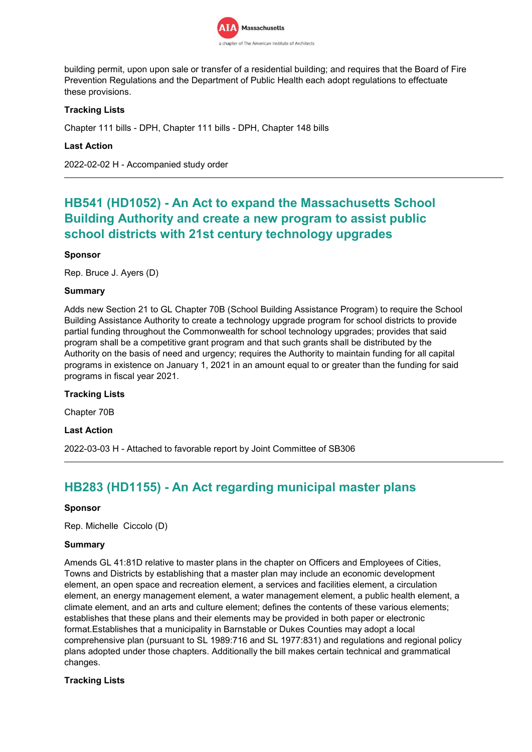building permit, upon upon sale or transfer of a residential building; and requires that the Board of Fire Prevention Regulations and the Department of Public Health each adopt regulations to effectuate these provisions.

**Tracking Lists**

Chapter 111 bills - DPH, Chapter 111 bills - DPH, Chapter 148 bills

**Last Action**

2022-02-02 H - Accompanied study order

---

## HB541 (HD1052) - An Act to expand the Massachusetts School Building Authority and create a new program to assist public school districts with 21st century technology upgrades

**Sponsor**

Rep. Bruce J. Ayers (D)

**Summary**

Adds new Section 21 to GL Chapter 70B (School Building Assistance Program) to require the School Building Assistance Authority to create a technology upgrade program for school districts to provide partial funding throughout the Commonwealth for school technology upgrades; provides that said program shall be a competitive grant program and that such grants shall be distributed by the Authority on the basis of need and urgency; requires the Authority to maintain funding for all capital programs in existence on January 1, 2021 in an amount equal to or greater than the funding for said programs in fiscal year 2021.

**Tracking Lists**

Chapter 70B

**Last Action**

2022-03-03 H - Attached to favorable report by Joint Committee of SB306

---

## HB283 (HD1155) - An Act regarding municipal master plans

**Sponsor**

Rep. Michelle Ciccolo (D)

**Summary**

Amends GL 41:81D relative to master plans in the chapter on Officers and Employees of Cities, Towns and Districts by establishing that a master plan may include an economic development element, an open space and recreation element, a services and facilities element, a circulation element, an energy management element, a water management element, a public health element, a climate element, and an arts and culture element; defines the contents of these various elements; establishes that these plans and their elements may be provided in both paper or electronic format.Establishes that a municipality in Barnstable or Dukes Counties may adopt a local comprehensive plan (pursuant to SL 1989:716 and SL 1977:831) and regulations and regional policy plans adopted under those chapters. Additionally the bill makes certain technical and grammatical changes.

**Tracking Lists**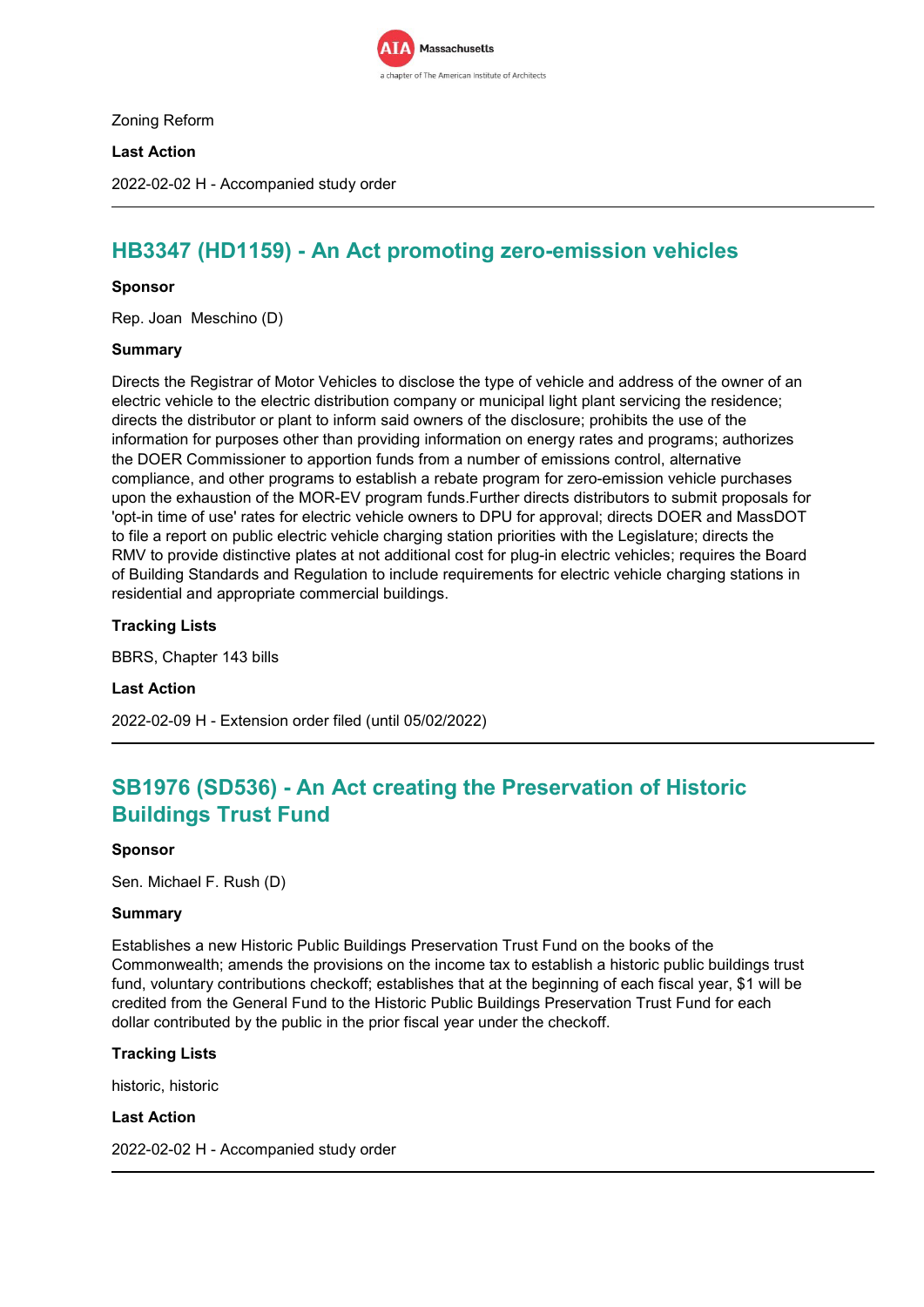Zoning Reform

**Last Action**

2022-02-02 H - Accompanied study order

---

## HB3347 (HD1159) - An Act promoting zero-emission vehicles

**Sponsor**

Rep. Joan Meschino (D)

**Summary**

Directs the Registrar of Motor Vehicles to disclose the type of vehicle and address of the owner of an electric vehicle to the electric distribution company or municipal light plant servicing the residence; directs the distributor or plant to inform said owners of the disclosure; prohibits the use of the information for purposes other than providing information on energy rates and programs; authorizes the DOER Commissioner to apportion funds from a number of emissions control, alternative compliance, and other programs to establish a rebate program for zero-emission vehicle purchases upon the exhaustion of the MOR-EV program funds.Further directs distributors to submit proposals for 'opt-in time of use' rates for electric vehicle owners to DPU for approval; directs DOER and MassDOT to file a report on public electric vehicle charging station priorities with the Legislature; directs the RMV to provide distinctive plates at not additional cost for plug-in electric vehicles; requires the Board of Building Standards and Regulation to include requirements for electric vehicle charging stations in residential and appropriate commercial buildings.

**Tracking Lists**

BBRS, Chapter 143 bills

**Last Action**

2022-02-09 H - Extension order filed (until 05/02/2022)

---

## SB1976 (SD536) - An Act creating the Preservation of Historic Buildings Trust Fund

**Sponsor**

Sen. Michael F. Rush (D)

**Summary**

Establishes a new Historic Public Buildings Preservation Trust Fund on the books of the Commonwealth; amends the provisions on the income tax to establish a historic public buildings trust fund, voluntary contributions checkoff; establishes that at the beginning of each fiscal year, $1 will be credited from the General Fund to the Historic Public Buildings Preservation Trust Fund for each dollar contributed by the public in the prior fiscal year under the checkoff.

**Tracking Lists**

historic, historic

**Last Action**

2022-02-02 H - Accompanied study order

---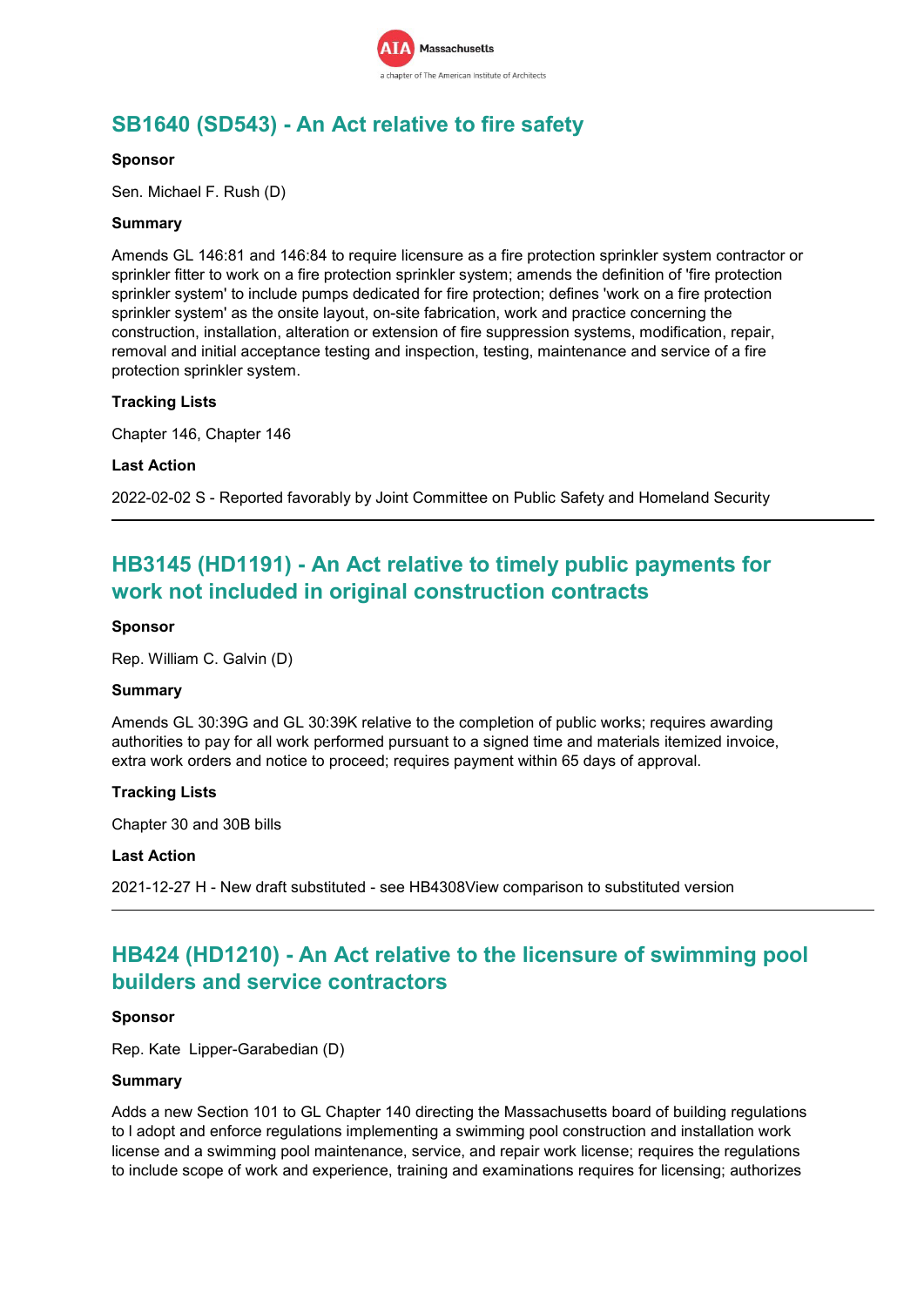## SB1640 (SD543) - An Act relative to fire safety

**Sponsor**

Sen. Michael F. Rush (D)

**Summary**

Amends GL 146:81 and 146:84 to require licensure as a fire protection sprinkler system contractor or sprinkler fitter to work on a fire protection sprinkler system; amends the definition of 'fire protection sprinkler system' to include pumps dedicated for fire protection; defines 'work on a fire protection sprinkler system' as the onsite layout, on-site fabrication, work and practice concerning the construction, installation, alteration or extension of fire suppression systems, modification, repair, removal and initial acceptance testing and inspection, testing, maintenance and service of a fire protection sprinkler system.

**Tracking Lists**

Chapter 146, Chapter 146

**Last Action**

2022-02-02 S - Reported favorably by Joint Committee on Public Safety and Homeland Security

---

## HB3145 (HD1191) - An Act relative to timely public payments for work not included in original construction contracts

**Sponsor**

Rep. William C. Galvin (D)

**Summary**

Amends GL 30:39G and GL 30:39K relative to the completion of public works; requires awarding authorities to pay for all work performed pursuant to a signed time and materials itemized invoice, extra work orders and notice to proceed; requires payment within 65 days of approval.

**Tracking Lists**

Chapter 30 and 30B bills

**Last Action**

2021-12-27 H - New draft substituted - see HB4308View comparison to substituted version

---

## HB424 (HD1210) - An Act relative to the licensure of swimming pool builders and service contractors

**Sponsor**

Rep. Kate Lipper-Garabedian (D)

**Summary**

Adds a new Section 101 to GL Chapter 140 directing the Massachusetts board of building regulations to l adopt and enforce regulations implementing a swimming pool construction and installation work license and a swimming pool maintenance, service, and repair work license; requires the regulations to include scope of work and experience, training and examinations requires for licensing; authorizes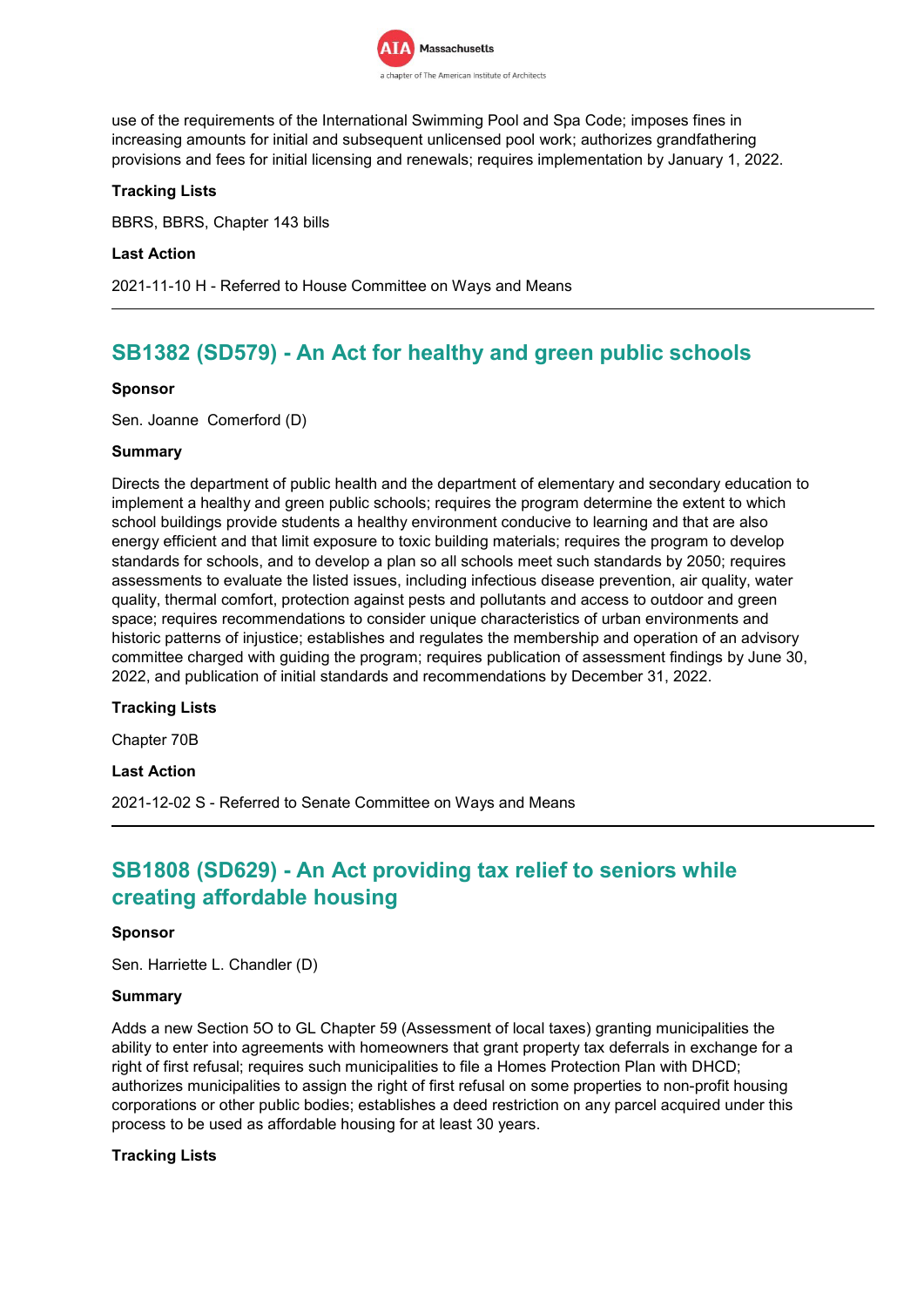use of the requirements of the International Swimming Pool and Spa Code; imposes fines in increasing amounts for initial and subsequent unlicensed pool work; authorizes grandfathering provisions and fees for initial licensing and renewals; requires implementation by January 1, 2022.

**Tracking Lists**

BBRS, BBRS, Chapter 143 bills

**Last Action**

2021-11-10 H - Referred to House Committee on Ways and Means

---

## SB1382 (SD579) - An Act for healthy and green public schools

**Sponsor**

Sen. Joanne Comerford (D)

**Summary**

Directs the department of public health and the department of elementary and secondary education to implement a healthy and green public schools; requires the program determine the extent to which school buildings provide students a healthy environment conducive to learning and that are also energy efficient and that limit exposure to toxic building materials; requires the program to develop standards for schools, and to develop a plan so all schools meet such standards by 2050; requires assessments to evaluate the listed issues, including infectious disease prevention, air quality, water quality, thermal comfort, protection against pests and pollutants and access to outdoor and green space; requires recommendations to consider unique characteristics of urban environments and historic patterns of injustice; establishes and regulates the membership and operation of an advisory committee charged with guiding the program; requires publication of assessment findings by June 30, 2022, and publication of initial standards and recommendations by December 31, 2022.

**Tracking Lists**

Chapter 70B

**Last Action**

2021-12-02 S - Referred to Senate Committee on Ways and Means

---

## SB1808 (SD629) - An Act providing tax relief to seniors while creating affordable housing

**Sponsor**

Sen. Harriette L. Chandler (D)

**Summary**

Adds a new Section 5O to GL Chapter 59 (Assessment of local taxes) granting municipalities the ability to enter into agreements with homeowners that grant property tax deferrals in exchange for a right of first refusal; requires such municipalities to file a Homes Protection Plan with DHCD; authorizes municipalities to assign the right of first refusal on some properties to non-profit housing corporations or other public bodies; establishes a deed restriction on any parcel acquired under this process to be used as affordable housing for at least 30 years.

**Tracking Lists**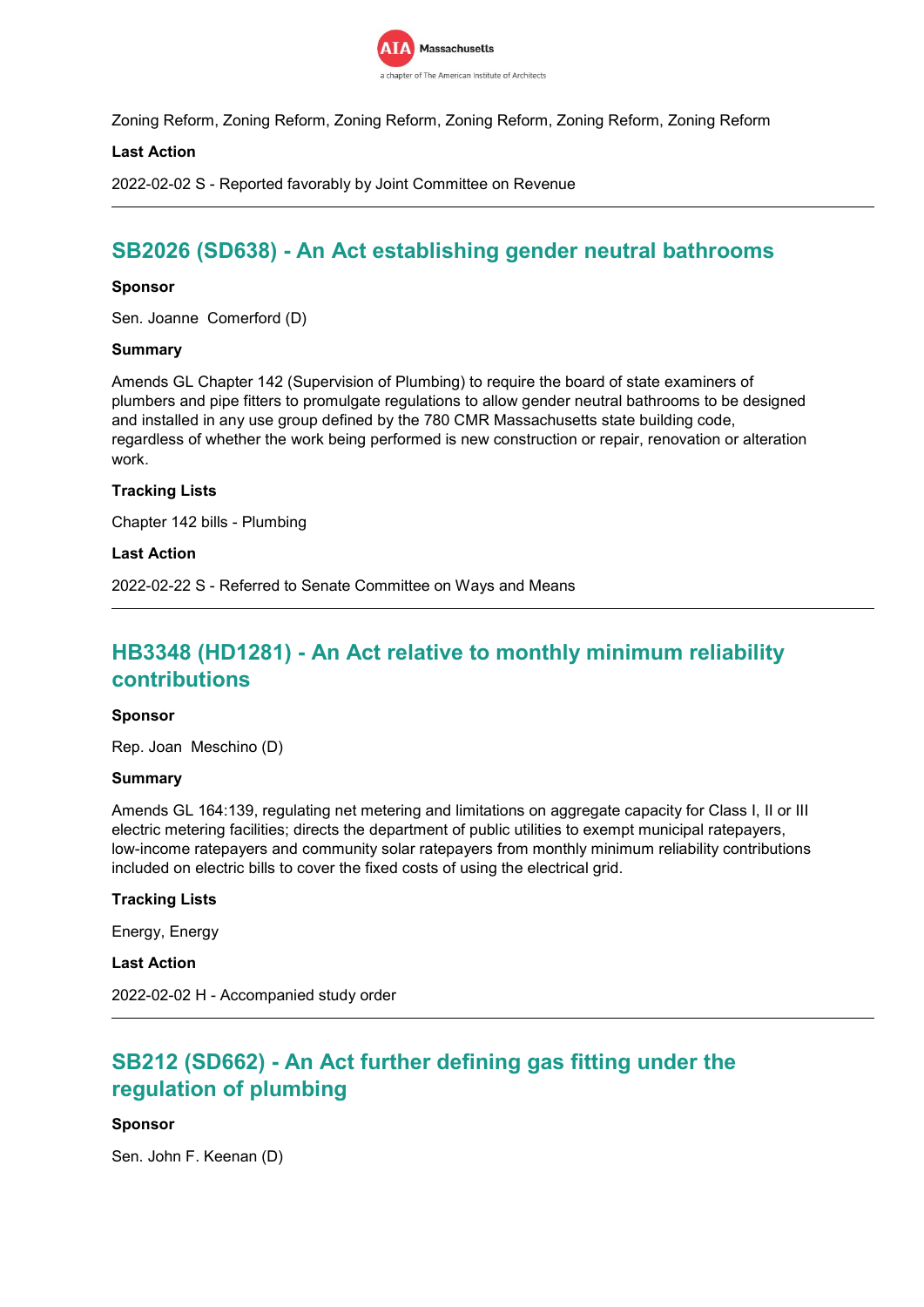Zoning Reform, Zoning Reform, Zoning Reform, Zoning Reform, Zoning Reform, Zoning Reform

**Last Action**

2022-02-02 S - Reported favorably by Joint Committee on Revenue

---

## SB2026 (SD638) - An Act establishing gender neutral bathrooms

**Sponsor**

Sen. Joanne Comerford (D)

**Summary**

Amends GL Chapter 142 (Supervision of Plumbing) to require the board of state examiners of plumbers and pipe fitters to promulgate regulations to allow gender neutral bathrooms to be designed and installed in any use group defined by the 780 CMR Massachusetts state building code, regardless of whether the work being performed is new construction or repair, renovation or alteration work.

**Tracking Lists**

Chapter 142 bills - Plumbing

**Last Action**

2022-02-22 S - Referred to Senate Committee on Ways and Means

---

## HB3348 (HD1281) - An Act relative to monthly minimum reliability contributions

**Sponsor**

Rep. Joan Meschino (D)

**Summary**

Amends GL 164:139, regulating net metering and limitations on aggregate capacity for Class I, II or III electric metering facilities; directs the department of public utilities to exempt municipal ratepayers, low-income ratepayers and community solar ratepayers from monthly minimum reliability contributions included on electric bills to cover the fixed costs of using the electrical grid.

**Tracking Lists**

Energy, Energy

**Last Action**

2022-02-02 H - Accompanied study order

---

## SB212 (SD662) - An Act further defining gas fitting under the regulation of plumbing

**Sponsor**

Sen. John F. Keenan (D)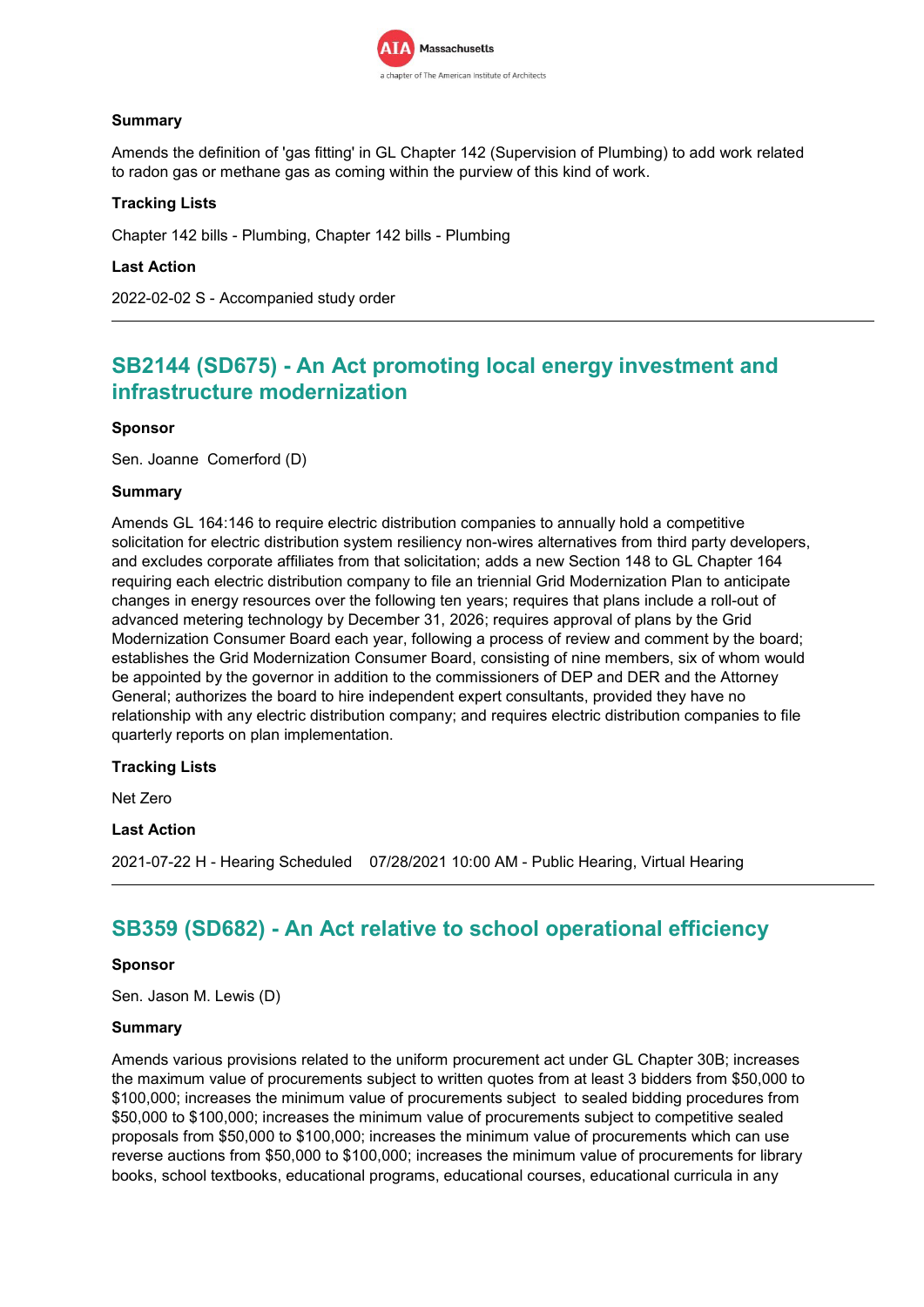**Summary**

Amends the definition of 'gas fitting' in GL Chapter 142 (Supervision of Plumbing) to add work related to radon gas or methane gas as coming within the purview of this kind of work.

**Tracking Lists**

Chapter 142 bills - Plumbing, Chapter 142 bills - Plumbing

**Last Action**

2022-02-02 S - Accompanied study order

---

## SB2144 (SD675) - An Act promoting local energy investment and infrastructure modernization

**Sponsor**

Sen. Joanne Comerford (D)

**Summary**

Amends GL 164:146 to require electric distribution companies to annually hold a competitive solicitation for electric distribution system resiliency non-wires alternatives from third party developers, and excludes corporate affiliates from that solicitation; adds a new Section 148 to GL Chapter 164 requiring each electric distribution company to file an triennial Grid Modernization Plan to anticipate changes in energy resources over the following ten years; requires that plans include a roll-out of advanced metering technology by December 31, 2026; requires approval of plans by the Grid Modernization Consumer Board each year, following a process of review and comment by the board; establishes the Grid Modernization Consumer Board, consisting of nine members, six of whom would be appointed by the governor in addition to the commissioners of DEP and DER and the Attorney General; authorizes the board to hire independent expert consultants, provided they have no relationship with any electric distribution company; and requires electric distribution companies to file quarterly reports on plan implementation.

**Tracking Lists**

Net Zero

**Last Action**

2021-07-22 H - Hearing Scheduled 07/28/2021 10:00 AM - Public Hearing, Virtual Hearing

---

## SB359 (SD682) - An Act relative to school operational efficiency

**Sponsor**

Sen. Jason M. Lewis (D)

**Summary**

Amends various provisions related to the uniform procurement act under GL Chapter 30B; increases the maximum value of procurements subject to written quotes from at least 3 bidders from $50,000 to $100,000; increases the minimum value of procurements subject to sealed bidding procedures from $50,000 to $100,000; increases the minimum value of procurements subject to competitive sealed proposals from $50,000 to $100,000; increases the minimum value of procurements which can use reverse auctions from $50,000 to $100,000; increases the minimum value of procurements for library books, school textbooks, educational programs, educational courses, educational curricula in any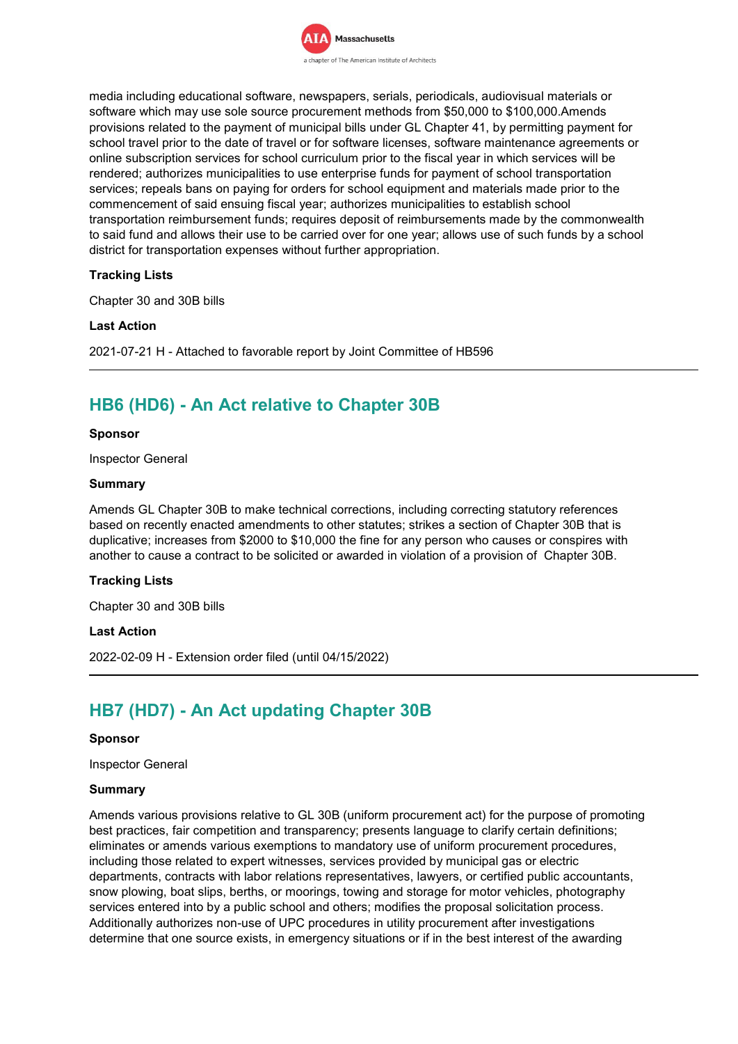media including educational software, newspapers, serials, periodicals, audiovisual materials or software which may use sole source procurement methods from $50,000 to $100,000.Amends provisions related to the payment of municipal bills under GL Chapter 41, by permitting payment for school travel prior to the date of travel or for software licenses, software maintenance agreements or online subscription services for school curriculum prior to the fiscal year in which services will be rendered; authorizes municipalities to use enterprise funds for payment of school transportation services; repeals bans on paying for orders for school equipment and materials made prior to the commencement of said ensuing fiscal year; authorizes municipalities to establish school transportation reimbursement funds; requires deposit of reimbursements made by the commonwealth to said fund and allows their use to be carried over for one year; allows use of such funds by a school district for transportation expenses without further appropriation.

**Tracking Lists**

Chapter 30 and 30B bills

**Last Action**

2021-07-21 H - Attached to favorable report by Joint Committee of HB596

---

## HB6 (HD6) - An Act relative to Chapter 30B

**Sponsor**

Inspector General

**Summary**

Amends GL Chapter 30B to make technical corrections, including correcting statutory references based on recently enacted amendments to other statutes; strikes a section of Chapter 30B that is duplicative; increases from $2000 to $10,000 the fine for any person who causes or conspires with another to cause a contract to be solicited or awarded in violation of a provision of Chapter 30B.

**Tracking Lists**

Chapter 30 and 30B bills

**Last Action**

2022-02-09 H - Extension order filed (until 04/15/2022)

---

## HB7 (HD7) - An Act updating Chapter 30B

**Sponsor**

Inspector General

**Summary**

Amends various provisions relative to GL 30B (uniform procurement act) for the purpose of promoting best practices, fair competition and transparency; presents language to clarify certain definitions; eliminates or amends various exemptions to mandatory use of uniform procurement procedures, including those related to expert witnesses, services provided by municipal gas or electric departments, contracts with labor relations representatives, lawyers, or certified public accountants, snow plowing, boat slips, berths, or moorings, towing and storage for motor vehicles, photography services entered into by a public school and others; modifies the proposal solicitation process. Additionally authorizes non-use of UPC procedures in utility procurement after investigations determine that one source exists, in emergency situations or if in the best interest of the awarding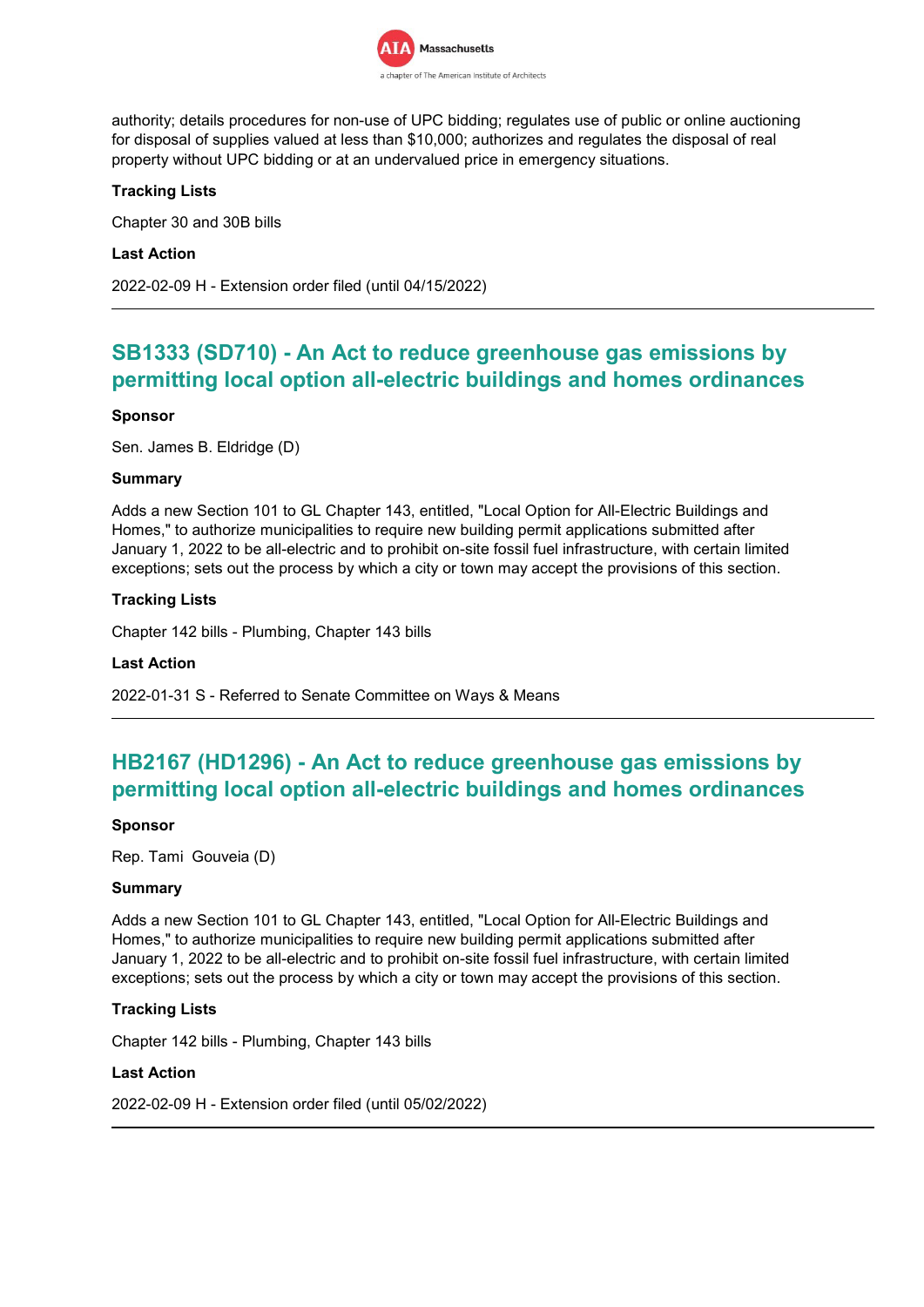authority; details procedures for non-use of UPC bidding; regulates use of public or online auctioning for disposal of supplies valued at less than $10,000; authorizes and regulates the disposal of real property without UPC bidding or at an undervalued price in emergency situations.

**Tracking Lists**

Chapter 30 and 30B bills

**Last Action**

2022-02-09 H - Extension order filed (until 04/15/2022)

---

## SB1333 (SD710) - An Act to reduce greenhouse gas emissions by permitting local option all-electric buildings and homes ordinances

**Sponsor**

Sen. James B. Eldridge (D)

**Summary**

Adds a new Section 101 to GL Chapter 143, entitled, "Local Option for All-Electric Buildings and Homes," to authorize municipalities to require new building permit applications submitted after January 1, 2022 to be all-electric and to prohibit on-site fossil fuel infrastructure, with certain limited exceptions; sets out the process by which a city or town may accept the provisions of this section.

**Tracking Lists**

Chapter 142 bills - Plumbing, Chapter 143 bills

**Last Action**

2022-01-31 S - Referred to Senate Committee on Ways & Means

---

## HB2167 (HD1296) - An Act to reduce greenhouse gas emissions by permitting local option all-electric buildings and homes ordinances

**Sponsor**

Rep. Tami Gouveia (D)

**Summary**

Adds a new Section 101 to GL Chapter 143, entitled, "Local Option for All-Electric Buildings and Homes," to authorize municipalities to require new building permit applications submitted after January 1, 2022 to be all-electric and to prohibit on-site fossil fuel infrastructure, with certain limited exceptions; sets out the process by which a city or town may accept the provisions of this section.

**Tracking Lists**

Chapter 142 bills - Plumbing, Chapter 143 bills

**Last Action**

2022-02-09 H - Extension order filed (until 05/02/2022)

---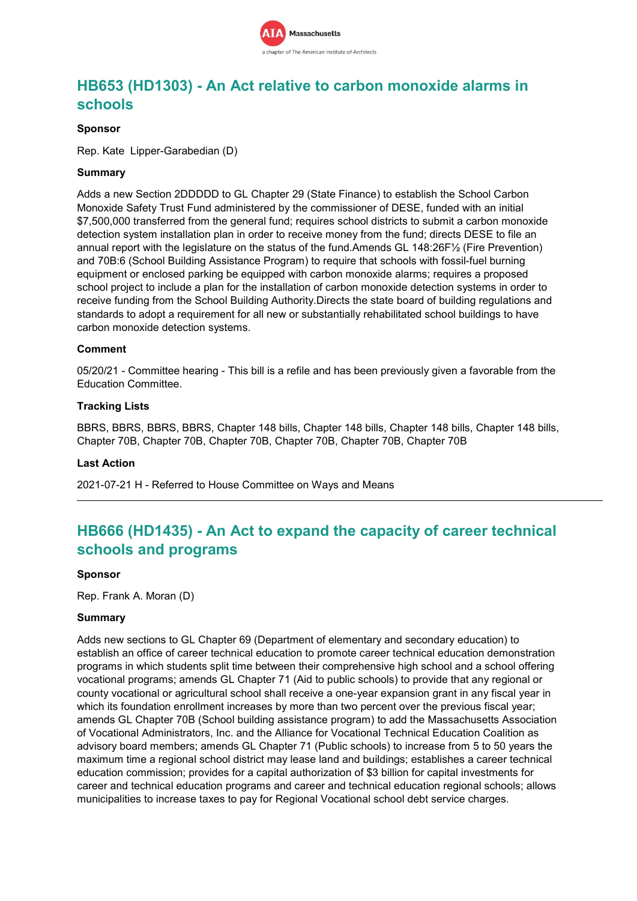## HB653 (HD1303) - An Act relative to carbon monoxide alarms in schools

**Sponsor**

Rep. Kate Lipper-Garabedian (D)

**Summary**

Adds a new Section 2DDDDD to GL Chapter 29 (State Finance) to establish the School Carbon Monoxide Safety Trust Fund administered by the commissioner of DESE, funded with an initial $7,500,000 transferred from the general fund; requires school districts to submit a carbon monoxide detection system installation plan in order to receive money from the fund; directs DESE to file an annual report with the legislature on the status of the fund.Amends GL 148:26F½ (Fire Prevention) and 70B:6 (School Building Assistance Program) to require that schools with fossil-fuel burning equipment or enclosed parking be equipped with carbon monoxide alarms; requires a proposed school project to include a plan for the installation of carbon monoxide detection systems in order to receive funding from the School Building Authority.Directs the state board of building regulations and standards to adopt a requirement for all new or substantially rehabilitated school buildings to have carbon monoxide detection systems.

**Comment**

05/20/21 - Committee hearing - This bill is a refile and has been previously given a favorable from the Education Committee.

**Tracking Lists**

BBRS, BBRS, BBRS, BBRS, Chapter 148 bills, Chapter 148 bills, Chapter 148 bills, Chapter 148 bills, Chapter 70B, Chapter 70B, Chapter 70B, Chapter 70B, Chapter 70B, Chapter 70B

**Last Action**

2021-07-21 H - Referred to House Committee on Ways and Means

---

## HB666 (HD1435) - An Act to expand the capacity of career technical schools and programs

**Sponsor**

Rep. Frank A. Moran (D)

**Summary**

Adds new sections to GL Chapter 69 (Department of elementary and secondary education) to establish an office of career technical education to promote career technical education demonstration programs in which students split time between their comprehensive high school and a school offering vocational programs; amends GL Chapter 71 (Aid to public schools) to provide that any regional or county vocational or agricultural school shall receive a one-year expansion grant in any fiscal year in which its foundation enrollment increases by more than two percent over the previous fiscal year; amends GL Chapter 70B (School building assistance program) to add the Massachusetts Association of Vocational Administrators, Inc. and the Alliance for Vocational Technical Education Coalition as advisory board members; amends GL Chapter 71 (Public schools) to increase from 5 to 50 years the maximum time a regional school district may lease land and buildings; establishes a career technical education commission; provides for a capital authorization of $3 billion for capital investments for career and technical education programs and career and technical education regional schools; allows municipalities to increase taxes to pay for Regional Vocational school debt service charges.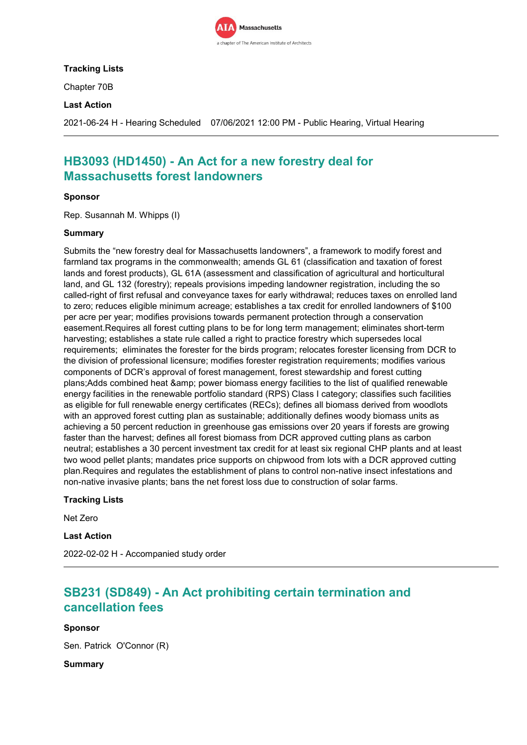**Tracking Lists**

Chapter 70B

**Last Action**

2021-06-24 H - Hearing Scheduled    07/06/2021 12:00 PM - Public Hearing, Virtual Hearing

---

## HB3093 (HD1450) - An Act for a new forestry deal for Massachusetts forest landowners

**Sponsor**

Rep. Susannah M. Whipps (I)

**Summary**

Submits the "new forestry deal for Massachusetts landowners", a framework to modify forest and farmland tax programs in the commonwealth; amends GL 61 (classification and taxation of forest lands and forest products), GL 61A (assessment and classification of agricultural and horticultural land, and GL 132 (forestry); repeals provisions impeding landowner registration, including the so called-right of first refusal and conveyance taxes for early withdrawal; reduces taxes on enrolled land to zero; reduces eligible minimum acreage; establishes a tax credit for enrolled landowners of $100 per acre per year; modifies provisions towards permanent protection through a conservation easement.Requires all forest cutting plans to be for long term management; eliminates short-term harvesting; establishes a state rule called a right to practice forestry which supersedes local requirements;  eliminates the forester for the birds program; relocates forester licensing from DCR to the division of professional licensure; modifies forester registration requirements; modifies various components of DCR's approval of forest management, forest stewardship and forest cutting plans;Adds combined heat &amp; power biomass energy facilities to the list of qualified renewable energy facilities in the renewable portfolio standard (RPS) Class I category; classifies such facilities as eligible for full renewable energy certificates (RECs); defines all biomass derived from woodlots with an approved forest cutting plan as sustainable; additionally defines woody biomass units as achieving a 50 percent reduction in greenhouse gas emissions over 20 years if forests are growing faster than the harvest; defines all forest biomass from DCR approved cutting plans as carbon neutral; establishes a 30 percent investment tax credit for at least six regional CHP plants and at least two wood pellet plants; mandates price supports on chipwood from lots with a DCR approved cutting plan.Requires and regulates the establishment of plans to control non-native insect infestations and non-native invasive plants; bans the net forest loss due to construction of solar farms.

**Tracking Lists**

Net Zero

**Last Action**

2022-02-02 H - Accompanied study order

---

## SB231 (SD849) - An Act prohibiting certain termination and cancellation fees

**Sponsor**

Sen. Patrick  O'Connor (R)

**Summary**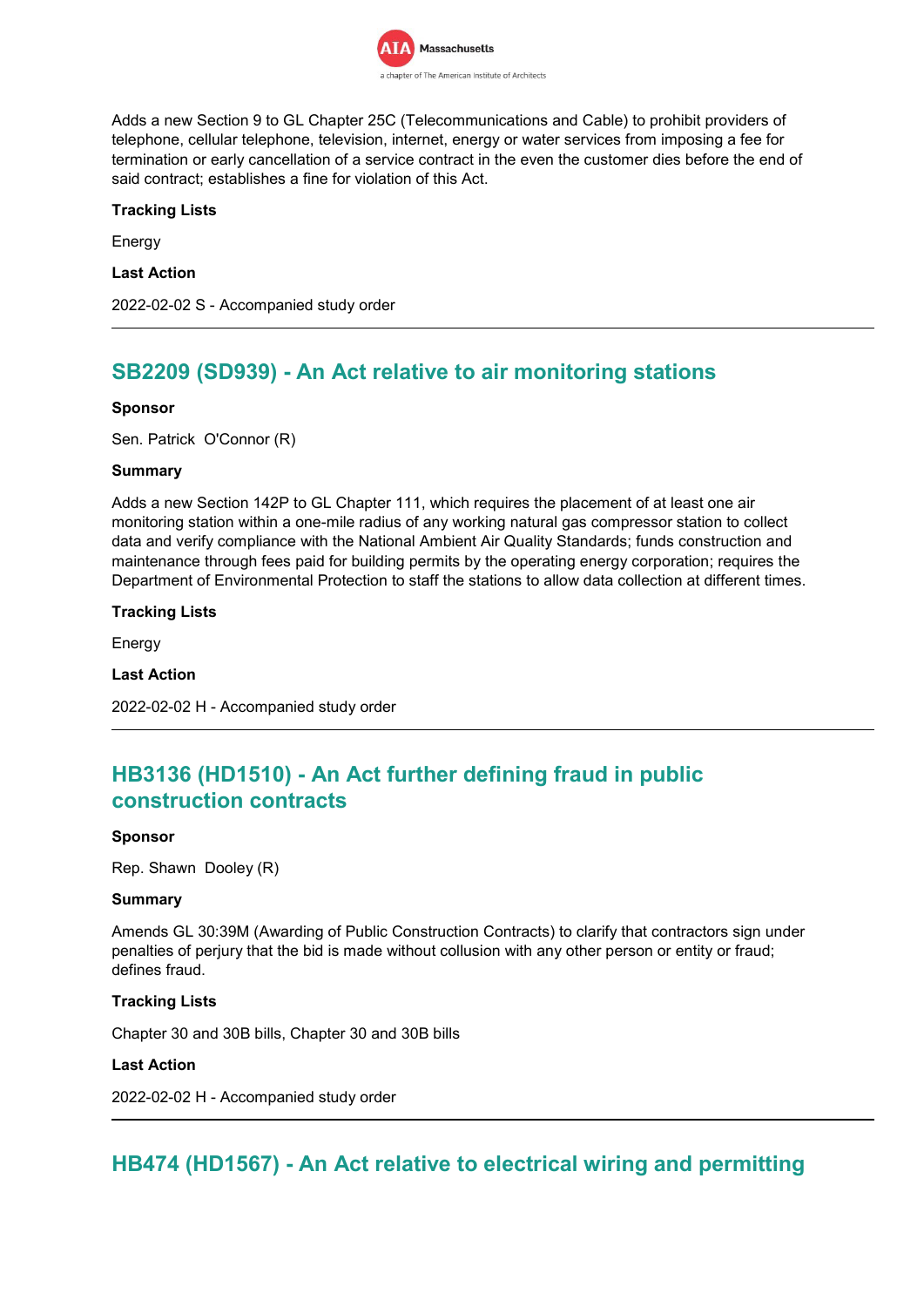Adds a new Section 9 to GL Chapter 25C (Telecommunications and Cable) to prohibit providers of telephone, cellular telephone, television, internet, energy or water services from imposing a fee for termination or early cancellation of a service contract in the even the customer dies before the end of said contract; establishes a fine for violation of this Act.

**Tracking Lists**

Energy

**Last Action**

2022-02-02 S - Accompanied study order

---

## SB2209 (SD939) - An Act relative to air monitoring stations

**Sponsor**

Sen. Patrick O'Connor (R)

**Summary**

Adds a new Section 142P to GL Chapter 111, which requires the placement of at least one air monitoring station within a one-mile radius of any working natural gas compressor station to collect data and verify compliance with the National Ambient Air Quality Standards; funds construction and maintenance through fees paid for building permits by the operating energy corporation; requires the Department of Environmental Protection to staff the stations to allow data collection at different times.

**Tracking Lists**

Energy

**Last Action**

2022-02-02 H - Accompanied study order

---

## HB3136 (HD1510) - An Act further defining fraud in public construction contracts

**Sponsor**

Rep. Shawn Dooley (R)

**Summary**

Amends GL 30:39M (Awarding of Public Construction Contracts) to clarify that contractors sign under penalties of perjury that the bid is made without collusion with any other person or entity or fraud; defines fraud.

**Tracking Lists**

Chapter 30 and 30B bills, Chapter 30 and 30B bills

**Last Action**

2022-02-02 H - Accompanied study order

---

## HB474 (HD1567) - An Act relative to electrical wiring and permitting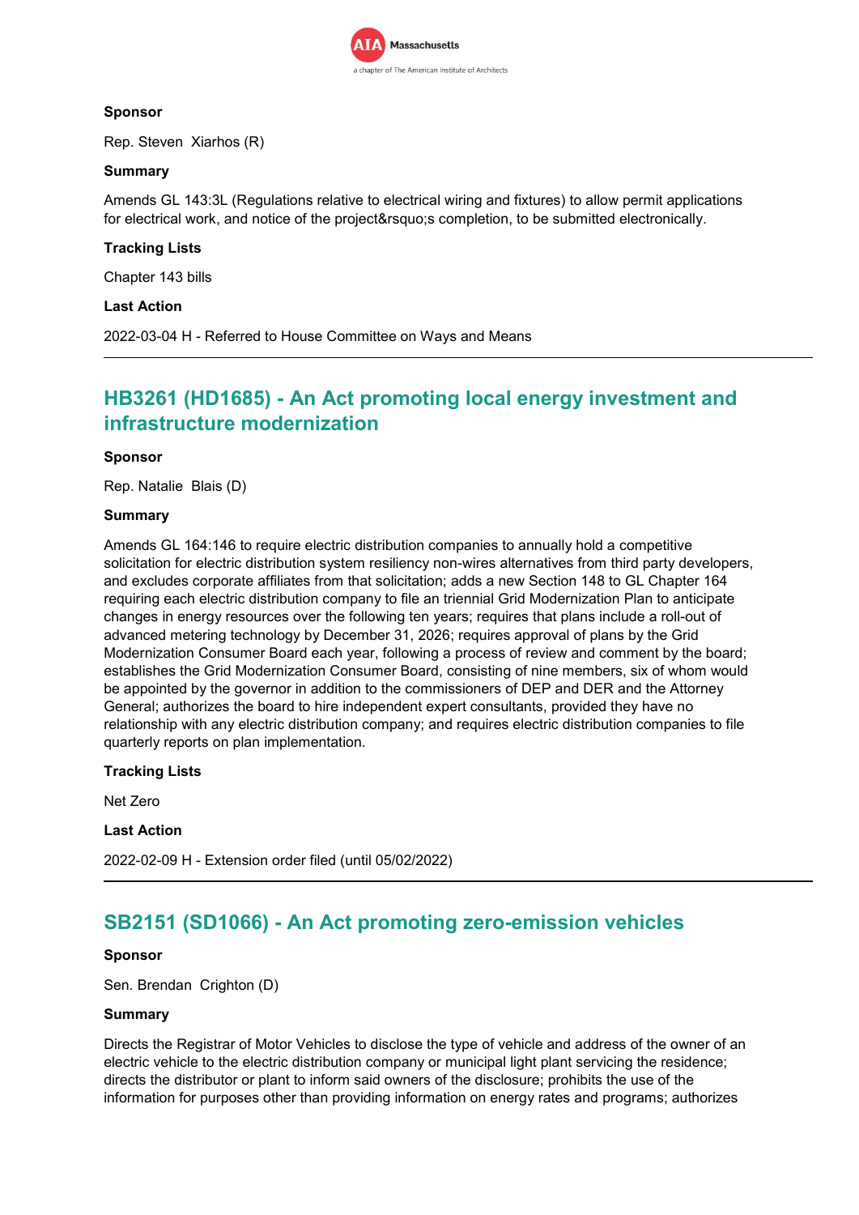**Sponsor**

Rep. Steven Xiarhos (R)

**Summary**

Amends GL 143:3L (Regulations relative to electrical wiring and fixtures) to allow permit applications for electrical work, and notice of the project&rsquo;s completion, to be submitted electronically.

**Tracking Lists**

Chapter 143 bills

**Last Action**

2022-03-04 H - Referred to House Committee on Ways and Means

---

## HB3261 (HD1685) - An Act promoting local energy investment and infrastructure modernization

**Sponsor**

Rep. Natalie Blais (D)

**Summary**

Amends GL 164:146 to require electric distribution companies to annually hold a competitive solicitation for electric distribution system resiliency non-wires alternatives from third party developers, and excludes corporate affiliates from that solicitation; adds a new Section 148 to GL Chapter 164 requiring each electric distribution company to file an triennial Grid Modernization Plan to anticipate changes in energy resources over the following ten years; requires that plans include a roll-out of advanced metering technology by December 31, 2026; requires approval of plans by the Grid Modernization Consumer Board each year, following a process of review and comment by the board; establishes the Grid Modernization Consumer Board, consisting of nine members, six of whom would be appointed by the governor in addition to the commissioners of DEP and DER and the Attorney General; authorizes the board to hire independent expert consultants, provided they have no relationship with any electric distribution company; and requires electric distribution companies to file quarterly reports on plan implementation.

**Tracking Lists**

Net Zero

**Last Action**

2022-02-09 H - Extension order filed (until 05/02/2022)

---

## SB2151 (SD1066) - An Act promoting zero-emission vehicles

**Sponsor**

Sen. Brendan Crighton (D)

**Summary**

Directs the Registrar of Motor Vehicles to disclose the type of vehicle and address of the owner of an electric vehicle to the electric distribution company or municipal light plant servicing the residence; directs the distributor or plant to inform said owners of the disclosure; prohibits the use of the information for purposes other than providing information on energy rates and programs; authorizes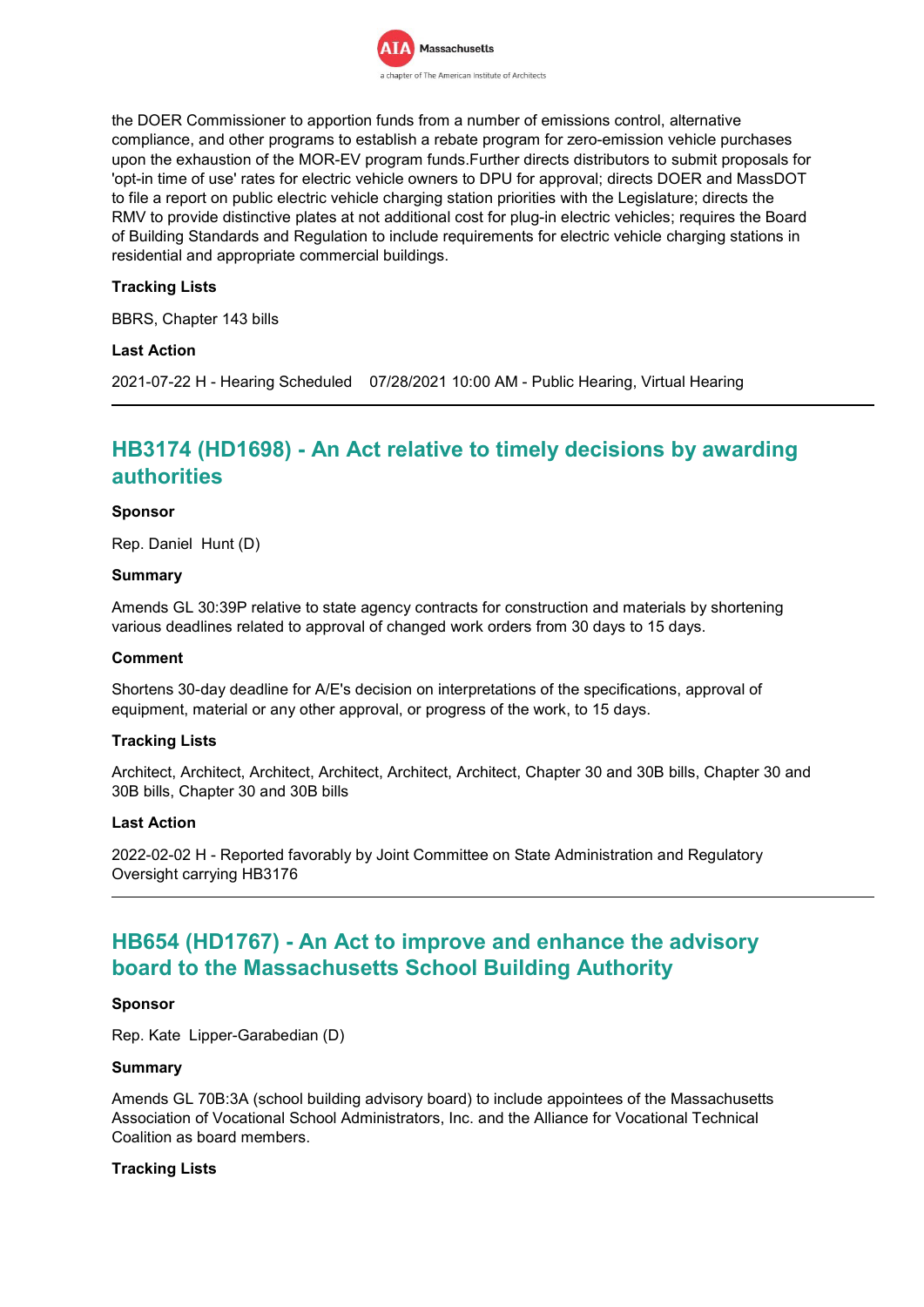the DOER Commissioner to apportion funds from a number of emissions control, alternative compliance, and other programs to establish a rebate program for zero-emission vehicle purchases upon the exhaustion of the MOR-EV program funds.Further directs distributors to submit proposals for 'opt-in time of use' rates for electric vehicle owners to DPU for approval; directs DOER and MassDOT to file a report on public electric vehicle charging station priorities with the Legislature; directs the RMV to provide distinctive plates at not additional cost for plug-in electric vehicles; requires the Board of Building Standards and Regulation to include requirements for electric vehicle charging stations in residential and appropriate commercial buildings.

**Tracking Lists**

BBRS, Chapter 143 bills

**Last Action**

2021-07-22 H - Hearing Scheduled 07/28/2021 10:00 AM - Public Hearing, Virtual Hearing

---

## HB3174 (HD1698) - An Act relative to timely decisions by awarding authorities

**Sponsor**

Rep. Daniel Hunt (D)

**Summary**

Amends GL 30:39P relative to state agency contracts for construction and materials by shortening various deadlines related to approval of changed work orders from 30 days to 15 days.

**Comment**

Shortens 30-day deadline for A/E's decision on interpretations of the specifications, approval of equipment, material or any other approval, or progress of the work, to 15 days.

**Tracking Lists**

Architect, Architect, Architect, Architect, Architect, Architect, Chapter 30 and 30B bills, Chapter 30 and 30B bills, Chapter 30 and 30B bills

**Last Action**

2022-02-02 H - Reported favorably by Joint Committee on State Administration and Regulatory Oversight carrying HB3176

---

## HB654 (HD1767) - An Act to improve and enhance the advisory board to the Massachusetts School Building Authority

**Sponsor**

Rep. Kate Lipper-Garabedian (D)

**Summary**

Amends GL 70B:3A (school building advisory board) to include appointees of the Massachusetts Association of Vocational School Administrators, Inc. and the Alliance for Vocational Technical Coalition as board members.

**Tracking Lists**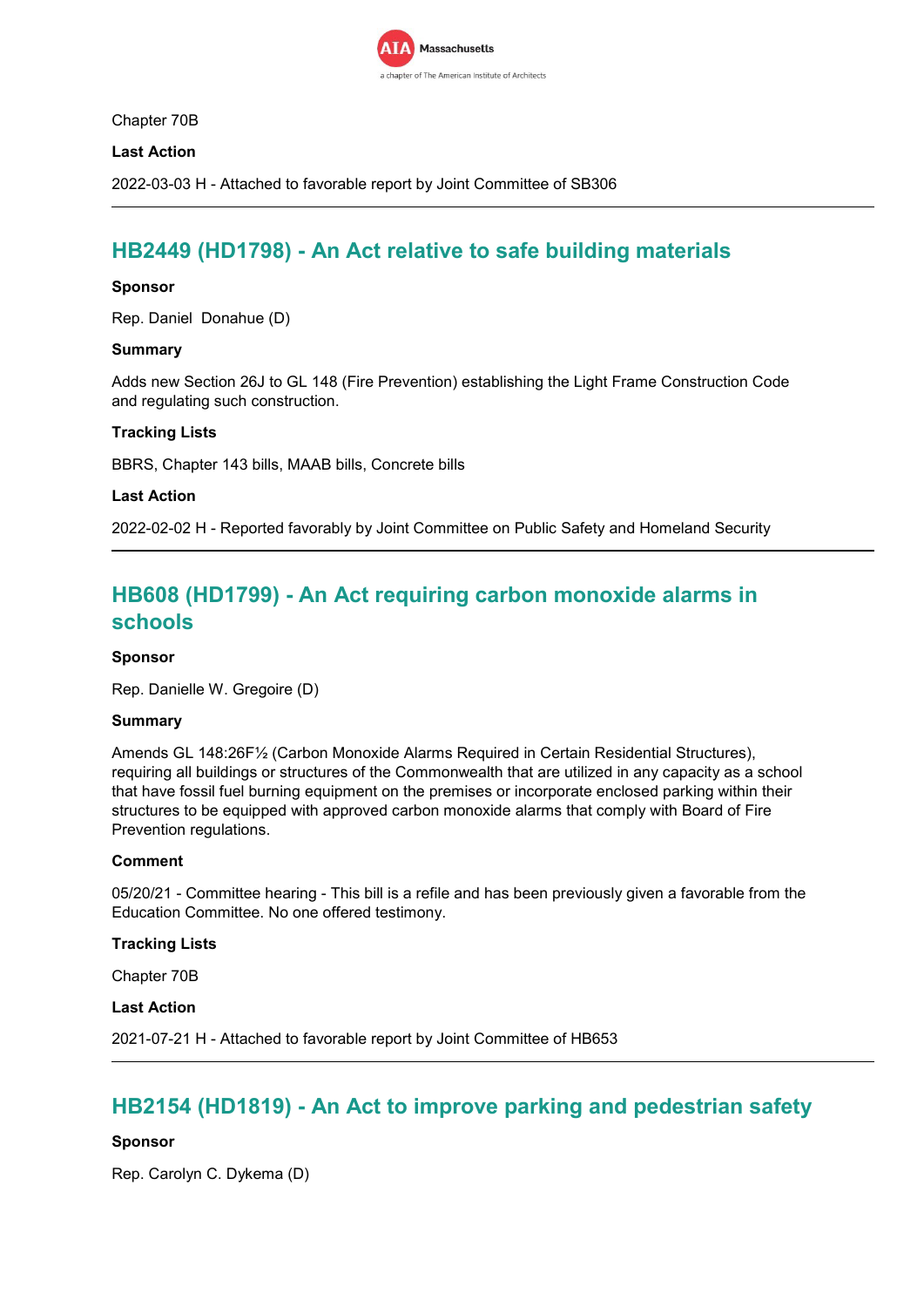Chapter 70B

**Last Action**

2022-03-03 H - Attached to favorable report by Joint Committee of SB306

---

## HB2449 (HD1798) - An Act relative to safe building materials

**Sponsor**

Rep. Daniel Donahue (D)

**Summary**

Adds new Section 26J to GL 148 (Fire Prevention) establishing the Light Frame Construction Code and regulating such construction.

**Tracking Lists**

BBRS, Chapter 143 bills, MAAB bills, Concrete bills

**Last Action**

2022-02-02 H - Reported favorably by Joint Committee on Public Safety and Homeland Security

---

## HB608 (HD1799) - An Act requiring carbon monoxide alarms in schools

**Sponsor**

Rep. Danielle W. Gregoire (D)

**Summary**

Amends GL 148:26F½ (Carbon Monoxide Alarms Required in Certain Residential Structures), requiring all buildings or structures of the Commonwealth that are utilized in any capacity as a school that have fossil fuel burning equipment on the premises or incorporate enclosed parking within their structures to be equipped with approved carbon monoxide alarms that comply with Board of Fire Prevention regulations.

**Comment**

05/20/21 - Committee hearing - This bill is a refile and has been previously given a favorable from the Education Committee. No one offered testimony.

**Tracking Lists**

Chapter 70B

**Last Action**

2021-07-21 H - Attached to favorable report by Joint Committee of HB653

---

## HB2154 (HD1819) - An Act to improve parking and pedestrian safety

**Sponsor**

Rep. Carolyn C. Dykema (D)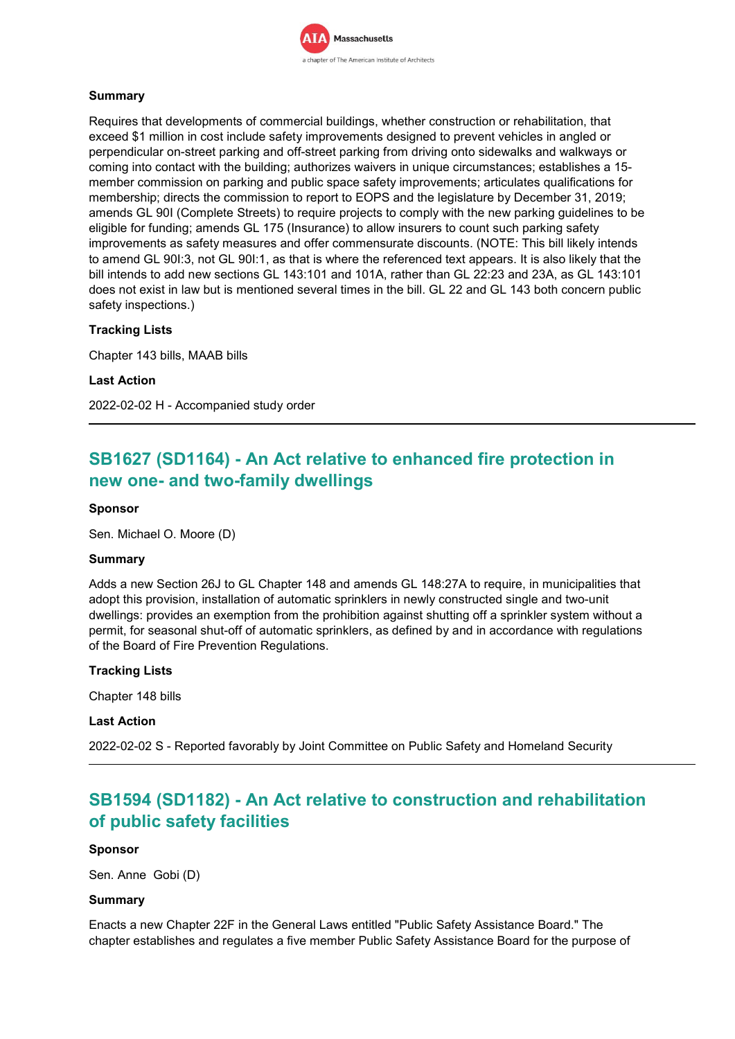#### Summary

Requires that developments of commercial buildings, whether construction or rehabilitation, that exceed $1 million in cost include safety improvements designed to prevent vehicles in angled or perpendicular on-street parking and off-street parking from driving onto sidewalks and walkways or coming into contact with the building; authorizes waivers in unique circumstances; establishes a 15-member commission on parking and public space safety improvements; articulates qualifications for membership; directs the commission to report to EOPS and the legislature by December 31, 2019; amends GL 90I (Complete Streets) to require projects to comply with the new parking guidelines to be eligible for funding; amends GL 175 (Insurance) to allow insurers to count such parking safety improvements as safety measures and offer commensurate discounts. (NOTE: This bill likely intends to amend GL 90I:3, not GL 90I:1, as that is where the referenced text appears. It is also likely that the bill intends to add new sections GL 143:101 and 101A, rather than GL 22:23 and 23A, as GL 143:101 does not exist in law but is mentioned several times in the bill. GL 22 and GL 143 both concern public safety inspections.)

#### Tracking Lists

Chapter 143 bills, MAAB bills

#### Last Action

2022-02-02 H - Accompanied study order

---

## SB1627 (SD1164) - An Act relative to enhanced fire protection in new one- and two-family dwellings

#### Sponsor

Sen. Michael O. Moore (D)

#### Summary

Adds a new Section 26J to GL Chapter 148 and amends GL 148:27A to require, in municipalities that adopt this provision, installation of automatic sprinklers in newly constructed single and two-unit dwellings: provides an exemption from the prohibition against shutting off a sprinkler system without a permit, for seasonal shut-off of automatic sprinklers, as defined by and in accordance with regulations of the Board of Fire Prevention Regulations.

#### Tracking Lists

Chapter 148 bills

#### Last Action

2022-02-02 S - Reported favorably by Joint Committee on Public Safety and Homeland Security

---

## SB1594 (SD1182) - An Act relative to construction and rehabilitation of public safety facilities

#### Sponsor

Sen. Anne Gobi (D)

#### Summary

Enacts a new Chapter 22F in the General Laws entitled "Public Safety Assistance Board." The chapter establishes and regulates a five member Public Safety Assistance Board for the purpose of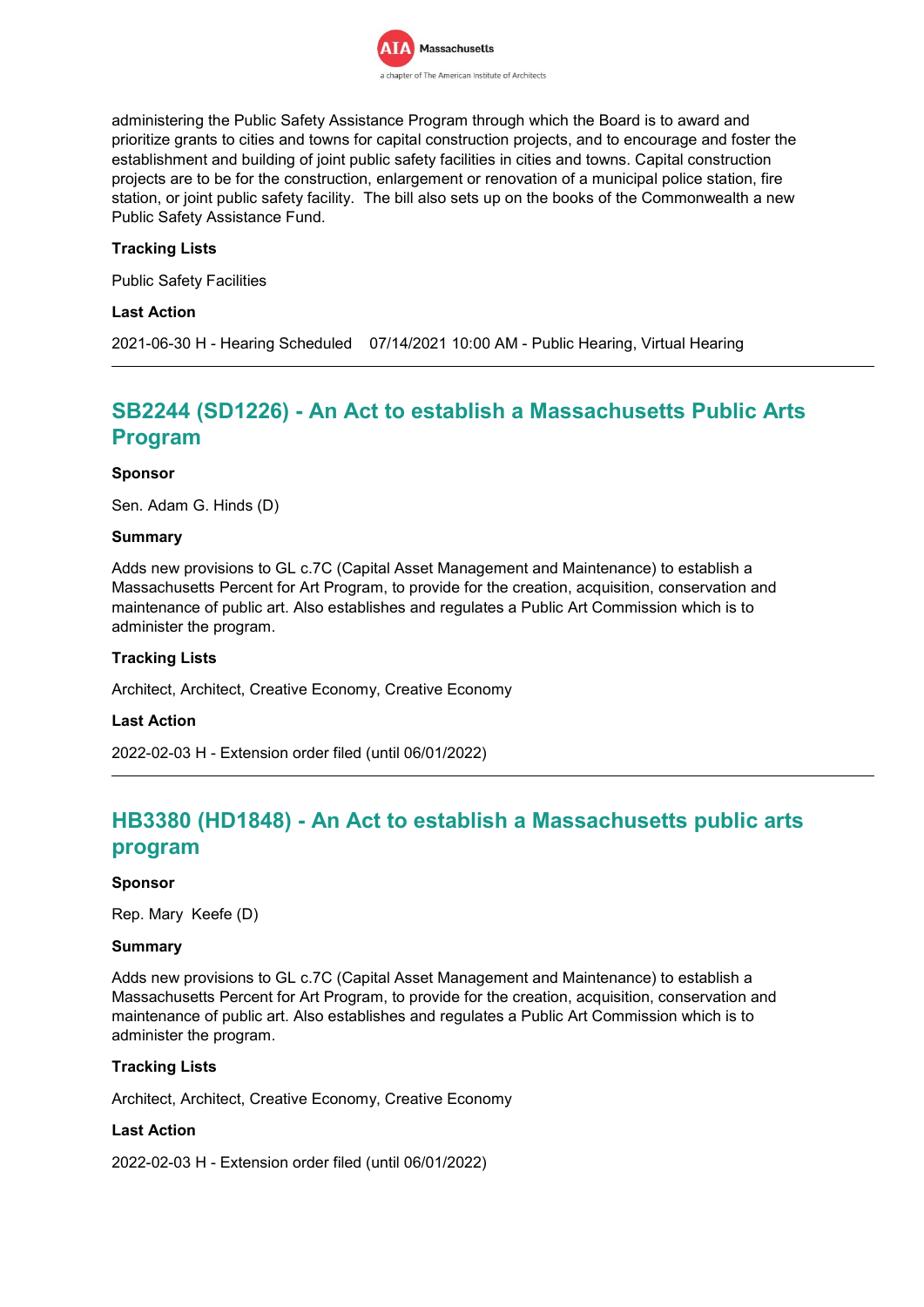administering the Public Safety Assistance Program through which the Board is to award and prioritize grants to cities and towns for capital construction projects, and to encourage and foster the establishment and building of joint public safety facilities in cities and towns. Capital construction projects are to be for the construction, enlargement or renovation of a municipal police station, fire station, or joint public safety facility. The bill also sets up on the books of the Commonwealth a new Public Safety Assistance Fund.

**Tracking Lists**

Public Safety Facilities

**Last Action**

2021-06-30 H - Hearing Scheduled 07/14/2021 10:00 AM - Public Hearing, Virtual Hearing

---

## SB2244 (SD1226) - An Act to establish a Massachusetts Public Arts Program

**Sponsor**

Sen. Adam G. Hinds (D)

**Summary**

Adds new provisions to GL c.7C (Capital Asset Management and Maintenance) to establish a Massachusetts Percent for Art Program, to provide for the creation, acquisition, conservation and maintenance of public art. Also establishes and regulates a Public Art Commission which is to administer the program.

**Tracking Lists**

Architect, Architect, Creative Economy, Creative Economy

**Last Action**

2022-02-03 H - Extension order filed (until 06/01/2022)

---

## HB3380 (HD1848) - An Act to establish a Massachusetts public arts program

**Sponsor**

Rep. Mary Keefe (D)

**Summary**

Adds new provisions to GL c.7C (Capital Asset Management and Maintenance) to establish a Massachusetts Percent for Art Program, to provide for the creation, acquisition, conservation and maintenance of public art. Also establishes and regulates a Public Art Commission which is to administer the program.

**Tracking Lists**

Architect, Architect, Creative Economy, Creative Economy

**Last Action**

2022-02-03 H - Extension order filed (until 06/01/2022)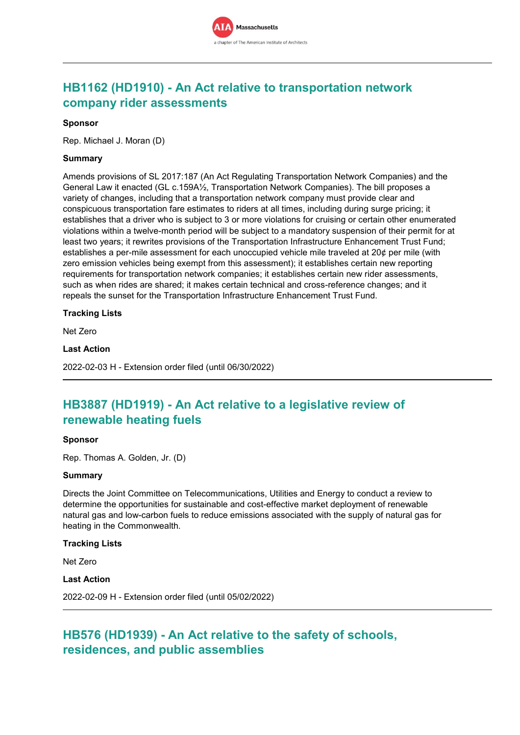## HB1162 (HD1910) - An Act relative to transportation network company rider assessments

**Sponsor**

Rep. Michael J. Moran (D)

**Summary**

Amends provisions of SL 2017:187 (An Act Regulating Transportation Network Companies) and the General Law it enacted (GL c.159A½, Transportation Network Companies). The bill proposes a variety of changes, including that a transportation network company must provide clear and conspicuous transportation fare estimates to riders at all times, including during surge pricing; it establishes that a driver who is subject to 3 or more violations for cruising or certain other enumerated violations within a twelve-month period will be subject to a mandatory suspension of their permit for at least two years; it rewrites provisions of the Transportation Infrastructure Enhancement Trust Fund; establishes a per-mile assessment for each unoccupied vehicle mile traveled at 20¢ per mile (with zero emission vehicles being exempt from this assessment); it establishes certain new reporting requirements for transportation network companies; it establishes certain new rider assessments, such as when rides are shared; it makes certain technical and cross-reference changes; and it repeals the sunset for the Transportation Infrastructure Enhancement Trust Fund.

**Tracking Lists**

Net Zero

**Last Action**

2022-02-03 H - Extension order filed (until 06/30/2022)

## HB3887 (HD1919) - An Act relative to a legislative review of renewable heating fuels

**Sponsor**

Rep. Thomas A. Golden, Jr. (D)

**Summary**

Directs the Joint Committee on Telecommunications, Utilities and Energy to conduct a review to determine the opportunities for sustainable and cost-effective market deployment of renewable natural gas and low-carbon fuels to reduce emissions associated with the supply of natural gas for heating in the Commonwealth.

**Tracking Lists**

Net Zero

**Last Action**

2022-02-09 H - Extension order filed (until 05/02/2022)

## HB576 (HD1939) - An Act relative to the safety of schools, residences, and public assemblies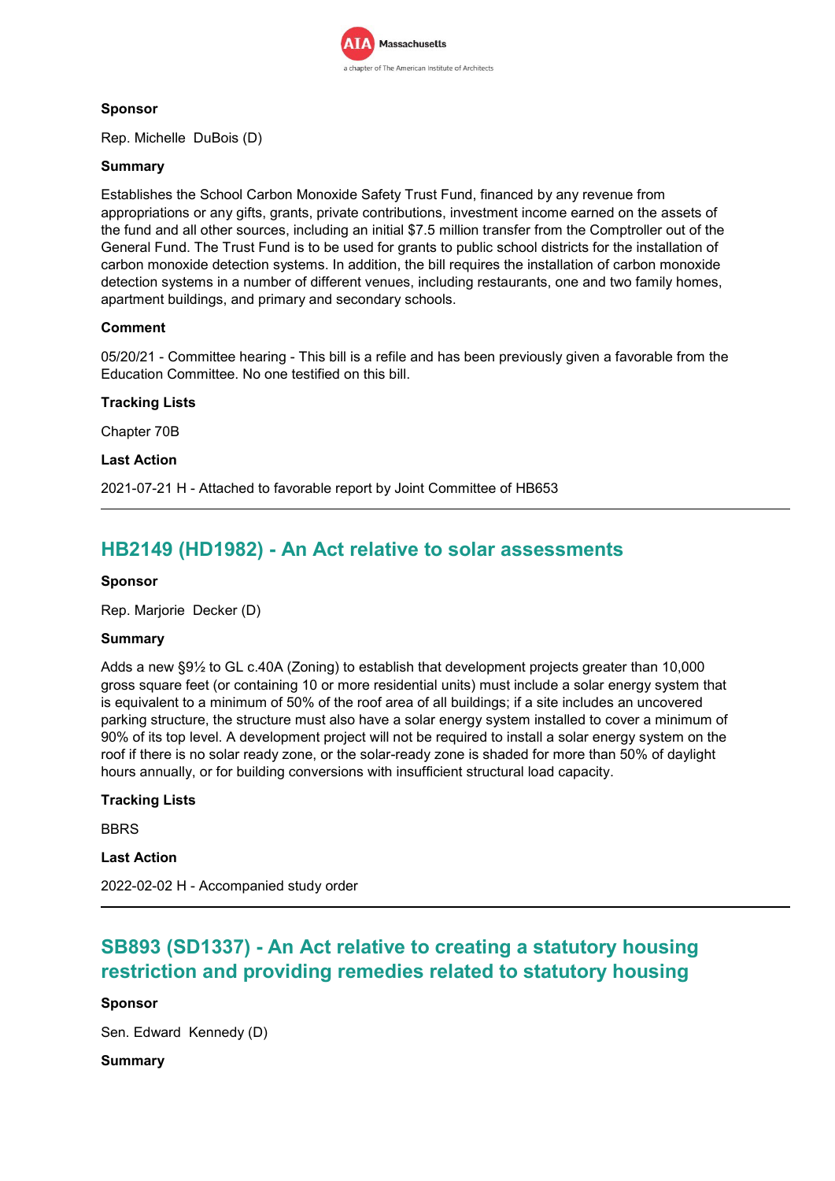**Sponsor**

Rep. Michelle DuBois (D)

**Summary**

Establishes the School Carbon Monoxide Safety Trust Fund, financed by any revenue from appropriations or any gifts, grants, private contributions, investment income earned on the assets of the fund and all other sources, including an initial $7.5 million transfer from the Comptroller out of the General Fund. The Trust Fund is to be used for grants to public school districts for the installation of carbon monoxide detection systems. In addition, the bill requires the installation of carbon monoxide detection systems in a number of different venues, including restaurants, one and two family homes, apartment buildings, and primary and secondary schools.

**Comment**

05/20/21 - Committee hearing - This bill is a refile and has been previously given a favorable from the Education Committee. No one testified on this bill.

**Tracking Lists**

Chapter 70B

**Last Action**

2021-07-21 H - Attached to favorable report by Joint Committee of HB653

---

## HB2149 (HD1982) - An Act relative to solar assessments

**Sponsor**

Rep. Marjorie Decker (D)

**Summary**

Adds a new §9½ to GL c.40A (Zoning) to establish that development projects greater than 10,000 gross square feet (or containing 10 or more residential units) must include a solar energy system that is equivalent to a minimum of 50% of the roof area of all buildings; if a site includes an uncovered parking structure, the structure must also have a solar energy system installed to cover a minimum of 90% of its top level. A development project will not be required to install a solar energy system on the roof if there is no solar ready zone, or the solar-ready zone is shaded for more than 50% of daylight hours annually, or for building conversions with insufficient structural load capacity.

**Tracking Lists**

BBRS

**Last Action**

2022-02-02 H - Accompanied study order

---

## SB893 (SD1337) - An Act relative to creating a statutory housing restriction and providing remedies related to statutory housing

**Sponsor**

Sen. Edward Kennedy (D)

**Summary**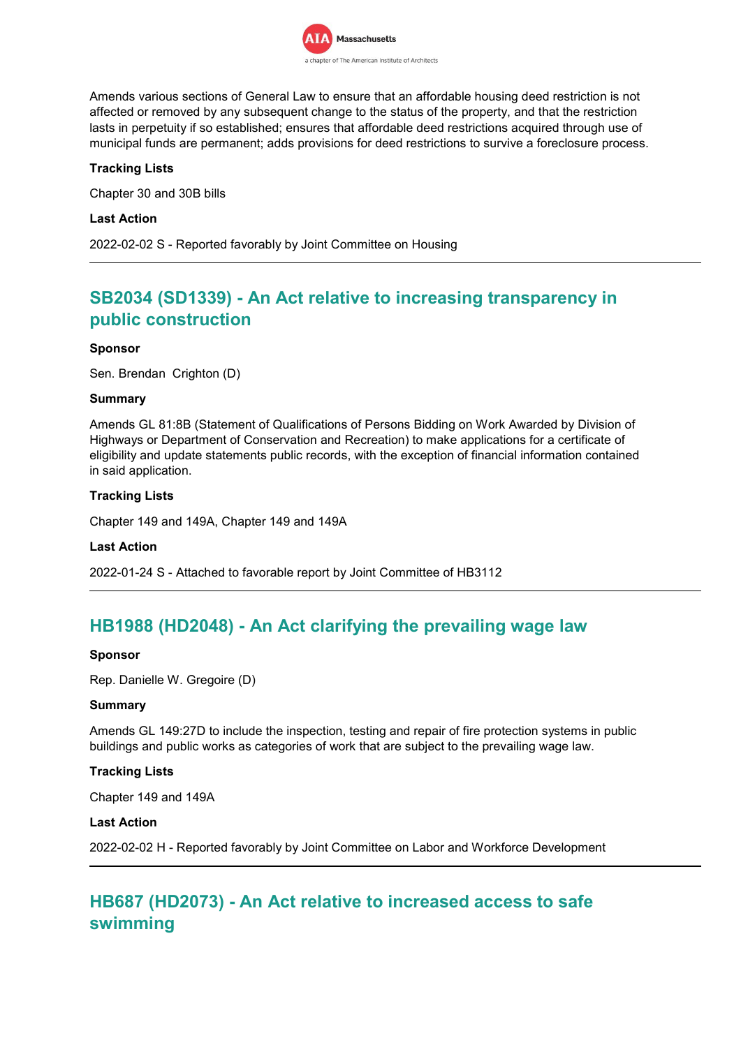Amends various sections of General Law to ensure that an affordable housing deed restriction is not affected or removed by any subsequent change to the status of the property, and that the restriction lasts in perpetuity if so established; ensures that affordable deed restrictions acquired through use of municipal funds are permanent; adds provisions for deed restrictions to survive a foreclosure process.

**Tracking Lists**

Chapter 30 and 30B bills

**Last Action**

2022-02-02 S - Reported favorably by Joint Committee on Housing

---

## SB2034 (SD1339) - An Act relative to increasing transparency in public construction

**Sponsor**

Sen. Brendan Crighton (D)

**Summary**

Amends GL 81:8B (Statement of Qualifications of Persons Bidding on Work Awarded by Division of Highways or Department of Conservation and Recreation) to make applications for a certificate of eligibility and update statements public records, with the exception of financial information contained in said application.

**Tracking Lists**

Chapter 149 and 149A, Chapter 149 and 149A

**Last Action**

2022-01-24 S - Attached to favorable report by Joint Committee of HB3112

---

## HB1988 (HD2048) - An Act clarifying the prevailing wage law

**Sponsor**

Rep. Danielle W. Gregoire (D)

**Summary**

Amends GL 149:27D to include the inspection, testing and repair of fire protection systems in public buildings and public works as categories of work that are subject to the prevailing wage law.

**Tracking Lists**

Chapter 149 and 149A

**Last Action**

2022-02-02 H - Reported favorably by Joint Committee on Labor and Workforce Development

---

## HB687 (HD2073) - An Act relative to increased access to safe swimming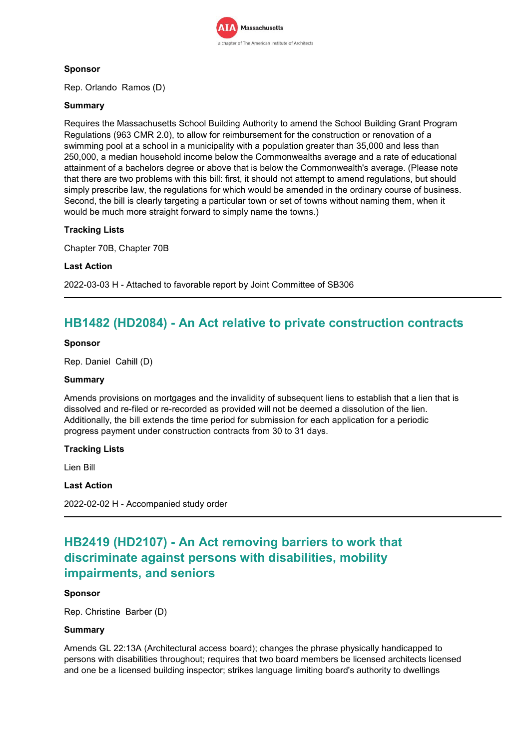**Sponsor**

Rep. Orlando Ramos (D)

**Summary**

Requires the Massachusetts School Building Authority to amend the School Building Grant Program Regulations (963 CMR 2.0), to allow for reimbursement for the construction or renovation of a swimming pool at a school in a municipality with a population greater than 35,000 and less than 250,000, a median household income below the Commonwealths average and a rate of educational attainment of a bachelors degree or above that is below the Commonwealth's average. (Please note that there are two problems with this bill: first, it should not attempt to amend regulations, but should simply prescribe law, the regulations for which would be amended in the ordinary course of business. Second, the bill is clearly targeting a particular town or set of towns without naming them, when it would be much more straight forward to simply name the towns.)

**Tracking Lists**

Chapter 70B, Chapter 70B

**Last Action**

2022-03-03 H - Attached to favorable report by Joint Committee of SB306

---

## HB1482 (HD2084) - An Act relative to private construction contracts

**Sponsor**

Rep. Daniel Cahill (D)

**Summary**

Amends provisions on mortgages and the invalidity of subsequent liens to establish that a lien that is dissolved and re-filed or re-recorded as provided will not be deemed a dissolution of the lien. Additionally, the bill extends the time period for submission for each application for a periodic progress payment under construction contracts from 30 to 31 days.

**Tracking Lists**

Lien Bill

**Last Action**

2022-02-02 H - Accompanied study order

---

## HB2419 (HD2107) - An Act removing barriers to work that discriminate against persons with disabilities, mobility impairments, and seniors

**Sponsor**

Rep. Christine Barber (D)

**Summary**

Amends GL 22:13A (Architectural access board); changes the phrase physically handicapped to persons with disabilities throughout; requires that two board members be licensed architects licensed and one be a licensed building inspector; strikes language limiting board's authority to dwellings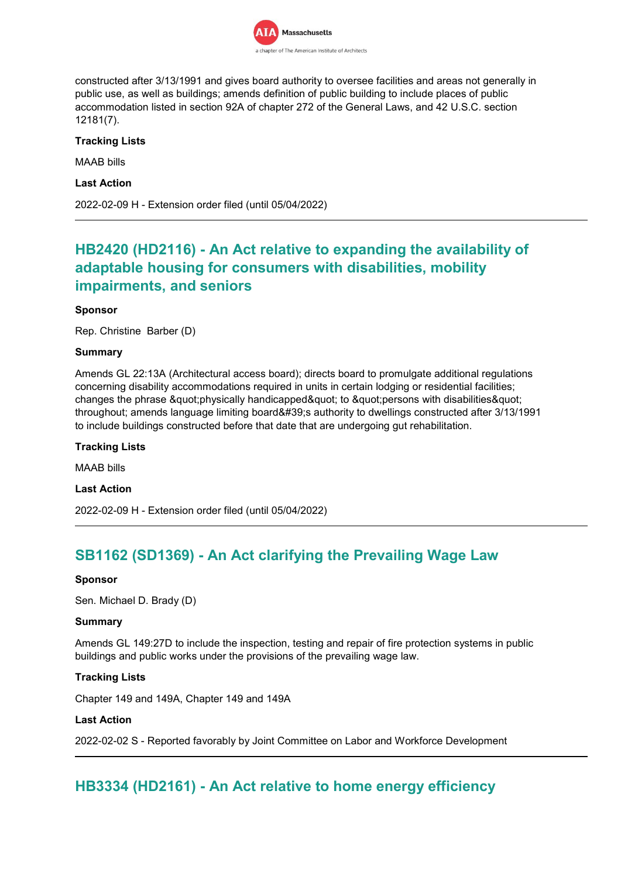constructed after 3/13/1991 and gives board authority to oversee facilities and areas not generally in public use, as well as buildings; amends definition of public building to include places of public accommodation listed in section 92A of chapter 272 of the General Laws, and 42 U.S.C. section 12181(7).

**Tracking Lists**

MAAB bills

**Last Action**

2022-02-09 H - Extension order filed (until 05/04/2022)

---

## HB2420 (HD2116) - An Act relative to expanding the availability of adaptable housing for consumers with disabilities, mobility impairments, and seniors

**Sponsor**

Rep. Christine Barber (D)

**Summary**

Amends GL 22:13A (Architectural access board); directs board to promulgate additional regulations concerning disability accommodations required in units in certain lodging or residential facilities; changes the phrase &quot;physically handicapped&quot; to &quot;persons with disabilities&quot; throughout; amends language limiting board&#39;s authority to dwellings constructed after 3/13/1991 to include buildings constructed before that date that are undergoing gut rehabilitation.

**Tracking Lists**

MAAB bills

**Last Action**

2022-02-09 H - Extension order filed (until 05/04/2022)

---

## SB1162 (SD1369) - An Act clarifying the Prevailing Wage Law

**Sponsor**

Sen. Michael D. Brady (D)

**Summary**

Amends GL 149:27D to include the inspection, testing and repair of fire protection systems in public buildings and public works under the provisions of the prevailing wage law.

**Tracking Lists**

Chapter 149 and 149A, Chapter 149 and 149A

**Last Action**

2022-02-02 S - Reported favorably by Joint Committee on Labor and Workforce Development

---

## HB3334 (HD2161) - An Act relative to home energy efficiency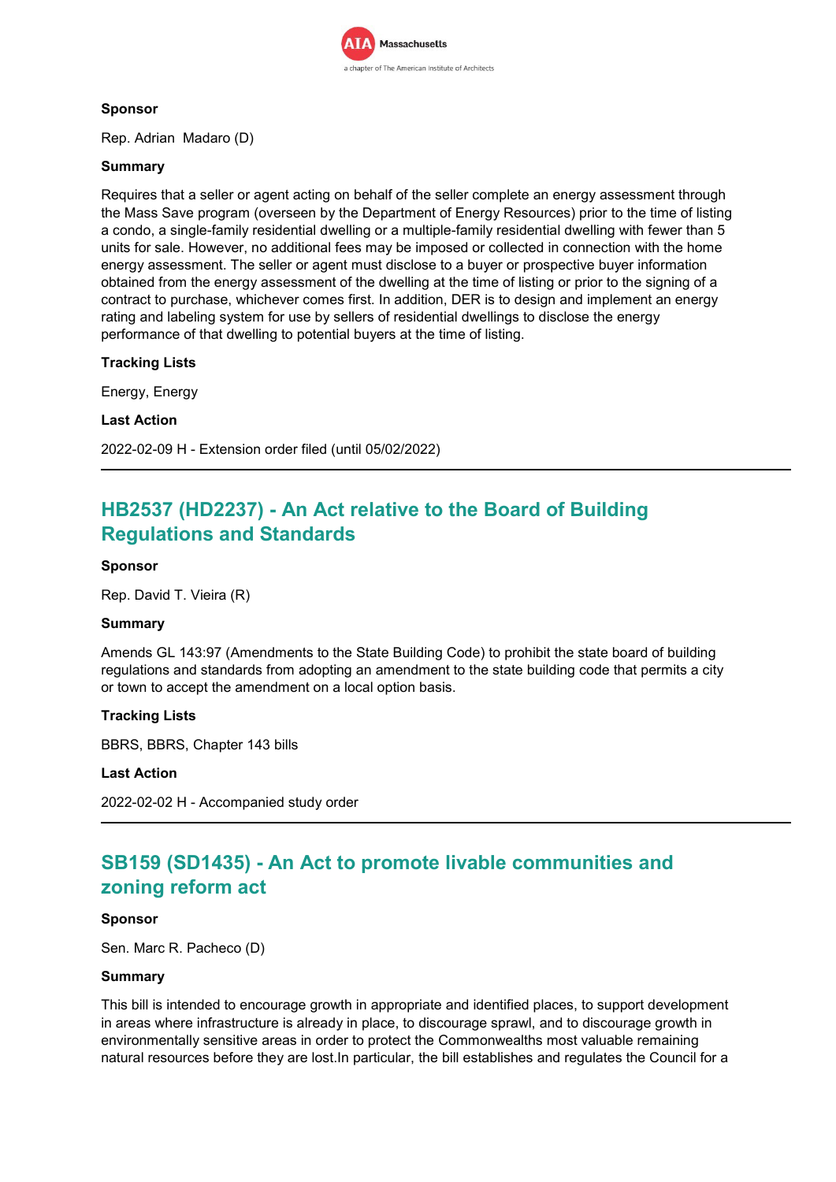**Sponsor**

Rep. Adrian Madaro (D)

**Summary**

Requires that a seller or agent acting on behalf of the seller complete an energy assessment through the Mass Save program (overseen by the Department of Energy Resources) prior to the time of listing a condo, a single-family residential dwelling or a multiple-family residential dwelling with fewer than 5 units for sale. However, no additional fees may be imposed or collected in connection with the home energy assessment. The seller or agent must disclose to a buyer or prospective buyer information obtained from the energy assessment of the dwelling at the time of listing or prior to the signing of a contract to purchase, whichever comes first. In addition, DER is to design and implement an energy rating and labeling system for use by sellers of residential dwellings to disclose the energy performance of that dwelling to potential buyers at the time of listing.

**Tracking Lists**

Energy, Energy

**Last Action**

2022-02-09 H - Extension order filed (until 05/02/2022)

---

## HB2537 (HD2237) - An Act relative to the Board of Building Regulations and Standards

**Sponsor**

Rep. David T. Vieira (R)

**Summary**

Amends GL 143:97 (Amendments to the State Building Code) to prohibit the state board of building regulations and standards from adopting an amendment to the state building code that permits a city or town to accept the amendment on a local option basis.

**Tracking Lists**

BBRS, BBRS, Chapter 143 bills

**Last Action**

2022-02-02 H - Accompanied study order

---

## SB159 (SD1435) - An Act to promote livable communities and zoning reform act

**Sponsor**

Sen. Marc R. Pacheco (D)

**Summary**

This bill is intended to encourage growth in appropriate and identified places, to support development in areas where infrastructure is already in place, to discourage sprawl, and to discourage growth in environmentally sensitive areas in order to protect the Commonwealths most valuable remaining natural resources before they are lost.In particular, the bill establishes and regulates the Council for a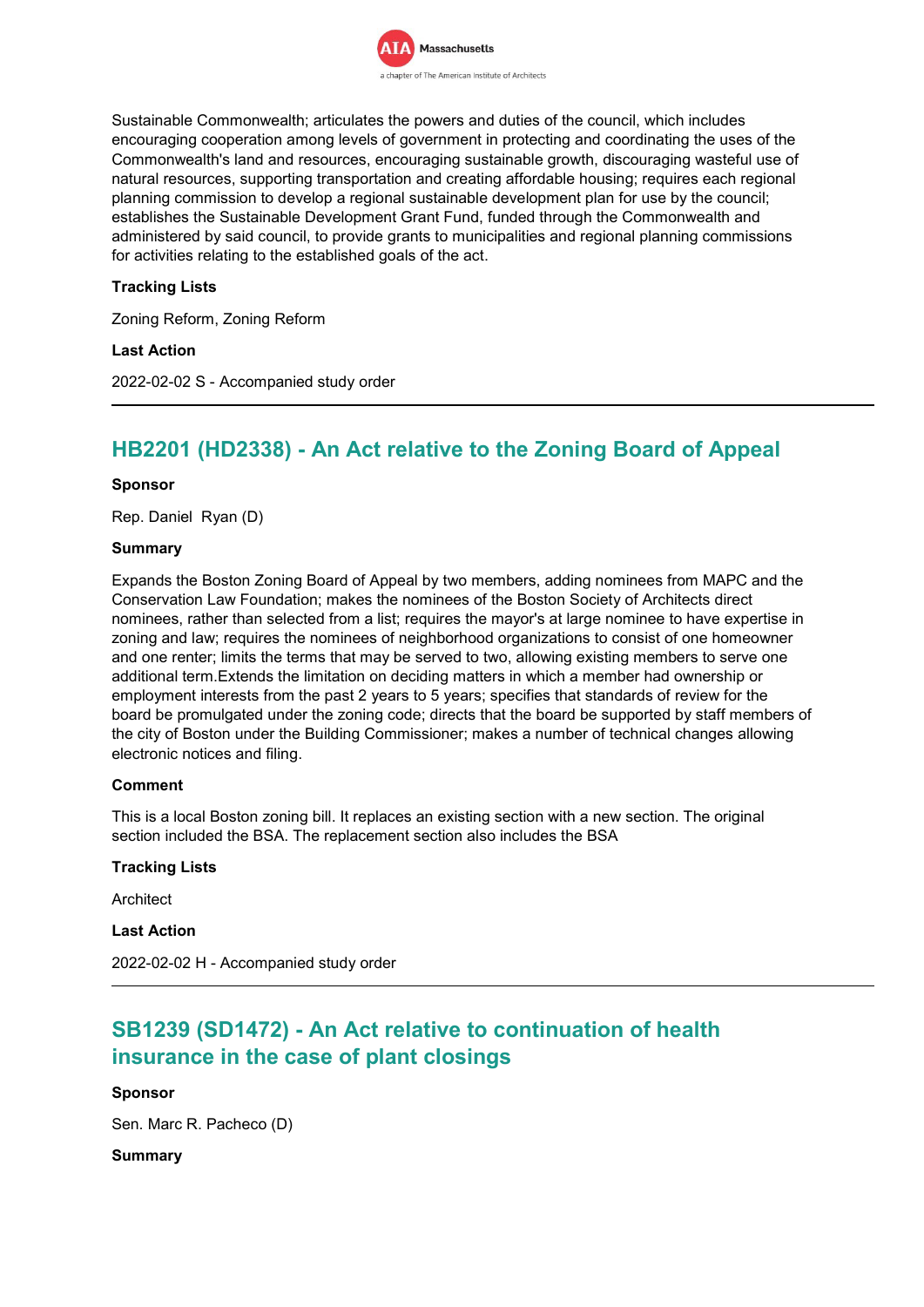Sustainable Commonwealth; articulates the powers and duties of the council, which includes encouraging cooperation among levels of government in protecting and coordinating the uses of the Commonwealth's land and resources, encouraging sustainable growth, discouraging wasteful use of natural resources, supporting transportation and creating affordable housing; requires each regional planning commission to develop a regional sustainable development plan for use by the council; establishes the Sustainable Development Grant Fund, funded through the Commonwealth and administered by said council, to provide grants to municipalities and regional planning commissions for activities relating to the established goals of the act.

**Tracking Lists**

Zoning Reform, Zoning Reform

**Last Action**

2022-02-02 S - Accompanied study order

---

## HB2201 (HD2338) - An Act relative to the Zoning Board of Appeal

**Sponsor**

Rep. Daniel Ryan (D)

**Summary**

Expands the Boston Zoning Board of Appeal by two members, adding nominees from MAPC and the Conservation Law Foundation; makes the nominees of the Boston Society of Architects direct nominees, rather than selected from a list; requires the mayor's at large nominee to have expertise in zoning and law; requires the nominees of neighborhood organizations to consist of one homeowner and one renter; limits the terms that may be served to two, allowing existing members to serve one additional term.Extends the limitation on deciding matters in which a member had ownership or employment interests from the past 2 years to 5 years; specifies that standards of review for the board be promulgated under the zoning code; directs that the board be supported by staff members of the city of Boston under the Building Commissioner; makes a number of technical changes allowing electronic notices and filing.

**Comment**

This is a local Boston zoning bill. It replaces an existing section with a new section. The original section included the BSA. The replacement section also includes the BSA

**Tracking Lists**

Architect

**Last Action**

2022-02-02 H - Accompanied study order

---

## SB1239 (SD1472) - An Act relative to continuation of health insurance in the case of plant closings

**Sponsor**

Sen. Marc R. Pacheco (D)

**Summary**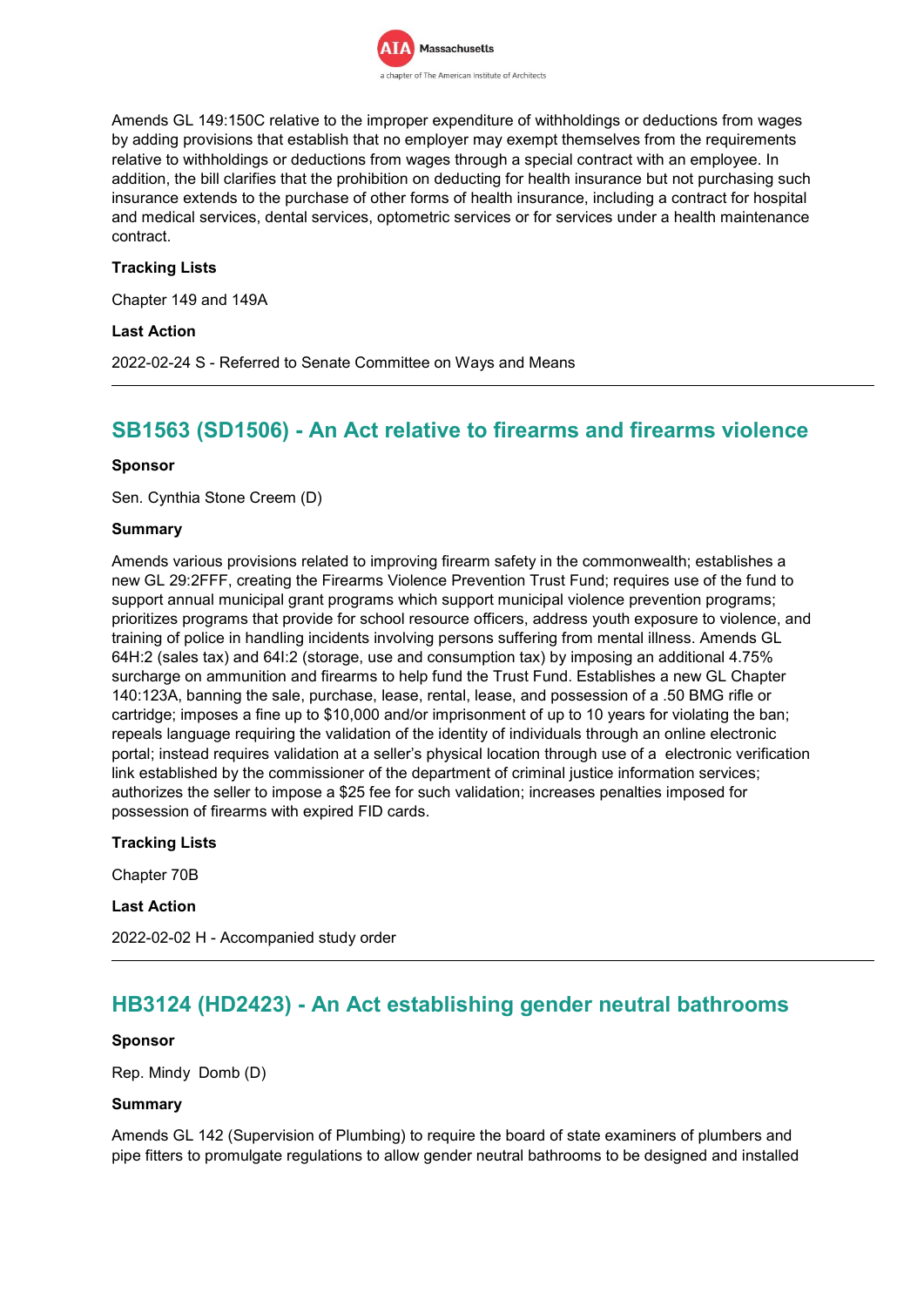Amends GL 149:150C relative to the improper expenditure of withholdings or deductions from wages by adding provisions that establish that no employer may exempt themselves from the requirements relative to withholdings or deductions from wages through a special contract with an employee. In addition, the bill clarifies that the prohibition on deducting for health insurance but not purchasing such insurance extends to the purchase of other forms of health insurance, including a contract for hospital and medical services, dental services, optometric services or for services under a health maintenance contract.

**Tracking Lists**

Chapter 149 and 149A

**Last Action**

2022-02-24 S - Referred to Senate Committee on Ways and Means

---

## SB1563 (SD1506) - An Act relative to firearms and firearms violence

**Sponsor**

Sen. Cynthia Stone Creem (D)

**Summary**

Amends various provisions related to improving firearm safety in the commonwealth; establishes a new GL 29:2FFF, creating the Firearms Violence Prevention Trust Fund; requires use of the fund to support annual municipal grant programs which support municipal violence prevention programs; prioritizes programs that provide for school resource officers, address youth exposure to violence, and training of police in handling incidents involving persons suffering from mental illness. Amends GL 64H:2 (sales tax) and 64I:2 (storage, use and consumption tax) by imposing an additional 4.75% surcharge on ammunition and firearms to help fund the Trust Fund. Establishes a new GL Chapter 140:123A, banning the sale, purchase, lease, rental, lease, and possession of a .50 BMG rifle or cartridge; imposes a fine up to $10,000 and/or imprisonment of up to 10 years for violating the ban; repeals language requiring the validation of the identity of individuals through an online electronic portal; instead requires validation at a seller's physical location through use of a electronic verification link established by the commissioner of the department of criminal justice information services; authorizes the seller to impose a $25 fee for such validation; increases penalties imposed for possession of firearms with expired FID cards.

**Tracking Lists**

Chapter 70B

**Last Action**

2022-02-02 H - Accompanied study order

---

## HB3124 (HD2423) - An Act establishing gender neutral bathrooms

**Sponsor**

Rep. Mindy Domb (D)

**Summary**

Amends GL 142 (Supervision of Plumbing) to require the board of state examiners of plumbers and pipe fitters to promulgate regulations to allow gender neutral bathrooms to be designed and installed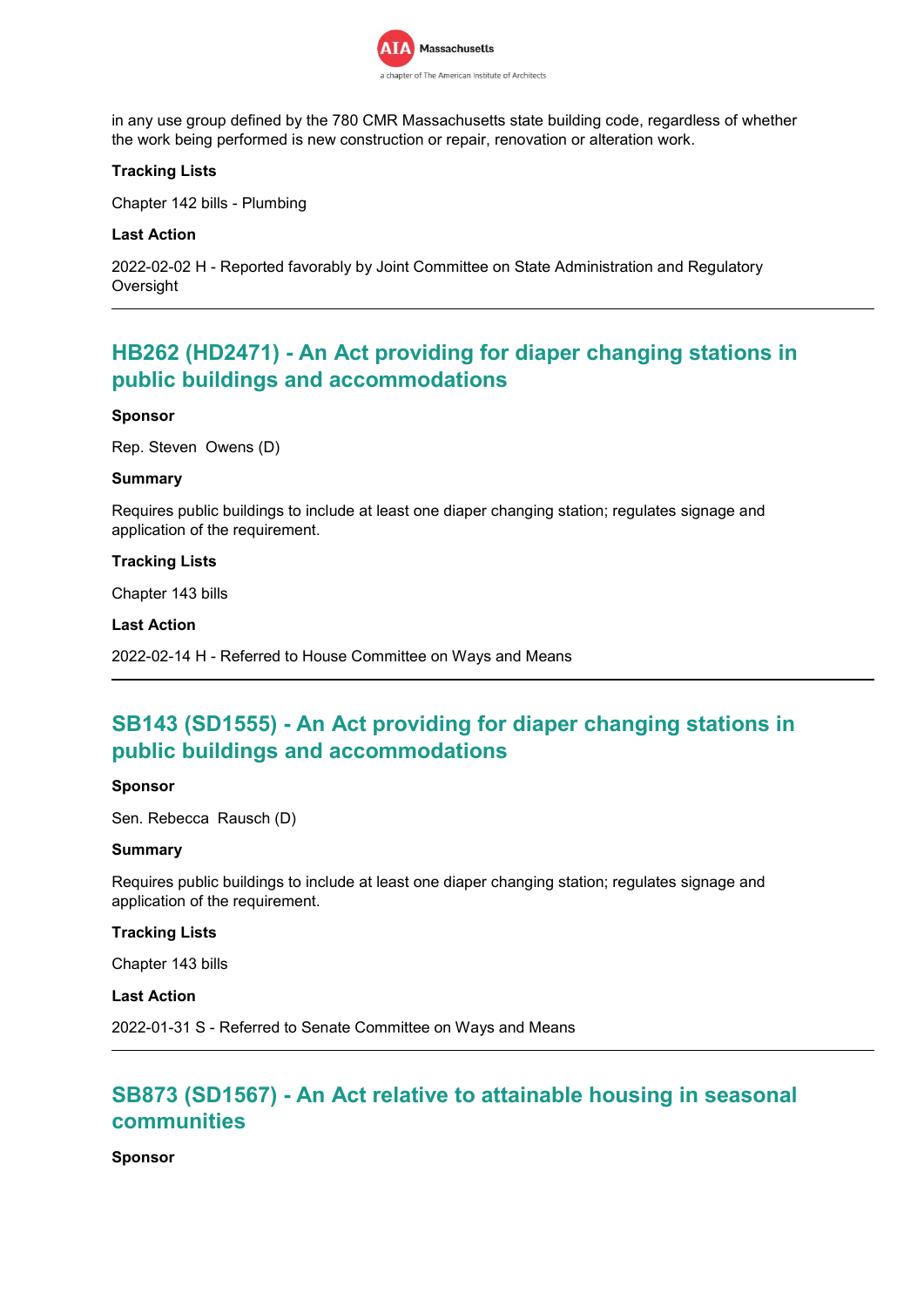in any use group defined by the 780 CMR Massachusetts state building code, regardless of whether the work being performed is new construction or repair, renovation or alteration work.

**Tracking Lists**

Chapter 142 bills - Plumbing

**Last Action**

2022-02-02 H - Reported favorably by Joint Committee on State Administration and Regulatory Oversight

---

## HB262 (HD2471) - An Act providing for diaper changing stations in public buildings and accommodations

**Sponsor**

Rep. Steven Owens (D)

**Summary**

Requires public buildings to include at least one diaper changing station; regulates signage and application of the requirement.

**Tracking Lists**

Chapter 143 bills

**Last Action**

2022-02-14 H - Referred to House Committee on Ways and Means

---

## SB143 (SD1555) - An Act providing for diaper changing stations in public buildings and accommodations

**Sponsor**

Sen. Rebecca Rausch (D)

**Summary**

Requires public buildings to include at least one diaper changing station; regulates signage and application of the requirement.

**Tracking Lists**

Chapter 143 bills

**Last Action**

2022-01-31 S - Referred to Senate Committee on Ways and Means

---

## SB873 (SD1567) - An Act relative to attainable housing in seasonal communities

**Sponsor**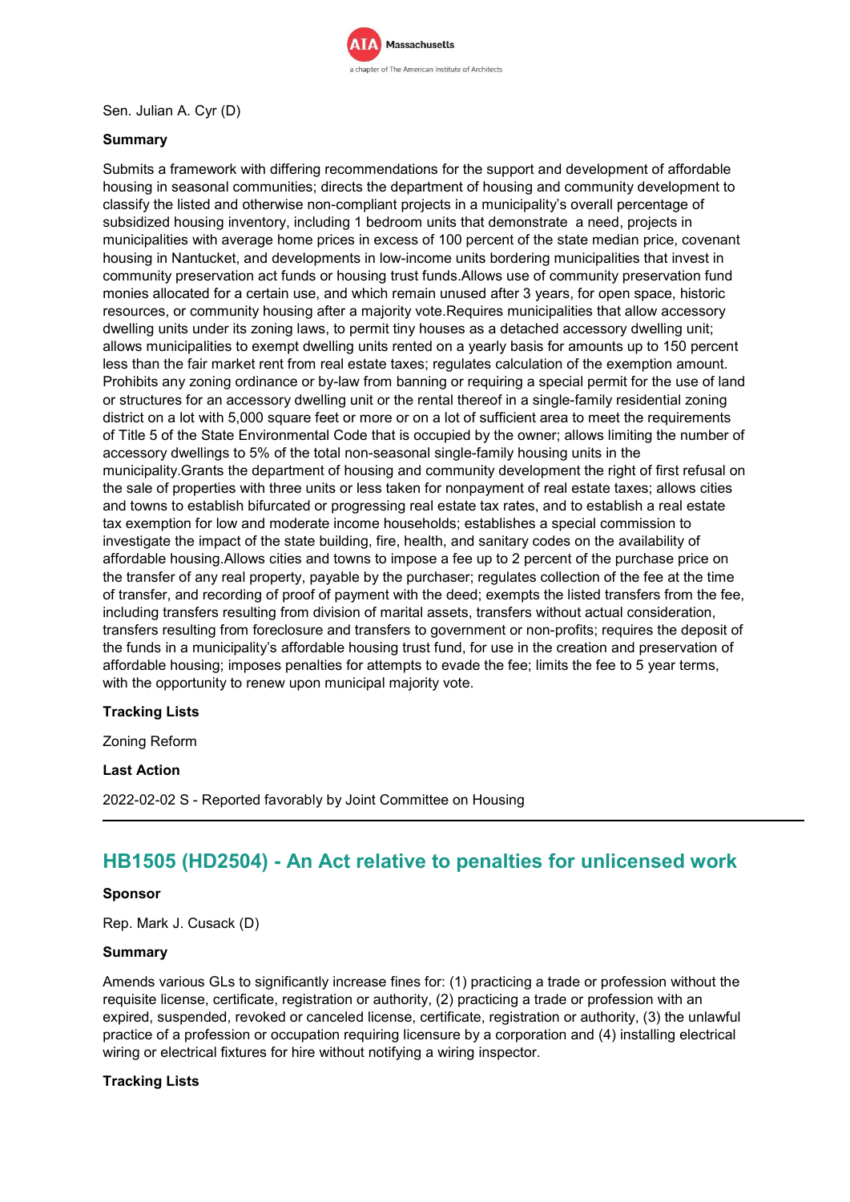Sen. Julian A. Cyr (D)

**Summary**

Submits a framework with differing recommendations for the support and development of affordable housing in seasonal communities; directs the department of housing and community development to classify the listed and otherwise non-compliant projects in a municipality's overall percentage of subsidized housing inventory, including 1 bedroom units that demonstrate a need, projects in municipalities with average home prices in excess of 100 percent of the state median price, covenant housing in Nantucket, and developments in low-income units bordering municipalities that invest in community preservation act funds or housing trust funds.Allows use of community preservation fund monies allocated for a certain use, and which remain unused after 3 years, for open space, historic resources, or community housing after a majority vote.Requires municipalities that allow accessory dwelling units under its zoning laws, to permit tiny houses as a detached accessory dwelling unit; allows municipalities to exempt dwelling units rented on a yearly basis for amounts up to 150 percent less than the fair market rent from real estate taxes; regulates calculation of the exemption amount. Prohibits any zoning ordinance or by-law from banning or requiring a special permit for the use of land or structures for an accessory dwelling unit or the rental thereof in a single-family residential zoning district on a lot with 5,000 square feet or more or on a lot of sufficient area to meet the requirements of Title 5 of the State Environmental Code that is occupied by the owner; allows limiting the number of accessory dwellings to 5% of the total non-seasonal single-family housing units in the municipality.Grants the department of housing and community development the right of first refusal on the sale of properties with three units or less taken for nonpayment of real estate taxes; allows cities and towns to establish bifurcated or progressing real estate tax rates, and to establish a real estate tax exemption for low and moderate income households; establishes a special commission to investigate the impact of the state building, fire, health, and sanitary codes on the availability of affordable housing.Allows cities and towns to impose a fee up to 2 percent of the purchase price on the transfer of any real property, payable by the purchaser; regulates collection of the fee at the time of transfer, and recording of proof of payment with the deed; exempts the listed transfers from the fee, including transfers resulting from division of marital assets, transfers without actual consideration, transfers resulting from foreclosure and transfers to government or non-profits; requires the deposit of the funds in a municipality's affordable housing trust fund, for use in the creation and preservation of affordable housing; imposes penalties for attempts to evade the fee; limits the fee to 5 year terms, with the opportunity to renew upon municipal majority vote.

**Tracking Lists**

Zoning Reform

**Last Action**

2022-02-02 S - Reported favorably by Joint Committee on Housing

---

## HB1505 (HD2504) - An Act relative to penalties for unlicensed work

**Sponsor**

Rep. Mark J. Cusack (D)

**Summary**

Amends various GLs to significantly increase fines for: (1) practicing a trade or profession without the requisite license, certificate, registration or authority, (2) practicing a trade or profession with an expired, suspended, revoked or canceled license, certificate, registration or authority, (3) the unlawful practice of a profession or occupation requiring licensure by a corporation and (4) installing electrical wiring or electrical fixtures for hire without notifying a wiring inspector.

**Tracking Lists**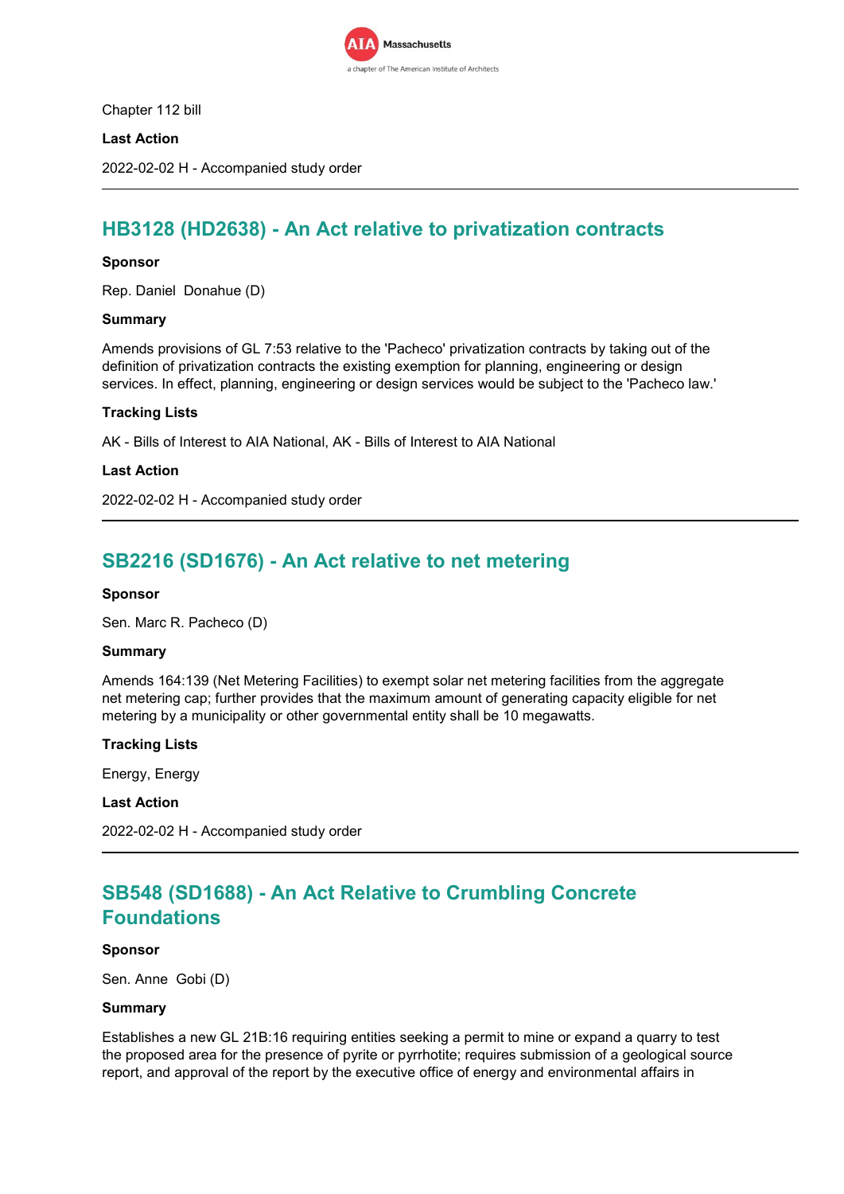Chapter 112 bill

**Last Action**

2022-02-02 H - Accompanied study order

---

## HB3128 (HD2638) - An Act relative to privatization contracts

**Sponsor**

Rep. Daniel Donahue (D)

**Summary**

Amends provisions of GL 7:53 relative to the 'Pacheco' privatization contracts by taking out of the definition of privatization contracts the existing exemption for planning, engineering or design services. In effect, planning, engineering or design services would be subject to the 'Pacheco law.'

**Tracking Lists**

AK - Bills of Interest to AIA National, AK - Bills of Interest to AIA National

**Last Action**

2022-02-02 H - Accompanied study order

---

## SB2216 (SD1676) - An Act relative to net metering

**Sponsor**

Sen. Marc R. Pacheco (D)

**Summary**

Amends 164:139 (Net Metering Facilities) to exempt solar net metering facilities from the aggregate net metering cap; further provides that the maximum amount of generating capacity eligible for net metering by a municipality or other governmental entity shall be 10 megawatts.

**Tracking Lists**

Energy, Energy

**Last Action**

2022-02-02 H - Accompanied study order

---

## SB548 (SD1688) - An Act Relative to Crumbling Concrete Foundations

**Sponsor**

Sen. Anne Gobi (D)

**Summary**

Establishes a new GL 21B:16 requiring entities seeking a permit to mine or expand a quarry to test the proposed area for the presence of pyrite or pyrrhotite; requires submission of a geological source report, and approval of the report by the executive office of energy and environmental affairs in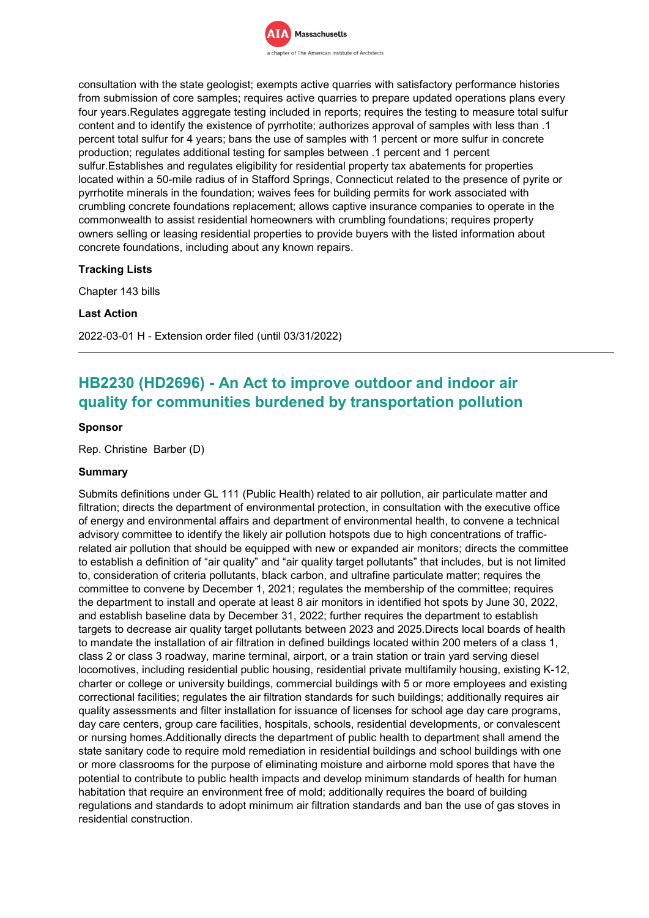consultation with the state geologist; exempts active quarries with satisfactory performance histories from submission of core samples; requires active quarries to prepare updated operations plans every four years.Regulates aggregate testing included in reports; requires the testing to measure total sulfur content and to identify the existence of pyrrhotite; authorizes approval of samples with less than .1 percent total sulfur for 4 years; bans the use of samples with 1 percent or more sulfur in concrete production; regulates additional testing for samples between .1 percent and 1 percent sulfur.Establishes and regulates eligibility for residential property tax abatements for properties located within a 50-mile radius of in Stafford Springs, Connecticut related to the presence of pyrite or pyrrhotite minerals in the foundation; waives fees for building permits for work associated with crumbling concrete foundations replacement; allows captive insurance companies to operate in the commonwealth to assist residential homeowners with crumbling foundations; requires property owners selling or leasing residential properties to provide buyers with the listed information about concrete foundations, including about any known repairs.

**Tracking Lists**

Chapter 143 bills

**Last Action**

2022-03-01 H - Extension order filed (until 03/31/2022)

---

## HB2230 (HD2696) - An Act to improve outdoor and indoor air quality for communities burdened by transportation pollution

**Sponsor**

Rep. Christine Barber (D)

**Summary**

Submits definitions under GL 111 (Public Health) related to air pollution, air particulate matter and filtration; directs the department of environmental protection, in consultation with the executive office of energy and environmental affairs and department of environmental health, to convene a technical advisory committee to identify the likely air pollution hotspots due to high concentrations of traffic-related air pollution that should be equipped with new or expanded air monitors; directs the committee to establish a definition of "air quality" and "air quality target pollutants" that includes, but is not limited to, consideration of criteria pollutants, black carbon, and ultrafine particulate matter; requires the committee to convene by December 1, 2021; regulates the membership of the committee; requires the department to install and operate at least 8 air monitors in identified hot spots by June 30, 2022, and establish baseline data by December 31, 2022; further requires the department to establish targets to decrease air quality target pollutants between 2023 and 2025.Directs local boards of health to mandate the installation of air filtration in defined buildings located within 200 meters of a class 1, class 2 or class 3 roadway, marine terminal, airport, or a train station or train yard serving diesel locomotives, including residential public housing, residential private multifamily housing, existing K-12, charter or college or university buildings, commercial buildings with 5 or more employees and existing correctional facilities; regulates the air filtration standards for such buildings; additionally requires air quality assessments and filter installation for issuance of licenses for school age day care programs, day care centers, group care facilities, hospitals, schools, residential developments, or convalescent or nursing homes.Additionally directs the department of public health to department shall amend the state sanitary code to require mold remediation in residential buildings and school buildings with one or more classrooms for the purpose of eliminating moisture and airborne mold spores that have the potential to contribute to public health impacts and develop minimum standards of health for human habitation that require an environment free of mold; additionally requires the board of building regulations and standards to adopt minimum air filtration standards and ban the use of gas stoves in residential construction.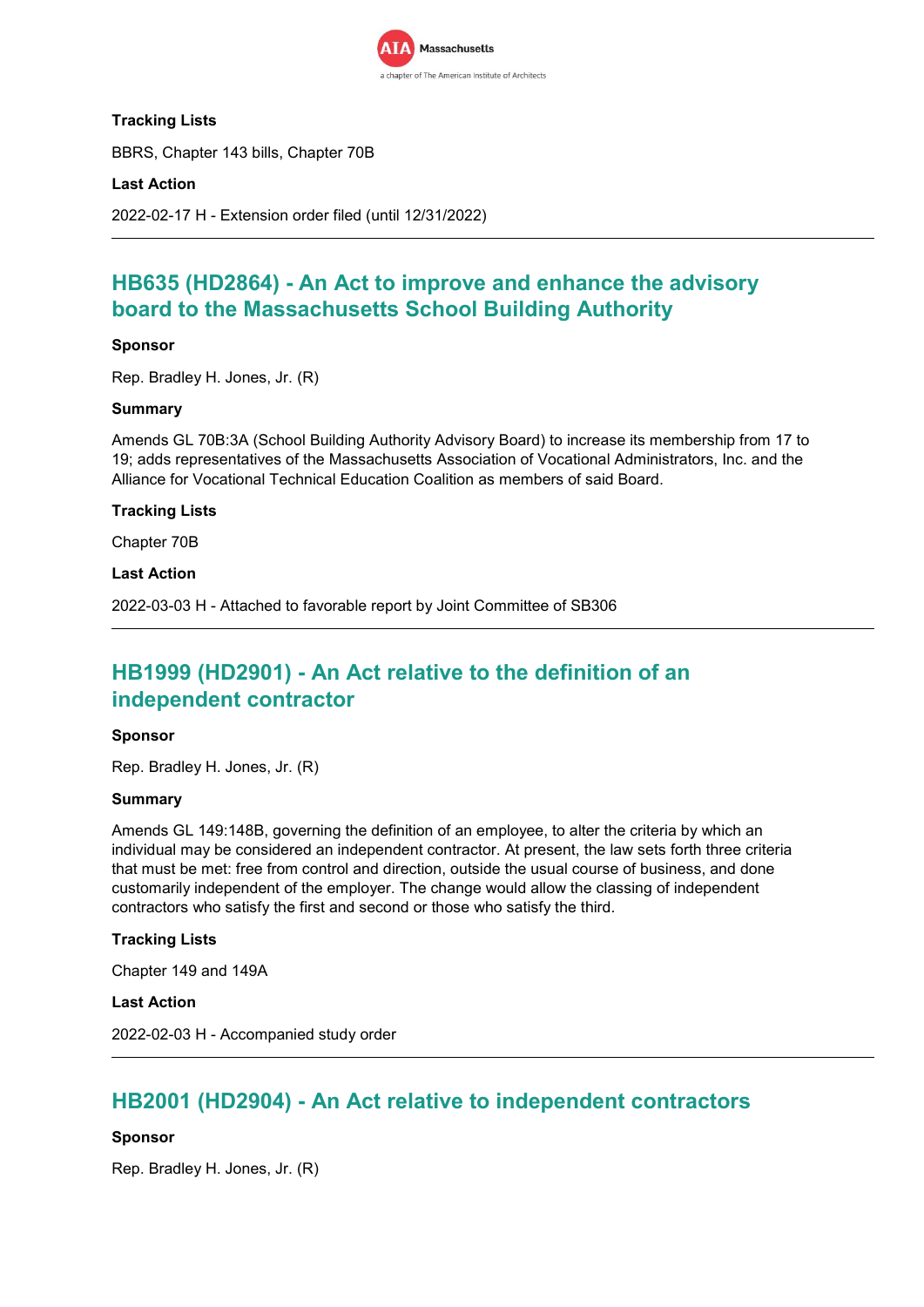**Tracking Lists**

BBRS, Chapter 143 bills, Chapter 70B

**Last Action**

2022-02-17 H - Extension order filed (until 12/31/2022)

---

## HB635 (HD2864) - An Act to improve and enhance the advisory board to the Massachusetts School Building Authority

**Sponsor**

Rep. Bradley H. Jones, Jr. (R)

**Summary**

Amends GL 70B:3A (School Building Authority Advisory Board) to increase its membership from 17 to 19; adds representatives of the Massachusetts Association of Vocational Administrators, Inc. and the Alliance for Vocational Technical Education Coalition as members of said Board.

**Tracking Lists**

Chapter 70B

**Last Action**

2022-03-03 H - Attached to favorable report by Joint Committee of SB306

---

## HB1999 (HD2901) - An Act relative to the definition of an independent contractor

**Sponsor**

Rep. Bradley H. Jones, Jr. (R)

**Summary**

Amends GL 149:148B, governing the definition of an employee, to alter the criteria by which an individual may be considered an independent contractor. At present, the law sets forth three criteria that must be met: free from control and direction, outside the usual course of business, and done customarily independent of the employer. The change would allow the classing of independent contractors who satisfy the first and second or those who satisfy the third.

**Tracking Lists**

Chapter 149 and 149A

**Last Action**

2022-02-03 H - Accompanied study order

---

## HB2001 (HD2904) - An Act relative to independent contractors

**Sponsor**

Rep. Bradley H. Jones, Jr. (R)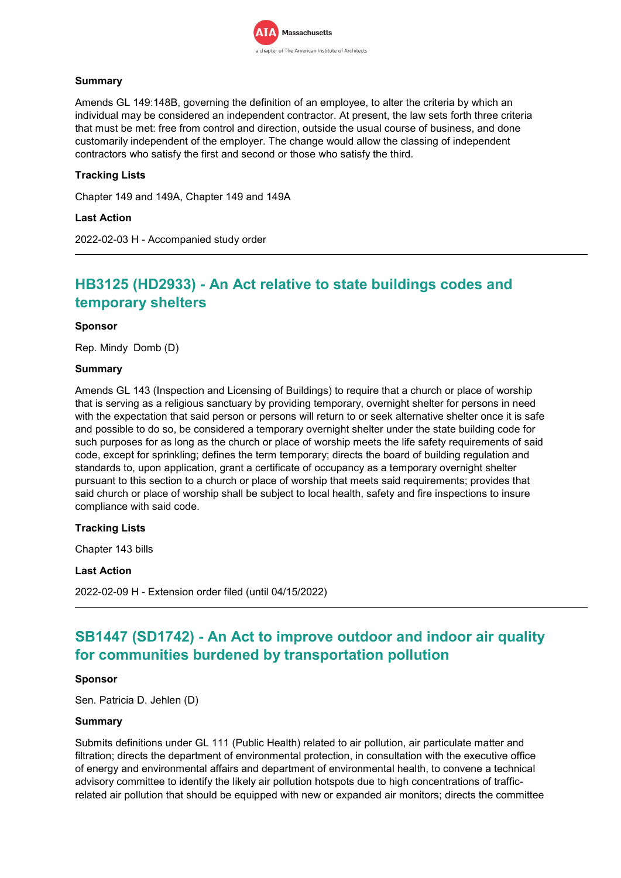#### Summary

Amends GL 149:148B, governing the definition of an employee, to alter the criteria by which an individual may be considered an independent contractor. At present, the law sets forth three criteria that must be met: free from control and direction, outside the usual course of business, and done customarily independent of the employer. The change would allow the classing of independent contractors who satisfy the first and second or those who satisfy the third.

#### Tracking Lists

Chapter 149 and 149A, Chapter 149 and 149A

#### Last Action

2022-02-03 H - Accompanied study order

---

## HB3125 (HD2933) - An Act relative to state buildings codes and temporary shelters

#### Sponsor

Rep. Mindy Domb (D)

#### Summary

Amends GL 143 (Inspection and Licensing of Buildings) to require that a church or place of worship that is serving as a religious sanctuary by providing temporary, overnight shelter for persons in need with the expectation that said person or persons will return to or seek alternative shelter once it is safe and possible to do so, be considered a temporary overnight shelter under the state building code for such purposes for as long as the church or place of worship meets the life safety requirements of said code, except for sprinkling; defines the term temporary; directs the board of building regulation and standards to, upon application, grant a certificate of occupancy as a temporary overnight shelter pursuant to this section to a church or place of worship that meets said requirements; provides that said church or place of worship shall be subject to local health, safety and fire inspections to insure compliance with said code.

#### Tracking Lists

Chapter 143 bills

#### Last Action

2022-02-09 H - Extension order filed (until 04/15/2022)

---

## SB1447 (SD1742) - An Act to improve outdoor and indoor air quality for communities burdened by transportation pollution

#### Sponsor

Sen. Patricia D. Jehlen (D)

#### Summary

Submits definitions under GL 111 (Public Health) related to air pollution, air particulate matter and filtration; directs the department of environmental protection, in consultation with the executive office of energy and environmental affairs and department of environmental health, to convene a technical advisory committee to identify the likely air pollution hotspots due to high concentrations of traffic-related air pollution that should be equipped with new or expanded air monitors; directs the committee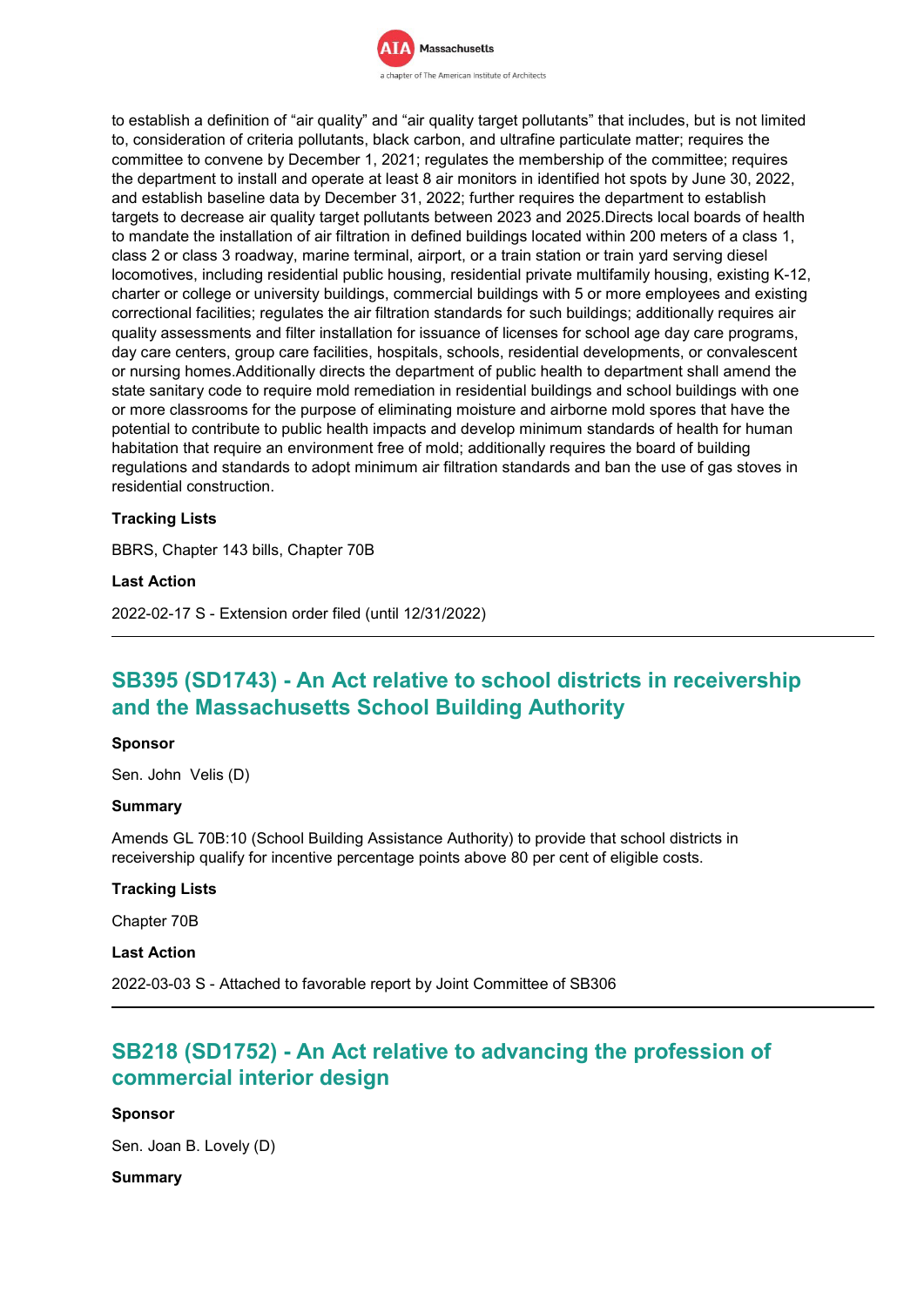to establish a definition of “air quality” and “air quality target pollutants” that includes, but is not limited to, consideration of criteria pollutants, black carbon, and ultrafine particulate matter; requires the committee to convene by December 1, 2021; regulates the membership of the committee; requires the department to install and operate at least 8 air monitors in identified hot spots by June 30, 2022, and establish baseline data by December 31, 2022; further requires the department to establish targets to decrease air quality target pollutants between 2023 and 2025.Directs local boards of health to mandate the installation of air filtration in defined buildings located within 200 meters of a class 1, class 2 or class 3 roadway, marine terminal, airport, or a train station or train yard serving diesel locomotives, including residential public housing, residential private multifamily housing, existing K-12, charter or college or university buildings, commercial buildings with 5 or more employees and existing correctional facilities; regulates the air filtration standards for such buildings; additionally requires air quality assessments and filter installation for issuance of licenses for school age day care programs, day care centers, group care facilities, hospitals, schools, residential developments, or convalescent or nursing homes.Additionally directs the department of public health to department shall amend the state sanitary code to require mold remediation in residential buildings and school buildings with one or more classrooms for the purpose of eliminating moisture and airborne mold spores that have the potential to contribute to public health impacts and develop minimum standards of health for human habitation that require an environment free of mold; additionally requires the board of building regulations and standards to adopt minimum air filtration standards and ban the use of gas stoves in residential construction.

**Tracking Lists**

BBRS, Chapter 143 bills, Chapter 70B

**Last Action**

2022-02-17 S - Extension order filed (until 12/31/2022)

---

## SB395 (SD1743) - An Act relative to school districts in receivership and the Massachusetts School Building Authority

**Sponsor**

Sen. John Velis (D)

**Summary**

Amends GL 70B:10 (School Building Assistance Authority) to provide that school districts in receivership qualify for incentive percentage points above 80 per cent of eligible costs.

**Tracking Lists**

Chapter 70B

**Last Action**

2022-03-03 S - Attached to favorable report by Joint Committee of SB306

---

## SB218 (SD1752) - An Act relative to advancing the profession of commercial interior design

**Sponsor**

Sen. Joan B. Lovely (D)

**Summary**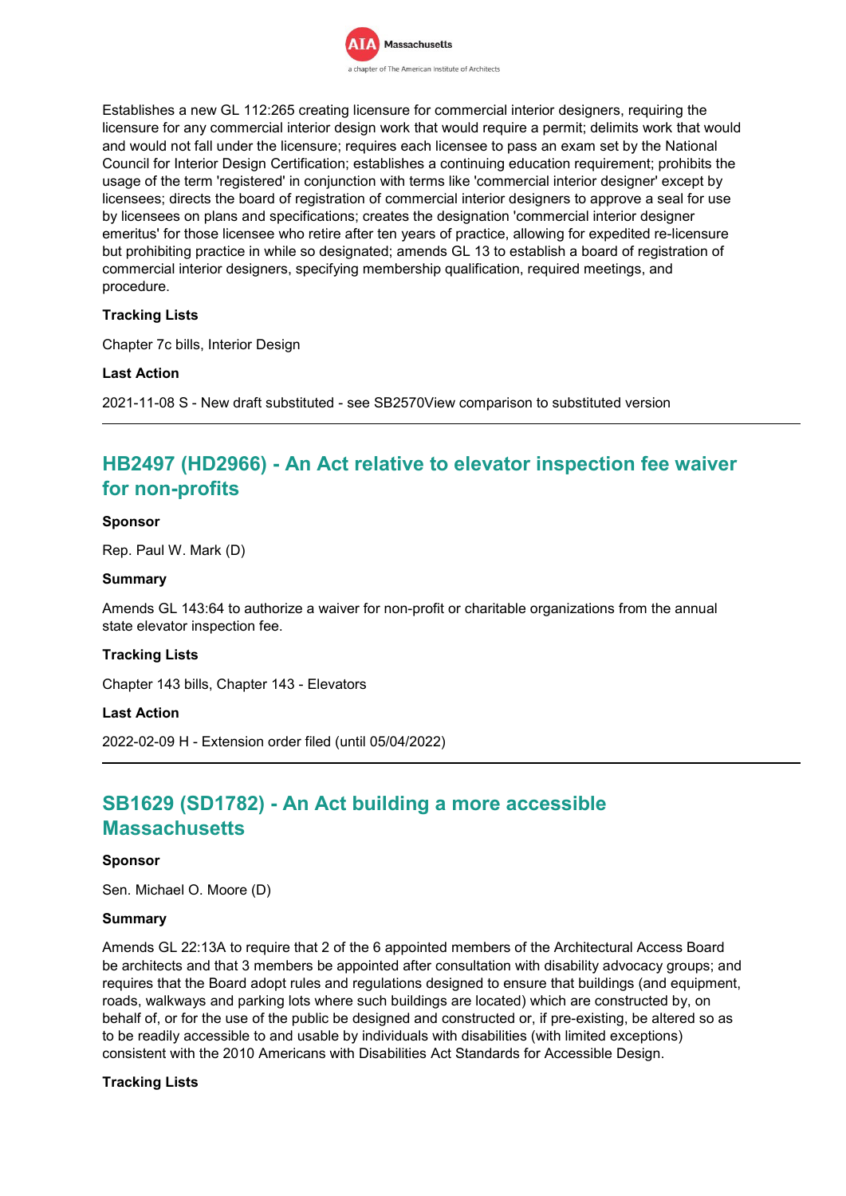Establishes a new GL 112:265 creating licensure for commercial interior designers, requiring the licensure for any commercial interior design work that would require a permit; delimits work that would and would not fall under the licensure; requires each licensee to pass an exam set by the National Council for Interior Design Certification; establishes a continuing education requirement; prohibits the usage of the term 'registered' in conjunction with terms like 'commercial interior designer' except by licensees; directs the board of registration of commercial interior designers to approve a seal for use by licensees on plans and specifications; creates the designation 'commercial interior designer emeritus' for those licensee who retire after ten years of practice, allowing for expedited re-licensure but prohibiting practice in while so designated; amends GL 13 to establish a board of registration of commercial interior designers, specifying membership qualification, required meetings, and procedure.

**Tracking Lists**

Chapter 7c bills, Interior Design

**Last Action**

2021-11-08 S - New draft substituted - see SB2570View comparison to substituted version

---

## HB2497 (HD2966) - An Act relative to elevator inspection fee waiver for non-profits

**Sponsor**

Rep. Paul W. Mark (D)

**Summary**

Amends GL 143:64 to authorize a waiver for non-profit or charitable organizations from the annual state elevator inspection fee.

**Tracking Lists**

Chapter 143 bills, Chapter 143 - Elevators

**Last Action**

2022-02-09 H - Extension order filed (until 05/04/2022)

---

## SB1629 (SD1782) - An Act building a more accessible Massachusetts

**Sponsor**

Sen. Michael O. Moore (D)

**Summary**

Amends GL 22:13A to require that 2 of the 6 appointed members of the Architectural Access Board be architects and that 3 members be appointed after consultation with disability advocacy groups; and requires that the Board adopt rules and regulations designed to ensure that buildings (and equipment, roads, walkways and parking lots where such buildings are located) which are constructed by, on behalf of, or for the use of the public be designed and constructed or, if pre-existing, be altered so as to be readily accessible to and usable by individuals with disabilities (with limited exceptions) consistent with the 2010 Americans with Disabilities Act Standards for Accessible Design.

**Tracking Lists**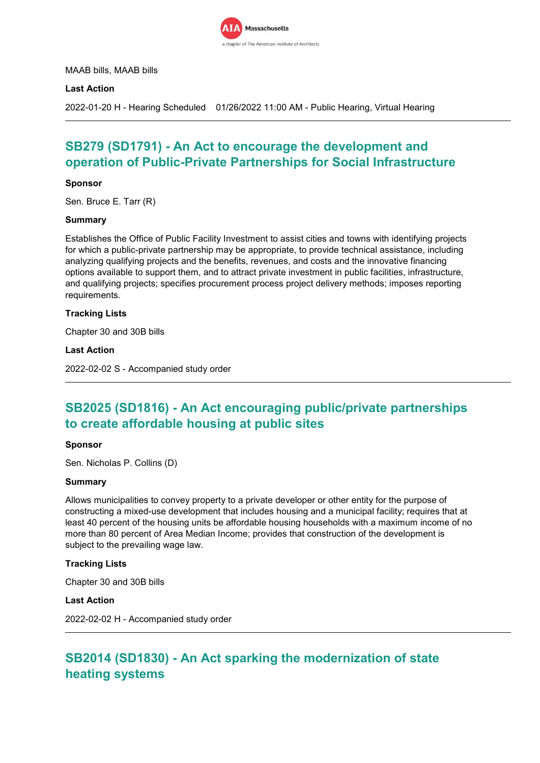MAAB bills, MAAB bills

**Last Action**

2022-01-20 H - Hearing Scheduled 01/26/2022 11:00 AM - Public Hearing, Virtual Hearing

---

## SB279 (SD1791) - An Act to encourage the development and operation of Public-Private Partnerships for Social Infrastructure

**Sponsor**

Sen. Bruce E. Tarr (R)

**Summary**

Establishes the Office of Public Facility Investment to assist cities and towns with identifying projects for which a public-private partnership may be appropriate, to provide technical assistance, including analyzing qualifying projects and the benefits, revenues, and costs and the innovative financing options available to support them, and to attract private investment in public facilities, infrastructure, and qualifying projects; specifies procurement process project delivery methods; imposes reporting requirements.

**Tracking Lists**

Chapter 30 and 30B bills

**Last Action**

2022-02-02 S - Accompanied study order

---

## SB2025 (SD1816) - An Act encouraging public/private partnerships to create affordable housing at public sites

**Sponsor**

Sen. Nicholas P. Collins (D)

**Summary**

Allows municipalities to convey property to a private developer or other entity for the purpose of constructing a mixed-use development that includes housing and a municipal facility; requires that at least 40 percent of the housing units be affordable housing households with a maximum income of no more than 80 percent of Area Median Income; provides that construction of the development is subject to the prevailing wage law.

**Tracking Lists**

Chapter 30 and 30B bills

**Last Action**

2022-02-02 H - Accompanied study order

---

## SB2014 (SD1830) - An Act sparking the modernization of state heating systems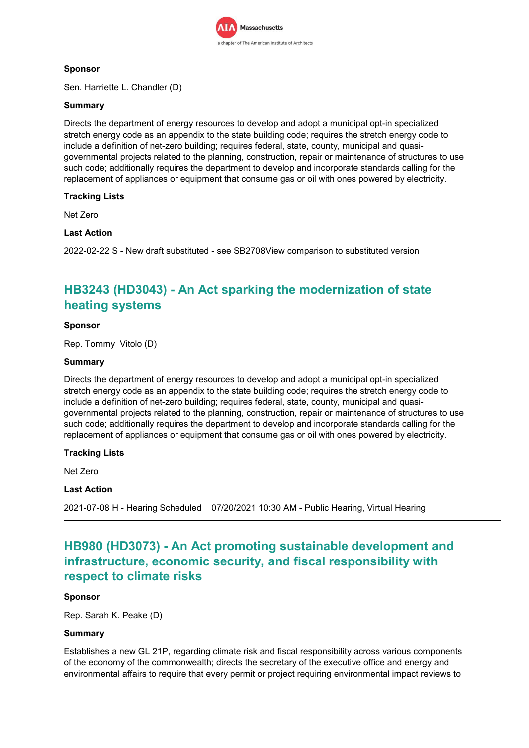**Sponsor**

Sen. Harriette L. Chandler (D)

**Summary**

Directs the department of energy resources to develop and adopt a municipal opt-in specialized stretch energy code as an appendix to the state building code; requires the stretch energy code to include a definition of net-zero building; requires federal, state, county, municipal and quasi-governmental projects related to the planning, construction, repair or maintenance of structures to use such code; additionally requires the department to develop and incorporate standards calling for the replacement of appliances or equipment that consume gas or oil with ones powered by electricity.

**Tracking Lists**

Net Zero

**Last Action**

2022-02-22 S - New draft substituted - see SB2708View comparison to substituted version

---

## HB3243 (HD3043) - An Act sparking the modernization of state heating systems

**Sponsor**

Rep. Tommy Vitolo (D)

**Summary**

Directs the department of energy resources to develop and adopt a municipal opt-in specialized stretch energy code as an appendix to the state building code; requires the stretch energy code to include a definition of net-zero building; requires federal, state, county, municipal and quasi-governmental projects related to the planning, construction, repair or maintenance of structures to use such code; additionally requires the department to develop and incorporate standards calling for the replacement of appliances or equipment that consume gas or oil with ones powered by electricity.

**Tracking Lists**

Net Zero

**Last Action**

2021-07-08 H - Hearing Scheduled 07/20/2021 10:30 AM - Public Hearing, Virtual Hearing

---

## HB980 (HD3073) - An Act promoting sustainable development and infrastructure, economic security, and fiscal responsibility with respect to climate risks

**Sponsor**

Rep. Sarah K. Peake (D)

**Summary**

Establishes a new GL 21P, regarding climate risk and fiscal responsibility across various components of the economy of the commonwealth; directs the secretary of the executive office and energy and environmental affairs to require that every permit or project requiring environmental impact reviews to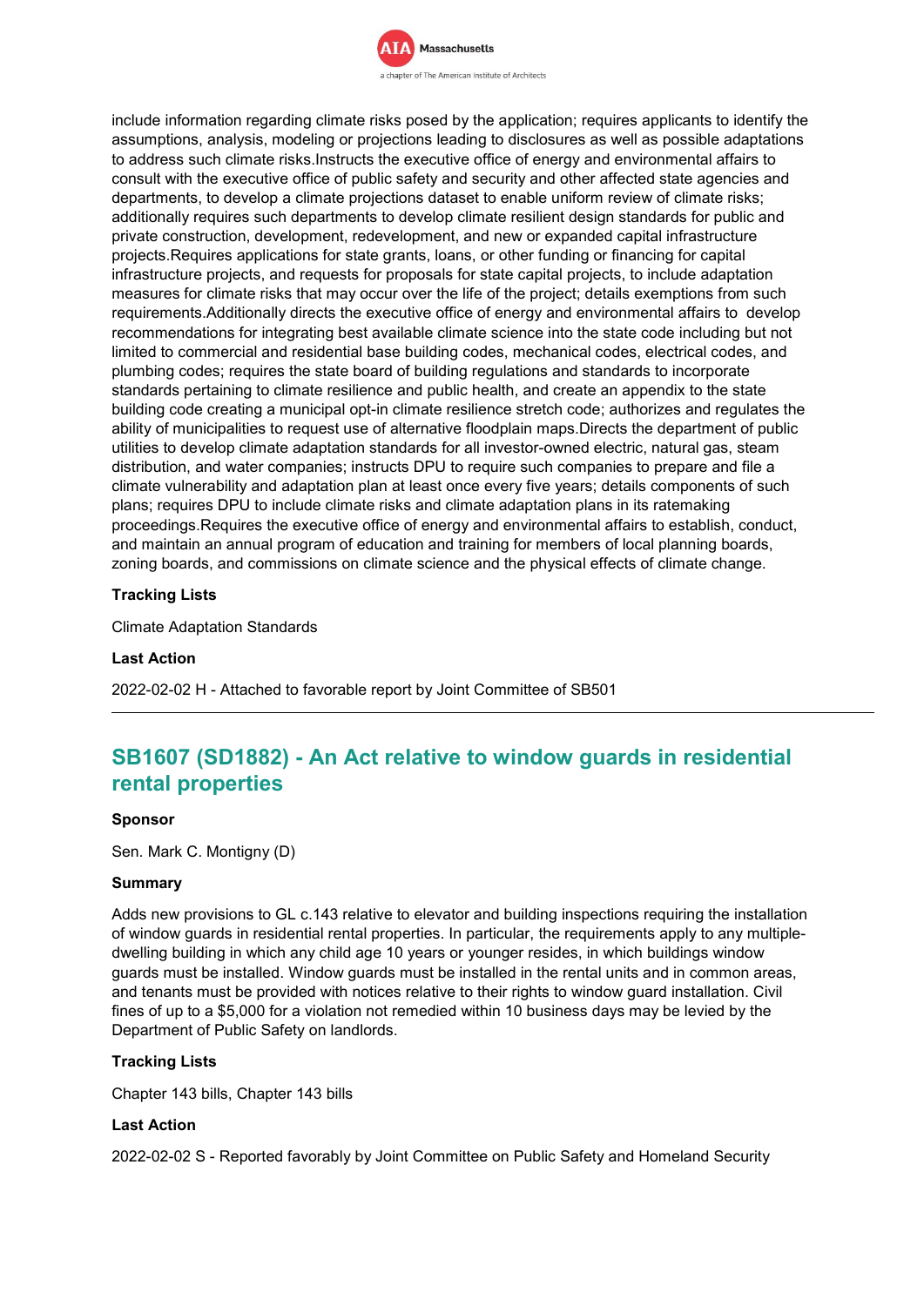include information regarding climate risks posed by the application; requires applicants to identify the assumptions, analysis, modeling or projections leading to disclosures as well as possible adaptations to address such climate risks.Instructs the executive office of energy and environmental affairs to consult with the executive office of public safety and security and other affected state agencies and departments, to develop a climate projections dataset to enable uniform review of climate risks; additionally requires such departments to develop climate resilient design standards for public and private construction, development, redevelopment, and new or expanded capital infrastructure projects.Requires applications for state grants, loans, or other funding or financing for capital infrastructure projects, and requests for proposals for state capital projects, to include adaptation measures for climate risks that may occur over the life of the project; details exemptions from such requirements.Additionally directs the executive office of energy and environmental affairs to develop recommendations for integrating best available climate science into the state code including but not limited to commercial and residential base building codes, mechanical codes, electrical codes, and plumbing codes; requires the state board of building regulations and standards to incorporate standards pertaining to climate resilience and public health, and create an appendix to the state building code creating a municipal opt-in climate resilience stretch code; authorizes and regulates the ability of municipalities to request use of alternative floodplain maps.Directs the department of public utilities to develop climate adaptation standards for all investor-owned electric, natural gas, steam distribution, and water companies; instructs DPU to require such companies to prepare and file a climate vulnerability and adaptation plan at least once every five years; details components of such plans; requires DPU to include climate risks and climate adaptation plans in its ratemaking proceedings.Requires the executive office of energy and environmental affairs to establish, conduct, and maintain an annual program of education and training for members of local planning boards, zoning boards, and commissions on climate science and the physical effects of climate change.

**Tracking Lists**

Climate Adaptation Standards

**Last Action**

2022-02-02 H - Attached to favorable report by Joint Committee of SB501

---

## SB1607 (SD1882) - An Act relative to window guards in residential rental properties

**Sponsor**

Sen. Mark C. Montigny (D)

**Summary**

Adds new provisions to GL c.143 relative to elevator and building inspections requiring the installation of window guards in residential rental properties. In particular, the requirements apply to any multiple-dwelling building in which any child age 10 years or younger resides, in which buildings window guards must be installed. Window guards must be installed in the rental units and in common areas, and tenants must be provided with notices relative to their rights to window guard installation. Civil fines of up to a $5,000 for a violation not remedied within 10 business days may be levied by the Department of Public Safety on landlords.

**Tracking Lists**

Chapter 143 bills, Chapter 143 bills

**Last Action**

2022-02-02 S - Reported favorably by Joint Committee on Public Safety and Homeland Security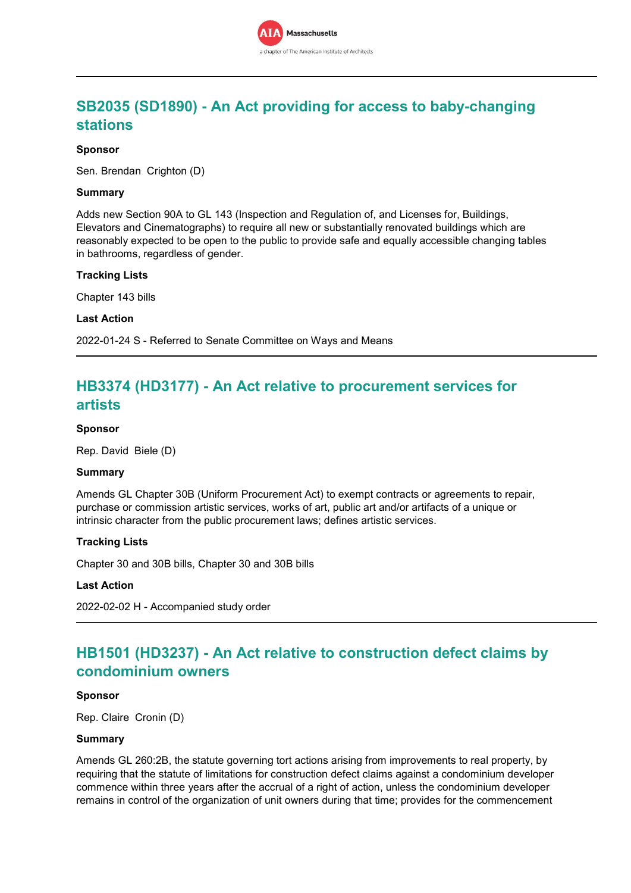## SB2035 (SD1890) - An Act providing for access to baby-changing stations

**Sponsor**

Sen. Brendan Crighton (D)

**Summary**

Adds new Section 90A to GL 143 (Inspection and Regulation of, and Licenses for, Buildings, Elevators and Cinematographs) to require all new or substantially renovated buildings which are reasonably expected to be open to the public to provide safe and equally accessible changing tables in bathrooms, regardless of gender.

**Tracking Lists**

Chapter 143 bills

**Last Action**

2022-01-24 S - Referred to Senate Committee on Ways and Means

---

## HB3374 (HD3177) - An Act relative to procurement services for artists

**Sponsor**

Rep. David Biele (D)

**Summary**

Amends GL Chapter 30B (Uniform Procurement Act) to exempt contracts or agreements to repair, purchase or commission artistic services, works of art, public art and/or artifacts of a unique or intrinsic character from the public procurement laws; defines artistic services.

**Tracking Lists**

Chapter 30 and 30B bills, Chapter 30 and 30B bills

**Last Action**

2022-02-02 H - Accompanied study order

---

## HB1501 (HD3237) - An Act relative to construction defect claims by condominium owners

**Sponsor**

Rep. Claire Cronin (D)

**Summary**

Amends GL 260:2B, the statute governing tort actions arising from improvements to real property, by requiring that the statute of limitations for construction defect claims against a condominium developer commence within three years after the accrual of a right of action, unless the condominium developer remains in control of the organization of unit owners during that time; provides for the commencement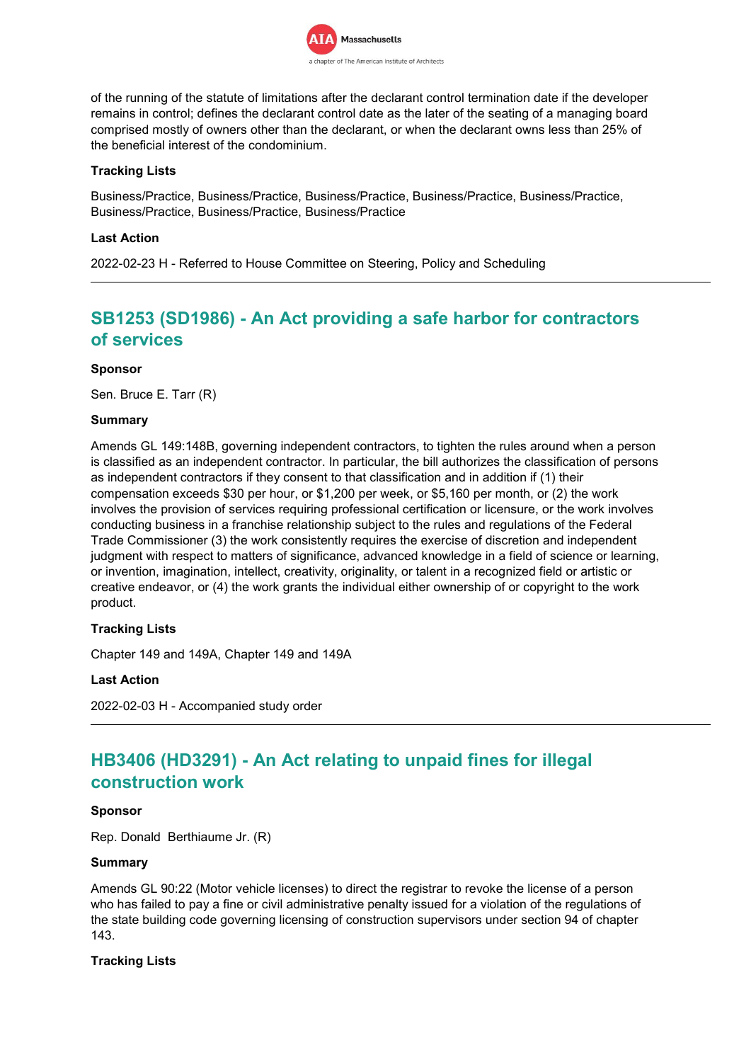of the running of the statute of limitations after the declarant control termination date if the developer remains in control; defines the declarant control date as the later of the seating of a managing board comprised mostly of owners other than the declarant, or when the declarant owns less than 25% of the beneficial interest of the condominium.

#### Tracking Lists

Business/Practice, Business/Practice, Business/Practice, Business/Practice, Business/Practice, Business/Practice, Business/Practice, Business/Practice

#### Last Action

2022-02-23 H - Referred to House Committee on Steering, Policy and Scheduling

---

## SB1253 (SD1986) - An Act providing a safe harbor for contractors of services

#### Sponsor

Sen. Bruce E. Tarr (R)

#### Summary

Amends GL 149:148B, governing independent contractors, to tighten the rules around when a person is classified as an independent contractor. In particular, the bill authorizes the classification of persons as independent contractors if they consent to that classification and in addition if (1) their compensation exceeds $30 per hour, or $1,200 per week, or $5,160 per month, or (2) the work involves the provision of services requiring professional certification or licensure, or the work involves conducting business in a franchise relationship subject to the rules and regulations of the Federal Trade Commissioner (3) the work consistently requires the exercise of discretion and independent judgment with respect to matters of significance, advanced knowledge in a field of science or learning, or invention, imagination, intellect, creativity, originality, or talent in a recognized field or artistic or creative endeavor, or (4) the work grants the individual either ownership of or copyright to the work product.

#### Tracking Lists

Chapter 149 and 149A, Chapter 149 and 149A

#### Last Action

2022-02-03 H - Accompanied study order

---

## HB3406 (HD3291) - An Act relating to unpaid fines for illegal construction work

#### Sponsor

Rep. Donald Berthiaume Jr. (R)

#### Summary

Amends GL 90:22 (Motor vehicle licenses) to direct the registrar to revoke the license of a person who has failed to pay a fine or civil administrative penalty issued for a violation of the regulations of the state building code governing licensing of construction supervisors under section 94 of chapter 143.

#### Tracking Lists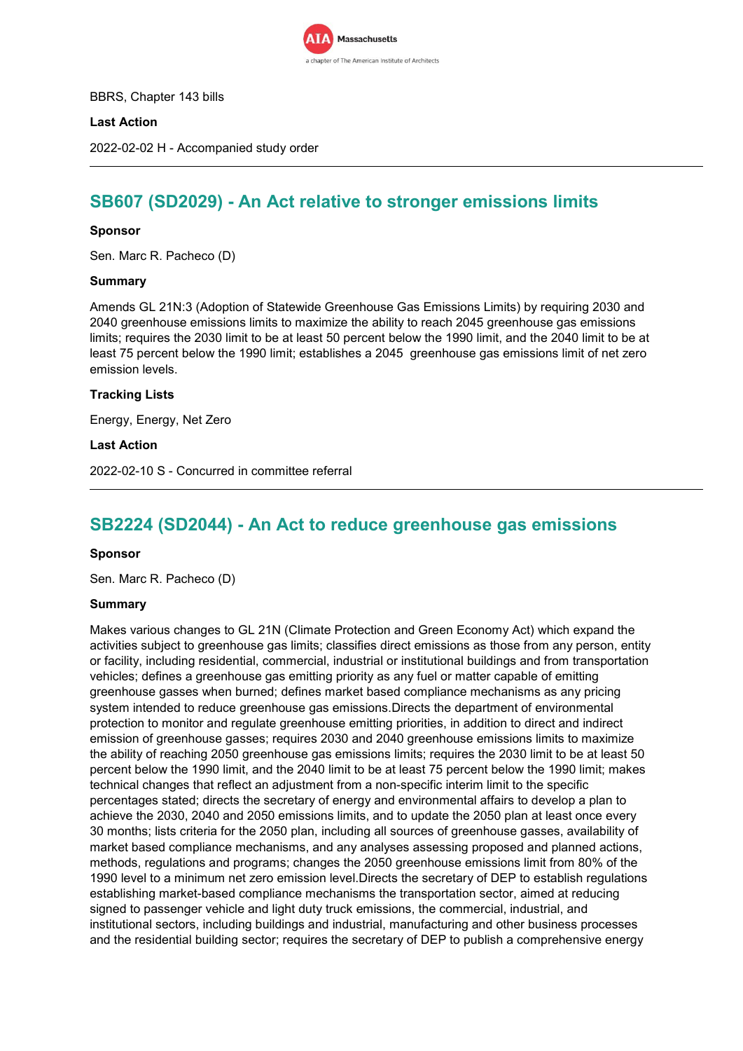BBRS, Chapter 143 bills

**Last Action**

2022-02-02 H - Accompanied study order

---

## SB607 (SD2029) - An Act relative to stronger emissions limits

**Sponsor**

Sen. Marc R. Pacheco (D)

**Summary**

Amends GL 21N:3 (Adoption of Statewide Greenhouse Gas Emissions Limits) by requiring 2030 and 2040 greenhouse emissions limits to maximize the ability to reach 2045 greenhouse gas emissions limits; requires the 2030 limit to be at least 50 percent below the 1990 limit, and the 2040 limit to be at least 75 percent below the 1990 limit; establishes a 2045 greenhouse gas emissions limit of net zero emission levels.

**Tracking Lists**

Energy, Energy, Net Zero

**Last Action**

2022-02-10 S - Concurred in committee referral

---

## SB2224 (SD2044) - An Act to reduce greenhouse gas emissions

**Sponsor**

Sen. Marc R. Pacheco (D)

**Summary**

Makes various changes to GL 21N (Climate Protection and Green Economy Act) which expand the activities subject to greenhouse gas limits; classifies direct emissions as those from any person, entity or facility, including residential, commercial, industrial or institutional buildings and from transportation vehicles; defines a greenhouse gas emitting priority as any fuel or matter capable of emitting greenhouse gasses when burned; defines market based compliance mechanisms as any pricing system intended to reduce greenhouse gas emissions.Directs the department of environmental protection to monitor and regulate greenhouse emitting priorities, in addition to direct and indirect emission of greenhouse gasses; requires 2030 and 2040 greenhouse emissions limits to maximize the ability of reaching 2050 greenhouse gas emissions limits; requires the 2030 limit to be at least 50 percent below the 1990 limit, and the 2040 limit to be at least 75 percent below the 1990 limit; makes technical changes that reflect an adjustment from a non-specific interim limit to the specific percentages stated; directs the secretary of energy and environmental affairs to develop a plan to achieve the 2030, 2040 and 2050 emissions limits, and to update the 2050 plan at least once every 30 months; lists criteria for the 2050 plan, including all sources of greenhouse gasses, availability of market based compliance mechanisms, and any analyses assessing proposed and planned actions, methods, regulations and programs; changes the 2050 greenhouse emissions limit from 80% of the 1990 level to a minimum net zero emission level.Directs the secretary of DEP to establish regulations establishing market-based compliance mechanisms the transportation sector, aimed at reducing signed to passenger vehicle and light duty truck emissions, the commercial, industrial, and institutional sectors, including buildings and industrial, manufacturing and other business processes and the residential building sector; requires the secretary of DEP to publish a comprehensive energy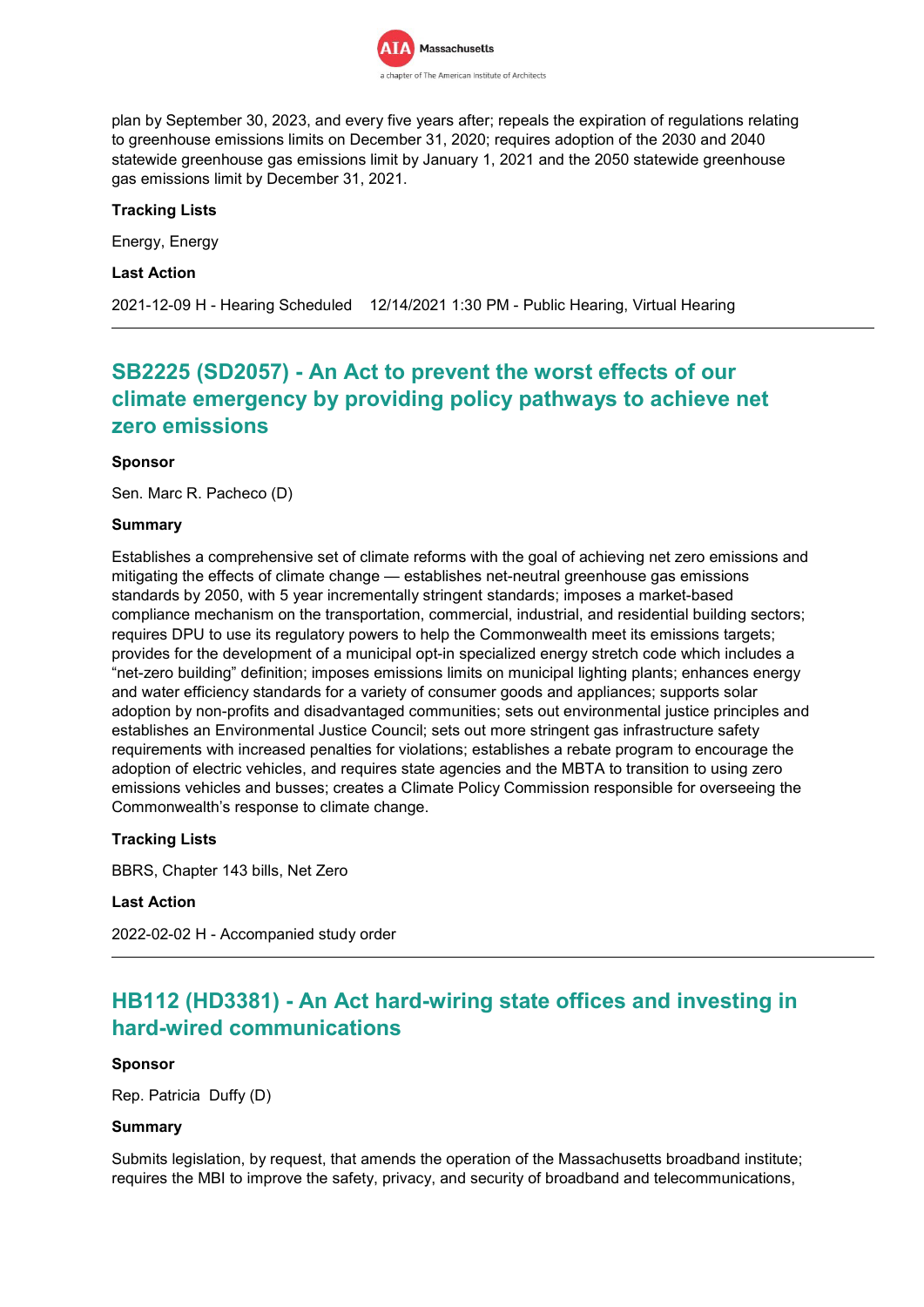plan by September 30, 2023, and every five years after; repeals the expiration of regulations relating to greenhouse emissions limits on December 31, 2020; requires adoption of the 2030 and 2040 statewide greenhouse gas emissions limit by January 1, 2021 and the 2050 statewide greenhouse gas emissions limit by December 31, 2021.

**Tracking Lists**

Energy, Energy

**Last Action**

2021-12-09 H - Hearing Scheduled 12/14/2021 1:30 PM - Public Hearing, Virtual Hearing

---

## SB2225 (SD2057) - An Act to prevent the worst effects of our climate emergency by providing policy pathways to achieve net zero emissions

**Sponsor**

Sen. Marc R. Pacheco (D)

**Summary**

Establishes a comprehensive set of climate reforms with the goal of achieving net zero emissions and mitigating the effects of climate change — establishes net-neutral greenhouse gas emissions standards by 2050, with 5 year incrementally stringent standards; imposes a market-based compliance mechanism on the transportation, commercial, industrial, and residential building sectors; requires DPU to use its regulatory powers to help the Commonwealth meet its emissions targets; provides for the development of a municipal opt-in specialized energy stretch code which includes a "net-zero building" definition; imposes emissions limits on municipal lighting plants; enhances energy and water efficiency standards for a variety of consumer goods and appliances; supports solar adoption by non-profits and disadvantaged communities; sets out environmental justice principles and establishes an Environmental Justice Council; sets out more stringent gas infrastructure safety requirements with increased penalties for violations; establishes a rebate program to encourage the adoption of electric vehicles, and requires state agencies and the MBTA to transition to using zero emissions vehicles and busses; creates a Climate Policy Commission responsible for overseeing the Commonwealth's response to climate change.

**Tracking Lists**

BBRS, Chapter 143 bills, Net Zero

**Last Action**

2022-02-02 H - Accompanied study order

---

## HB112 (HD3381) - An Act hard-wiring state offices and investing in hard-wired communications

**Sponsor**

Rep. Patricia Duffy (D)

**Summary**

Submits legislation, by request, that amends the operation of the Massachusetts broadband institute; requires the MBI to improve the safety, privacy, and security of broadband and telecommunications,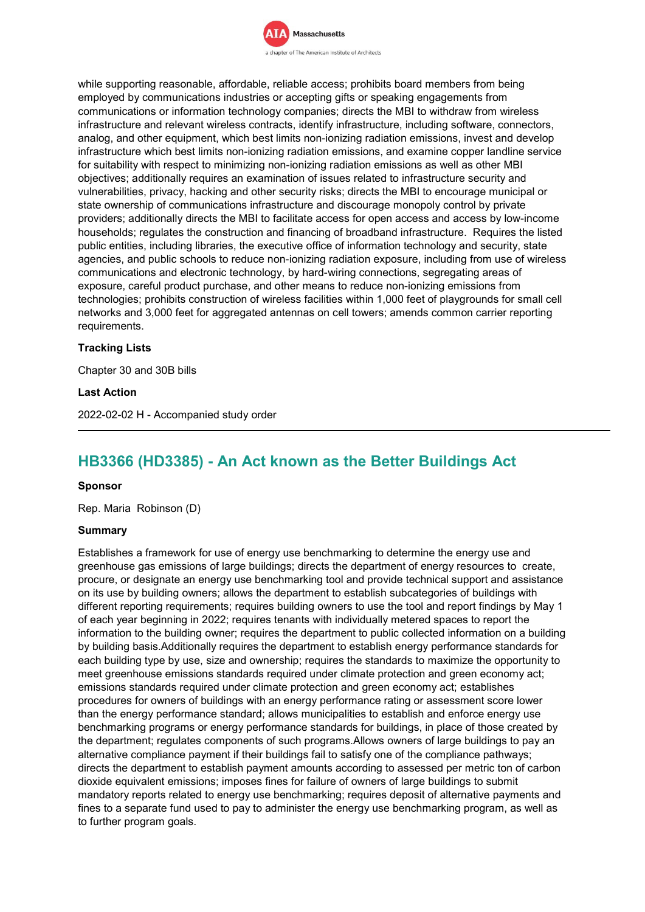while supporting reasonable, affordable, reliable access; prohibits board members from being employed by communications industries or accepting gifts or speaking engagements from communications or information technology companies; directs the MBI to withdraw from wireless infrastructure and relevant wireless contracts, identify infrastructure, including software, connectors, analog, and other equipment, which best limits non-ionizing radiation emissions, invest and develop infrastructure which best limits non-ionizing radiation emissions, and examine copper landline service for suitability with respect to minimizing non-ionizing radiation emissions as well as other MBI objectives; additionally requires an examination of issues related to infrastructure security and vulnerabilities, privacy, hacking and other security risks; directs the MBI to encourage municipal or state ownership of communications infrastructure and discourage monopoly control by private providers; additionally directs the MBI to facilitate access for open access and access by low-income households; regulates the construction and financing of broadband infrastructure.  Requires the listed public entities, including libraries, the executive office of information technology and security, state agencies, and public schools to reduce non-ionizing radiation exposure, including from use of wireless communications and electronic technology, by hard-wiring connections, segregating areas of exposure, careful product purchase, and other means to reduce non-ionizing emissions from technologies; prohibits construction of wireless facilities within 1,000 feet of playgrounds for small cell networks and 3,000 feet for aggregated antennas on cell towers; amends common carrier reporting requirements.

**Tracking Lists**

Chapter 30 and 30B bills

**Last Action**

2022-02-02 H - Accompanied study order

---

## HB3366 (HD3385) - An Act known as the Better Buildings Act

**Sponsor**

Rep. Maria  Robinson (D)

**Summary**

Establishes a framework for use of energy use benchmarking to determine the energy use and greenhouse gas emissions of large buildings; directs the department of energy resources to  create, procure, or designate an energy use benchmarking tool and provide technical support and assistance on its use by building owners; allows the department to establish subcategories of buildings with different reporting requirements; requires building owners to use the tool and report findings by May 1 of each year beginning in 2022; requires tenants with individually metered spaces to report the information to the building owner; requires the department to public collected information on a building by building basis.Additionally requires the department to establish energy performance standards for each building type by use, size and ownership; requires the standards to maximize the opportunity to meet greenhouse emissions standards required under climate protection and green economy act; emissions standards required under climate protection and green economy act; establishes procedures for owners of buildings with an energy performance rating or assessment score lower than the energy performance standard; allows municipalities to establish and enforce energy use benchmarking programs or energy performance standards for buildings, in place of those created by the department; regulates components of such programs.Allows owners of large buildings to pay an alternative compliance payment if their buildings fail to satisfy one of the compliance pathways; directs the department to establish payment amounts according to assessed per metric ton of carbon dioxide equivalent emissions; imposes fines for failure of owners of large buildings to submit mandatory reports related to energy use benchmarking; requires deposit of alternative payments and fines to a separate fund used to pay to administer the energy use benchmarking program, as well as to further program goals.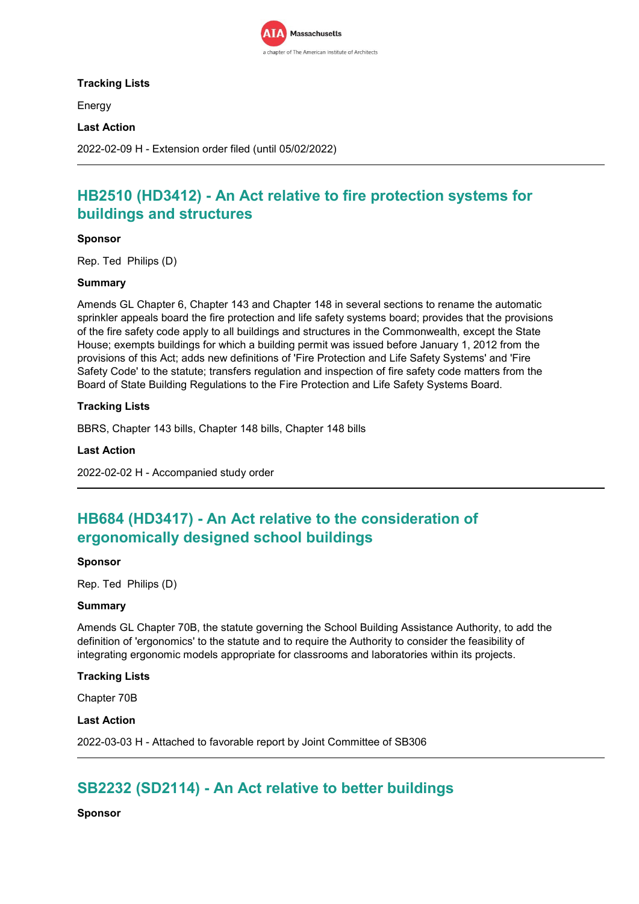**Tracking Lists**

Energy

**Last Action**

2022-02-09 H - Extension order filed (until 05/02/2022)

---

## HB2510 (HD3412) - An Act relative to fire protection systems for buildings and structures

**Sponsor**

Rep. Ted Philips (D)

**Summary**

Amends GL Chapter 6, Chapter 143 and Chapter 148 in several sections to rename the automatic sprinkler appeals board the fire protection and life safety systems board; provides that the provisions of the fire safety code apply to all buildings and structures in the Commonwealth, except the State House; exempts buildings for which a building permit was issued before January 1, 2012 from the provisions of this Act; adds new definitions of 'Fire Protection and Life Safety Systems' and 'Fire Safety Code' to the statute; transfers regulation and inspection of fire safety code matters from the Board of State Building Regulations to the Fire Protection and Life Safety Systems Board.

**Tracking Lists**

BBRS, Chapter 143 bills, Chapter 148 bills, Chapter 148 bills

**Last Action**

2022-02-02 H - Accompanied study order

---

## HB684 (HD3417) - An Act relative to the consideration of ergonomically designed school buildings

**Sponsor**

Rep. Ted Philips (D)

**Summary**

Amends GL Chapter 70B, the statute governing the School Building Assistance Authority, to add the definition of 'ergonomics' to the statute and to require the Authority to consider the feasibility of integrating ergonomic models appropriate for classrooms and laboratories within its projects.

**Tracking Lists**

Chapter 70B

**Last Action**

2022-03-03 H - Attached to favorable report by Joint Committee of SB306

---

## SB2232 (SD2114) - An Act relative to better buildings

**Sponsor**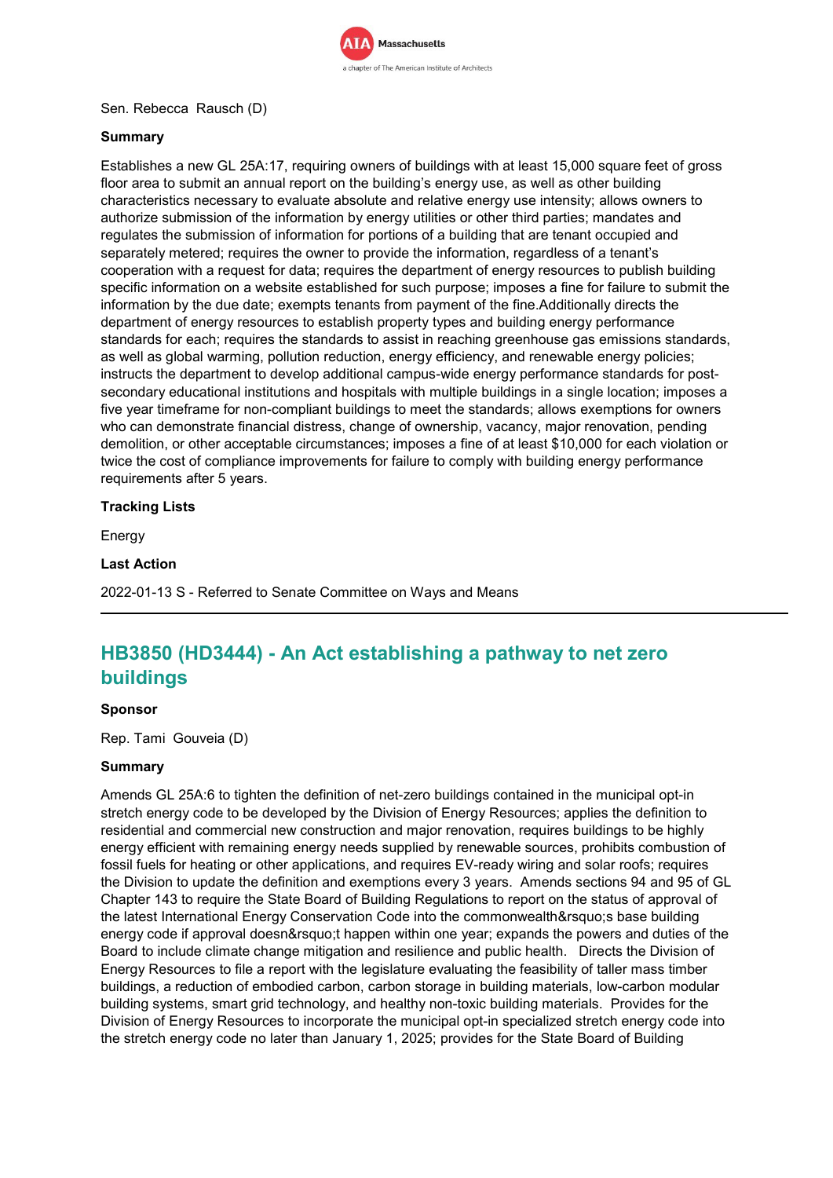Sen. Rebecca Rausch (D)

**Summary**

Establishes a new GL 25A:17, requiring owners of buildings with at least 15,000 square feet of gross floor area to submit an annual report on the building's energy use, as well as other building characteristics necessary to evaluate absolute and relative energy use intensity; allows owners to authorize submission of the information by energy utilities or other third parties; mandates and regulates the submission of information for portions of a building that are tenant occupied and separately metered; requires the owner to provide the information, regardless of a tenant's cooperation with a request for data; requires the department of energy resources to publish building specific information on a website established for such purpose; imposes a fine for failure to submit the information by the due date; exempts tenants from payment of the fine.Additionally directs the department of energy resources to establish property types and building energy performance standards for each; requires the standards to assist in reaching greenhouse gas emissions standards, as well as global warming, pollution reduction, energy efficiency, and renewable energy policies; instructs the department to develop additional campus-wide energy performance standards for post-secondary educational institutions and hospitals with multiple buildings in a single location; imposes a five year timeframe for non-compliant buildings to meet the standards; allows exemptions for owners who can demonstrate financial distress, change of ownership, vacancy, major renovation, pending demolition, or other acceptable circumstances; imposes a fine of at least $10,000 for each violation or twice the cost of compliance improvements for failure to comply with building energy performance requirements after 5 years.

**Tracking Lists**

Energy

**Last Action**

2022-01-13 S - Referred to Senate Committee on Ways and Means

---

## HB3850 (HD3444) - An Act establishing a pathway to net zero buildings

**Sponsor**

Rep. Tami Gouveia (D)

**Summary**

Amends GL 25A:6 to tighten the definition of net-zero buildings contained in the municipal opt-in stretch energy code to be developed by the Division of Energy Resources; applies the definition to residential and commercial new construction and major renovation, requires buildings to be highly energy efficient with remaining energy needs supplied by renewable sources, prohibits combustion of fossil fuels for heating or other applications, and requires EV-ready wiring and solar roofs; requires the Division to update the definition and exemptions every 3 years. Amends sections 94 and 95 of GL Chapter 143 to require the State Board of Building Regulations to report on the status of approval of the latest International Energy Conservation Code into the commonwealth&rsquo;s base building energy code if approval doesn&rsquo;t happen within one year; expands the powers and duties of the Board to include climate change mitigation and resilience and public health. Directs the Division of Energy Resources to file a report with the legislature evaluating the feasibility of taller mass timber buildings, a reduction of embodied carbon, carbon storage in building materials, low-carbon modular building systems, smart grid technology, and healthy non-toxic building materials. Provides for the Division of Energy Resources to incorporate the municipal opt-in specialized stretch energy code into the stretch energy code no later than January 1, 2025; provides for the State Board of Building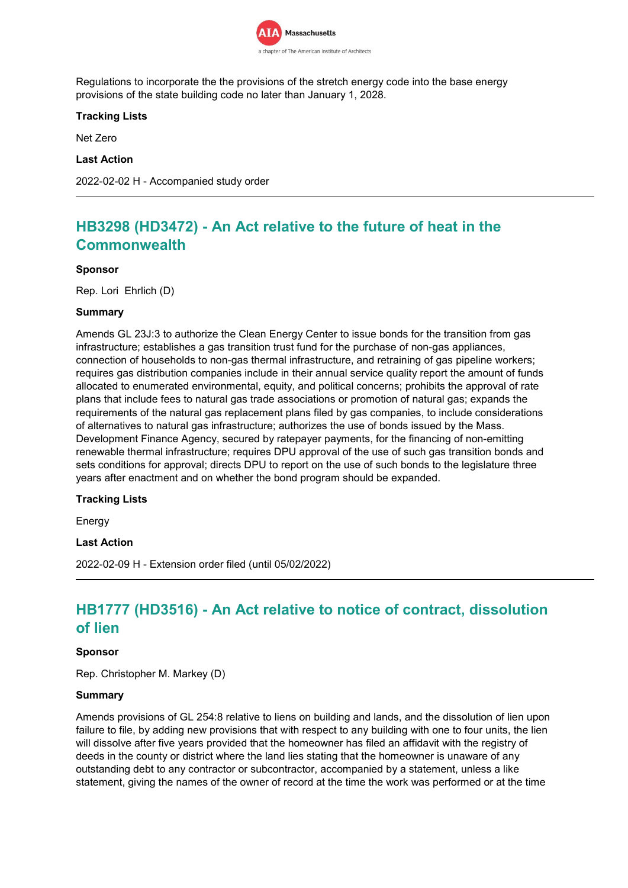Regulations to incorporate the the provisions of the stretch energy code into the base energy provisions of the state building code no later than January 1, 2028.

**Tracking Lists**

Net Zero

**Last Action**

2022-02-02 H - Accompanied study order

---

## HB3298 (HD3472) - An Act relative to the future of heat in the Commonwealth

**Sponsor**

Rep. Lori Ehrlich (D)

**Summary**

Amends GL 23J:3 to authorize the Clean Energy Center to issue bonds for the transition from gas infrastructure; establishes a gas transition trust fund for the purchase of non-gas appliances, connection of households to non-gas thermal infrastructure, and retraining of gas pipeline workers; requires gas distribution companies include in their annual service quality report the amount of funds allocated to enumerated environmental, equity, and political concerns; prohibits the approval of rate plans that include fees to natural gas trade associations or promotion of natural gas; expands the requirements of the natural gas replacement plans filed by gas companies, to include considerations of alternatives to natural gas infrastructure; authorizes the use of bonds issued by the Mass. Development Finance Agency, secured by ratepayer payments, for the financing of non-emitting renewable thermal infrastructure; requires DPU approval of the use of such gas transition bonds and sets conditions for approval; directs DPU to report on the use of such bonds to the legislature three years after enactment and on whether the bond program should be expanded.

**Tracking Lists**

Energy

**Last Action**

2022-02-09 H - Extension order filed (until 05/02/2022)

---

## HB1777 (HD3516) - An Act relative to notice of contract, dissolution of lien

**Sponsor**

Rep. Christopher M. Markey (D)

**Summary**

Amends provisions of GL 254:8 relative to liens on building and lands, and the dissolution of lien upon failure to file, by adding new provisions that with respect to any building with one to four units, the lien will dissolve after five years provided that the homeowner has filed an affidavit with the registry of deeds in the county or district where the land lies stating that the homeowner is unaware of any outstanding debt to any contractor or subcontractor, accompanied by a statement, unless a like statement, giving the names of the owner of record at the time the work was performed or at the time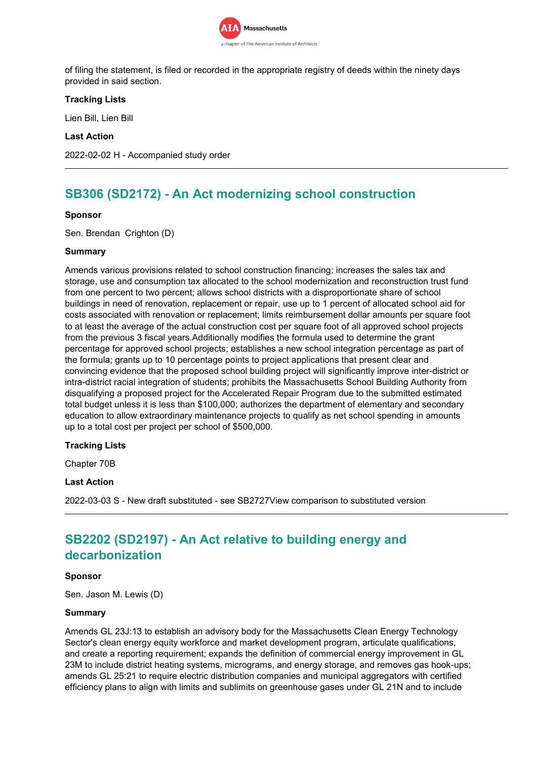of filing the statement, is filed or recorded in the appropriate registry of deeds within the ninety days provided in said section.

**Tracking Lists**

Lien Bill, Lien Bill

**Last Action**

2022-02-02 H - Accompanied study order

---

## SB306 (SD2172) - An Act modernizing school construction

**Sponsor**

Sen. Brendan Crighton (D)

**Summary**

Amends various provisions related to school construction financing; increases the sales tax and storage, use and consumption tax allocated to the school modernization and reconstruction trust fund from one percent to two percent; allows school districts with a disproportionate share of school buildings in need of renovation, replacement or repair, use up to 1 percent of allocated school aid for costs associated with renovation or replacement; limits reimbursement dollar amounts per square foot to at least the average of the actual construction cost per square foot of all approved school projects from the previous 3 fiscal years.Additionally modifies the formula used to determine the grant percentage for approved school projects; establishes a new school integration percentage as part of the formula; grants up to 10 percentage points to project applications that present clear and convincing evidence that the proposed school building project will significantly improve inter-district or intra-district racial integration of students; prohibits the Massachusetts School Building Authority from disqualifying a proposed project for the Accelerated Repair Program due to the submitted estimated total budget unless it is less than $100,000; authorizes the department of elementary and secondary education to allow extraordinary maintenance projects to qualify as net school spending in amounts up to a total cost per project per school of $500,000.

**Tracking Lists**

Chapter 70B

**Last Action**

2022-03-03 S - New draft substituted - see SB2727View comparison to substituted version

---

## SB2202 (SD2197) - An Act relative to building energy and decarbonization

**Sponsor**

Sen. Jason M. Lewis (D)

**Summary**

Amends GL 23J:13 to establish an advisory body for the Massachusetts Clean Energy Technology Sector's clean energy equity workforce and market development program, articulate qualifications, and create a reporting requirement; expands the definition of commercial energy improvement in GL 23M to include district heating systems, micrograms, and energy storage, and removes gas hook-ups; amends GL 25:21 to require electric distribution companies and municipal aggregators with certified efficiency plans to align with limits and sublimits on greenhouse gases under GL 21N and to include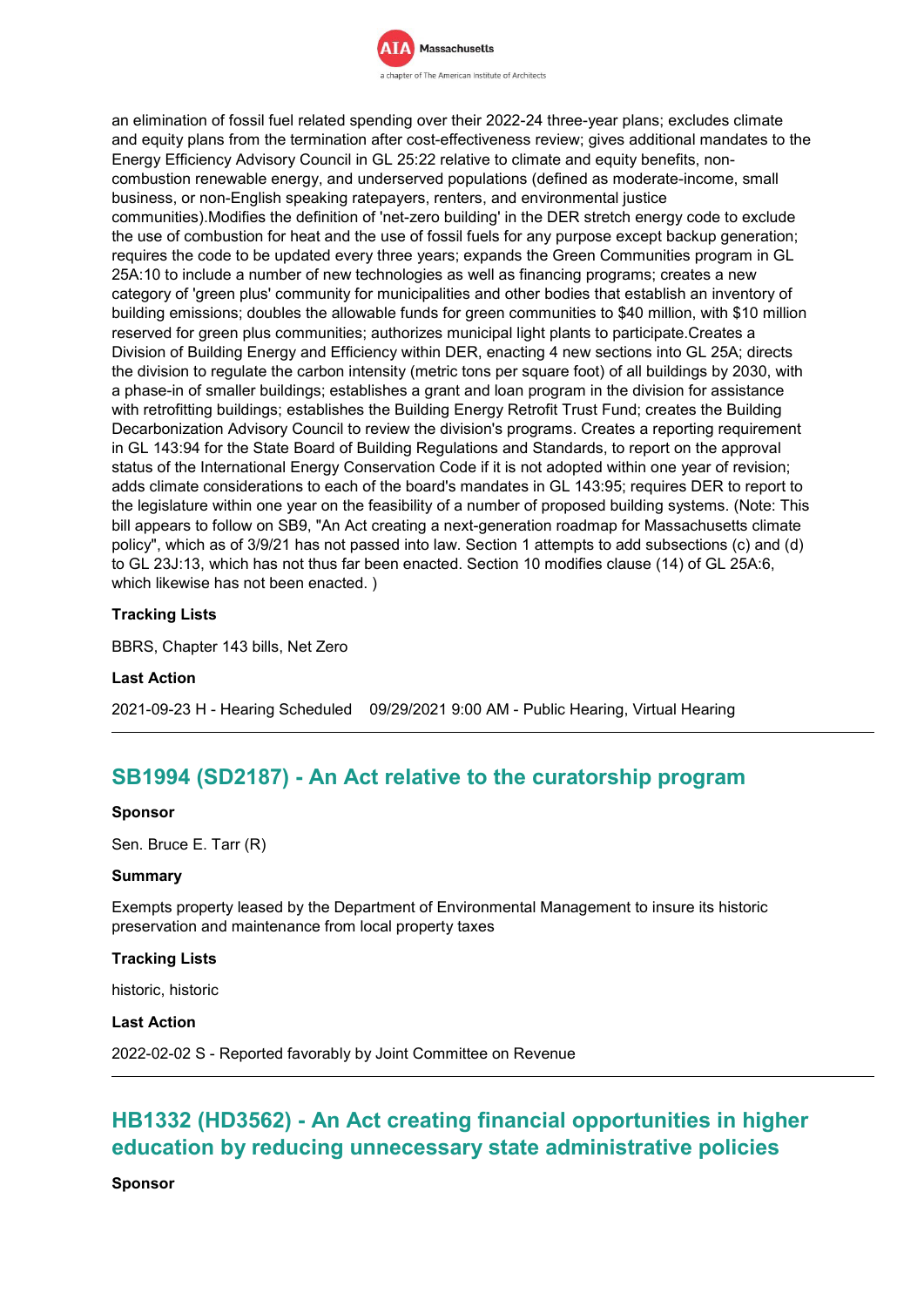an elimination of fossil fuel related spending over their 2022-24 three-year plans; excludes climate and equity plans from the termination after cost-effectiveness review; gives additional mandates to the Energy Efficiency Advisory Council in GL 25:22 relative to climate and equity benefits, non-combustion renewable energy, and underserved populations (defined as moderate-income, small business, or non-English speaking ratepayers, renters, and environmental justice communities).Modifies the definition of 'net-zero building' in the DER stretch energy code to exclude the use of combustion for heat and the use of fossil fuels for any purpose except backup generation; requires the code to be updated every three years; expands the Green Communities program in GL 25A:10 to include a number of new technologies as well as financing programs; creates a new category of 'green plus' community for municipalities and other bodies that establish an inventory of building emissions; doubles the allowable funds for green communities to $40 million, with $10 million reserved for green plus communities; authorizes municipal light plants to participate.Creates a Division of Building Energy and Efficiency within DER, enacting 4 new sections into GL 25A; directs the division to regulate the carbon intensity (metric tons per square foot) of all buildings by 2030, with a phase-in of smaller buildings; establishes a grant and loan program in the division for assistance with retrofitting buildings; establishes the Building Energy Retrofit Trust Fund; creates the Building Decarbonization Advisory Council to review the division's programs. Creates a reporting requirement in GL 143:94 for the State Board of Building Regulations and Standards, to report on the approval status of the International Energy Conservation Code if it is not adopted within one year of revision; adds climate considerations to each of the board's mandates in GL 143:95; requires DER to report to the legislature within one year on the feasibility of a number of proposed building systems. (Note: This bill appears to follow on SB9, "An Act creating a next-generation roadmap for Massachusetts climate policy", which as of 3/9/21 has not passed into law. Section 1 attempts to add subsections (c) and (d) to GL 23J:13, which has not thus far been enacted. Section 10 modifies clause (14) of GL 25A:6, which likewise has not been enacted. )

**Tracking Lists**

BBRS, Chapter 143 bills, Net Zero

**Last Action**

2021-09-23 H - Hearing Scheduled 09/29/2021 9:00 AM - Public Hearing, Virtual Hearing

---

## SB1994 (SD2187) - An Act relative to the curatorship program

**Sponsor**

Sen. Bruce E. Tarr (R)

**Summary**

Exempts property leased by the Department of Environmental Management to insure its historic preservation and maintenance from local property taxes

**Tracking Lists**

historic, historic

**Last Action**

2022-02-02 S - Reported favorably by Joint Committee on Revenue

---

## HB1332 (HD3562) - An Act creating financial opportunities in higher education by reducing unnecessary state administrative policies

**Sponsor**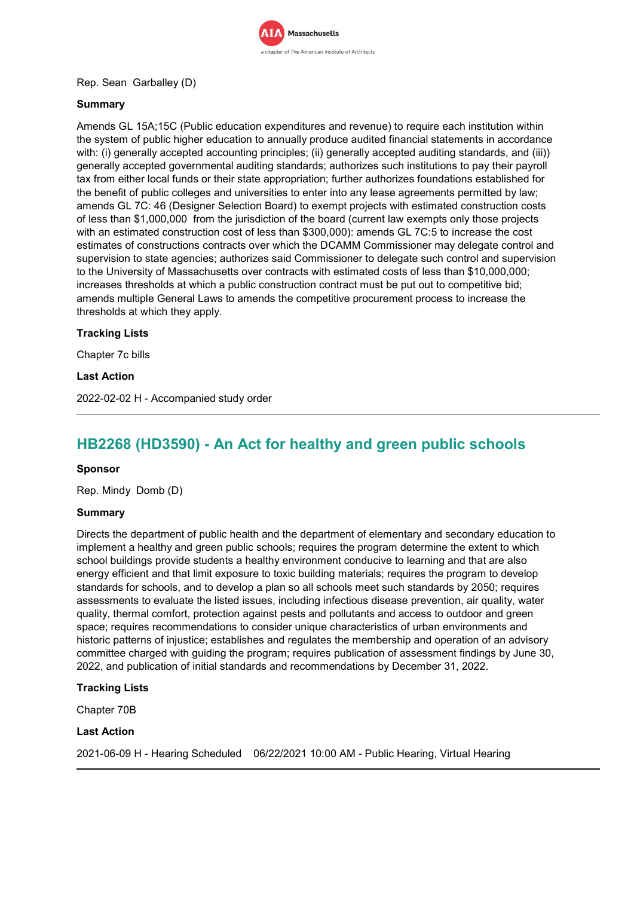Rep. Sean Garballey (D)

**Summary**

Amends GL 15A;15C (Public education expenditures and revenue) to require each institution within the system of public higher education to annually produce audited financial statements in accordance with: (i) generally accepted accounting principles; (ii) generally accepted auditing standards, and (iii)) generally accepted governmental auditing standards; authorizes such institutions to pay their payroll tax from either local funds or their state appropriation; further authorizes foundations established for the benefit of public colleges and universities to enter into any lease agreements permitted by law; amends GL 7C: 46 (Designer Selection Board) to exempt projects with estimated construction costs of less than $1,000,000 from the jurisdiction of the board (current law exempts only those projects with an estimated construction cost of less than $300,000): amends GL 7C:5 to increase the cost estimates of constructions contracts over which the DCAMM Commissioner may delegate control and supervision to state agencies; authorizes said Commissioner to delegate such control and supervision to the University of Massachusetts over contracts with estimated costs of less than $10,000,000; increases thresholds at which a public construction contract must be put out to competitive bid; amends multiple General Laws to amends the competitive procurement process to increase the thresholds at which they apply.

**Tracking Lists**

Chapter 7c bills

**Last Action**

2022-02-02 H - Accompanied study order

---

## HB2268 (HD3590) - An Act for healthy and green public schools

**Sponsor**

Rep. Mindy Domb (D)

**Summary**

Directs the department of public health and the department of elementary and secondary education to implement a healthy and green public schools; requires the program determine the extent to which school buildings provide students a healthy environment conducive to learning and that are also energy efficient and that limit exposure to toxic building materials; requires the program to develop standards for schools, and to develop a plan so all schools meet such standards by 2050; requires assessments to evaluate the listed issues, including infectious disease prevention, air quality, water quality, thermal comfort, protection against pests and pollutants and access to outdoor and green space; requires recommendations to consider unique characteristics of urban environments and historic patterns of injustice; establishes and regulates the membership and operation of an advisory committee charged with guiding the program; requires publication of assessment findings by June 30, 2022, and publication of initial standards and recommendations by December 31, 2022.

**Tracking Lists**

Chapter 70B

**Last Action**

2021-06-09 H - Hearing Scheduled 06/22/2021 10:00 AM - Public Hearing, Virtual Hearing

---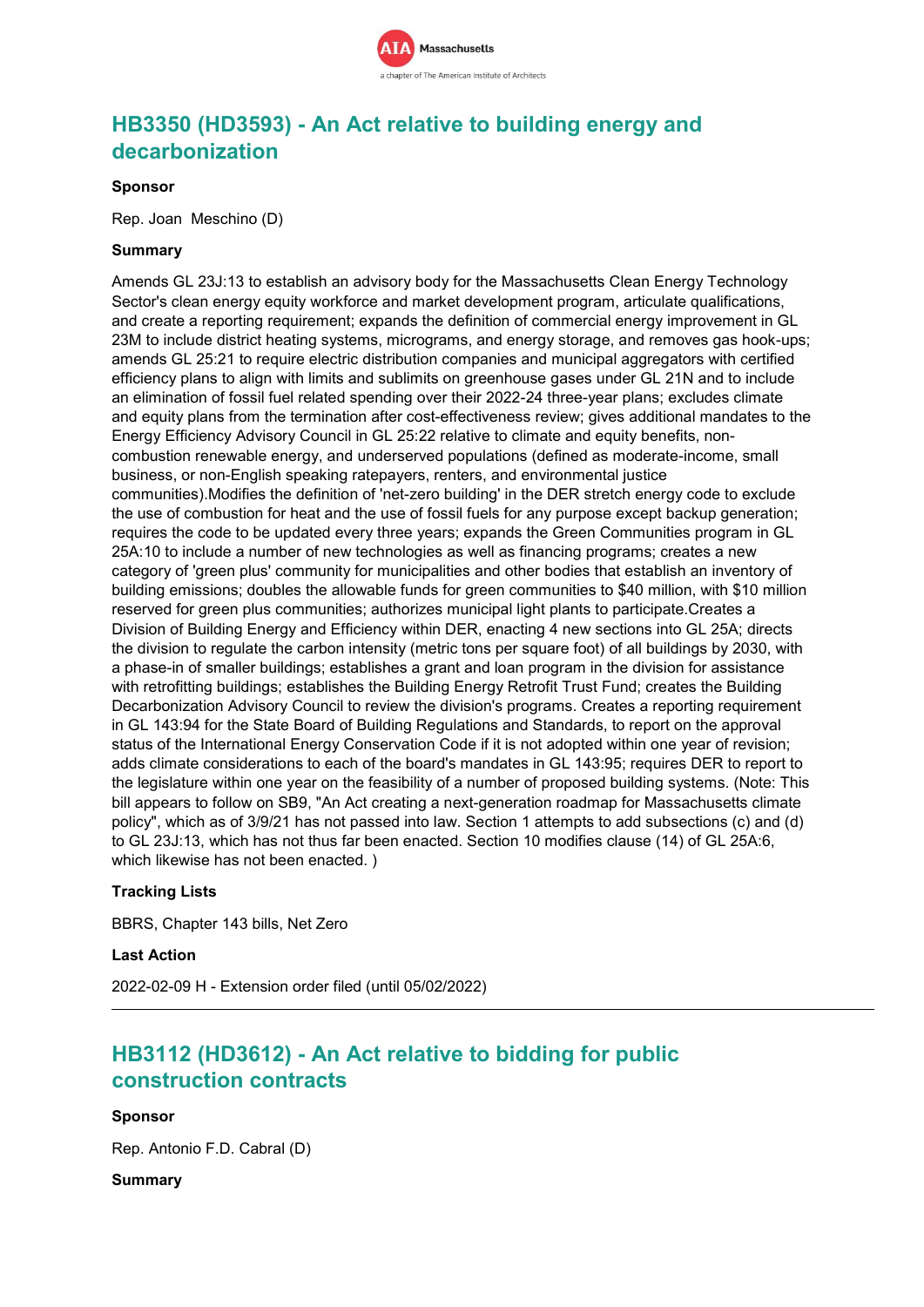## HB3350 (HD3593) - An Act relative to building energy and decarbonization

**Sponsor**

Rep. Joan Meschino (D)

**Summary**

Amends GL 23J:13 to establish an advisory body for the Massachusetts Clean Energy Technology Sector's clean energy equity workforce and market development program, articulate qualifications, and create a reporting requirement; expands the definition of commercial energy improvement in GL 23M to include district heating systems, micrograms, and energy storage, and removes gas hook-ups; amends GL 25:21 to require electric distribution companies and municipal aggregators with certified efficiency plans to align with limits and sublimits on greenhouse gases under GL 21N and to include an elimination of fossil fuel related spending over their 2022-24 three-year plans; excludes climate and equity plans from the termination after cost-effectiveness review; gives additional mandates to the Energy Efficiency Advisory Council in GL 25:22 relative to climate and equity benefits, non-combustion renewable energy, and underserved populations (defined as moderate-income, small business, or non-English speaking ratepayers, renters, and environmental justice communities).Modifies the definition of 'net-zero building' in the DER stretch energy code to exclude the use of combustion for heat and the use of fossil fuels for any purpose except backup generation; requires the code to be updated every three years; expands the Green Communities program in GL 25A:10 to include a number of new technologies as well as financing programs; creates a new category of 'green plus' community for municipalities and other bodies that establish an inventory of building emissions; doubles the allowable funds for green communities to $40 million, with $10 million reserved for green plus communities; authorizes municipal light plants to participate.Creates a Division of Building Energy and Efficiency within DER, enacting 4 new sections into GL 25A; directs the division to regulate the carbon intensity (metric tons per square foot) of all buildings by 2030, with a phase-in of smaller buildings; establishes a grant and loan program in the division for assistance with retrofitting buildings; establishes the Building Energy Retrofit Trust Fund; creates the Building Decarbonization Advisory Council to review the division's programs. Creates a reporting requirement in GL 143:94 for the State Board of Building Regulations and Standards, to report on the approval status of the International Energy Conservation Code if it is not adopted within one year of revision; adds climate considerations to each of the board's mandates in GL 143:95; requires DER to report to the legislature within one year on the feasibility of a number of proposed building systems. (Note: This bill appears to follow on SB9, "An Act creating a next-generation roadmap for Massachusetts climate policy", which as of 3/9/21 has not passed into law. Section 1 attempts to add subsections (c) and (d) to GL 23J:13, which has not thus far been enacted. Section 10 modifies clause (14) of GL 25A:6, which likewise has not been enacted. )

**Tracking Lists**

BBRS, Chapter 143 bills, Net Zero

**Last Action**

2022-02-09 H - Extension order filed (until 05/02/2022)

---

## HB3112 (HD3612) - An Act relative to bidding for public construction contracts

**Sponsor**

Rep. Antonio F.D. Cabral (D)

**Summary**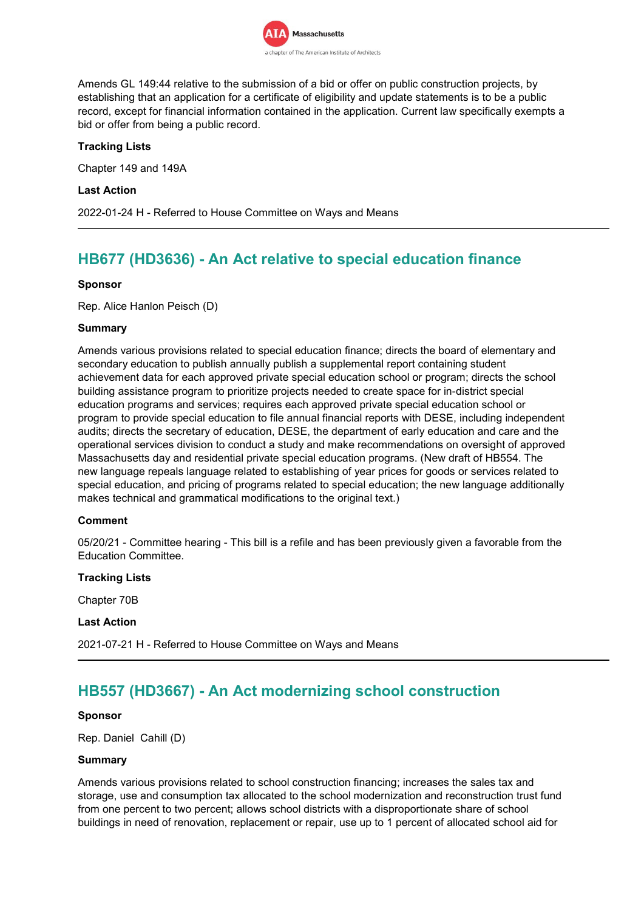Amends GL 149:44 relative to the submission of a bid or offer on public construction projects, by establishing that an application for a certificate of eligibility and update statements is to be a public record, except for financial information contained in the application. Current law specifically exempts a bid or offer from being a public record.

**Tracking Lists**

Chapter 149 and 149A

**Last Action**

2022-01-24 H - Referred to House Committee on Ways and Means

---

## HB677 (HD3636) - An Act relative to special education finance

**Sponsor**

Rep. Alice Hanlon Peisch (D)

**Summary**

Amends various provisions related to special education finance; directs the board of elementary and secondary education to publish annually publish a supplemental report containing student achievement data for each approved private special education school or program; directs the school building assistance program to prioritize projects needed to create space for in-district special education programs and services; requires each approved private special education school or program to provide special education to file annual financial reports with DESE, including independent audits; directs the secretary of education, DESE, the department of early education and care and the operational services division to conduct a study and make recommendations on oversight of approved Massachusetts day and residential private special education programs. (New draft of HB554. The new language repeals language related to establishing of year prices for goods or services related to special education, and pricing of programs related to special education; the new language additionally makes technical and grammatical modifications to the original text.)

**Comment**

05/20/21 - Committee hearing - This bill is a refile and has been previously given a favorable from the Education Committee.

**Tracking Lists**

Chapter 70B

**Last Action**

2021-07-21 H - Referred to House Committee on Ways and Means

---

## HB557 (HD3667) - An Act modernizing school construction

**Sponsor**

Rep. Daniel Cahill (D)

**Summary**

Amends various provisions related to school construction financing; increases the sales tax and storage, use and consumption tax allocated to the school modernization and reconstruction trust fund from one percent to two percent; allows school districts with a disproportionate share of school buildings in need of renovation, replacement or repair, use up to 1 percent of allocated school aid for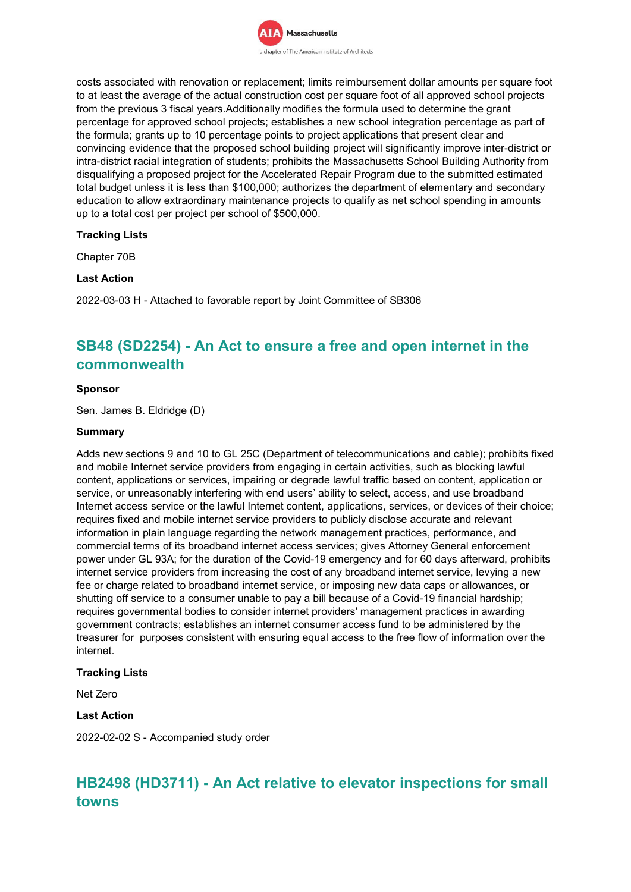costs associated with renovation or replacement; limits reimbursement dollar amounts per square foot to at least the average of the actual construction cost per square foot of all approved school projects from the previous 3 fiscal years.Additionally modifies the formula used to determine the grant percentage for approved school projects; establishes a new school integration percentage as part of the formula; grants up to 10 percentage points to project applications that present clear and convincing evidence that the proposed school building project will significantly improve inter-district or intra-district racial integration of students; prohibits the Massachusetts School Building Authority from disqualifying a proposed project for the Accelerated Repair Program due to the submitted estimated total budget unless it is less than $100,000; authorizes the department of elementary and secondary education to allow extraordinary maintenance projects to qualify as net school spending in amounts up to a total cost per project per school of $500,000.

**Tracking Lists**

Chapter 70B

**Last Action**

2022-03-03 H - Attached to favorable report by Joint Committee of SB306

---

## SB48 (SD2254) - An Act to ensure a free and open internet in the commonwealth

**Sponsor**

Sen. James B. Eldridge (D)

**Summary**

Adds new sections 9 and 10 to GL 25C (Department of telecommunications and cable); prohibits fixed and mobile Internet service providers from engaging in certain activities, such as blocking lawful content, applications or services, impairing or degrade lawful traffic based on content, application or service, or unreasonably interfering with end users' ability to select, access, and use broadband Internet access service or the lawful Internet content, applications, services, or devices of their choice; requires fixed and mobile internet service providers to publicly disclose accurate and relevant information in plain language regarding the network management practices, performance, and commercial terms of its broadband internet access services; gives Attorney General enforcement power under GL 93A; for the duration of the Covid-19 emergency and for 60 days afterward, prohibits internet service providers from increasing the cost of any broadband internet service, levying a new fee or charge related to broadband internet service, or imposing new data caps or allowances, or shutting off service to a consumer unable to pay a bill because of a Covid-19 financial hardship; requires governmental bodies to consider internet providers' management practices in awarding government contracts; establishes an internet consumer access fund to be administered by the treasurer for purposes consistent with ensuring equal access to the free flow of information over the internet.

**Tracking Lists**

Net Zero

**Last Action**

2022-02-02 S - Accompanied study order

---

## HB2498 (HD3711) - An Act relative to elevator inspections for small towns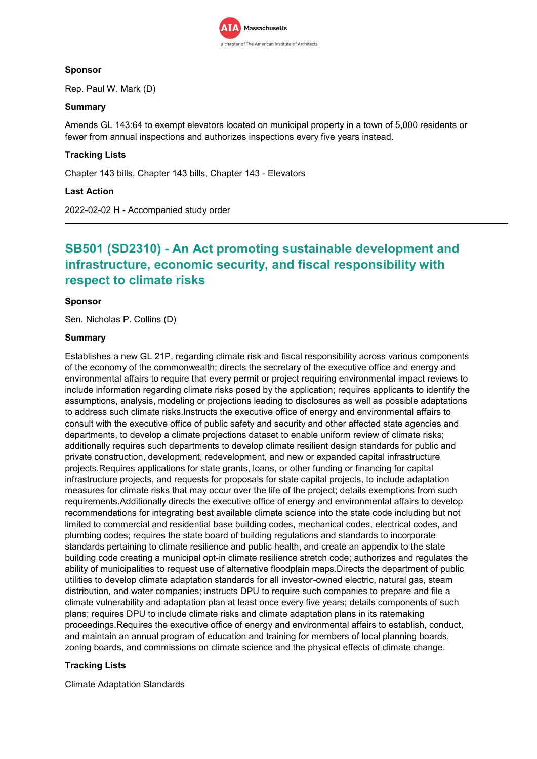### Sponsor

Rep. Paul W. Mark (D)

### Summary

Amends GL 143:64 to exempt elevators located on municipal property in a town of 5,000 residents or fewer from annual inspections and authorizes inspections every five years instead.

### Tracking Lists

Chapter 143 bills, Chapter 143 bills, Chapter 143 - Elevators

### Last Action

2022-02-02 H - Accompanied study order

---

## SB501 (SD2310) - An Act promoting sustainable development and infrastructure, economic security, and fiscal responsibility with respect to climate risks

### Sponsor

Sen. Nicholas P. Collins (D)

### Summary

Establishes a new GL 21P, regarding climate risk and fiscal responsibility across various components of the economy of the commonwealth; directs the secretary of the executive office and energy and environmental affairs to require that every permit or project requiring environmental impact reviews to include information regarding climate risks posed by the application; requires applicants to identify the assumptions, analysis, modeling or projections leading to disclosures as well as possible adaptations to address such climate risks.Instructs the executive office of energy and environmental affairs to consult with the executive office of public safety and security and other affected state agencies and departments, to develop a climate projections dataset to enable uniform review of climate risks; additionally requires such departments to develop climate resilient design standards for public and private construction, development, redevelopment, and new or expanded capital infrastructure projects.Requires applications for state grants, loans, or other funding or financing for capital infrastructure projects, and requests for proposals for state capital projects, to include adaptation measures for climate risks that may occur over the life of the project; details exemptions from such requirements.Additionally directs the executive office of energy and environmental affairs to develop recommendations for integrating best available climate science into the state code including but not limited to commercial and residential base building codes, mechanical codes, electrical codes, and plumbing codes; requires the state board of building regulations and standards to incorporate standards pertaining to climate resilience and public health, and create an appendix to the state building code creating a municipal opt-in climate resilience stretch code; authorizes and regulates the ability of municipalities to request use of alternative floodplain maps.Directs the department of public utilities to develop climate adaptation standards for all investor-owned electric, natural gas, steam distribution, and water companies; instructs DPU to require such companies to prepare and file a climate vulnerability and adaptation plan at least once every five years; details components of such plans; requires DPU to include climate risks and climate adaptation plans in its ratemaking proceedings.Requires the executive office of energy and environmental affairs to establish, conduct, and maintain an annual program of education and training for members of local planning boards, zoning boards, and commissions on climate science and the physical effects of climate change.

### Tracking Lists

Climate Adaptation Standards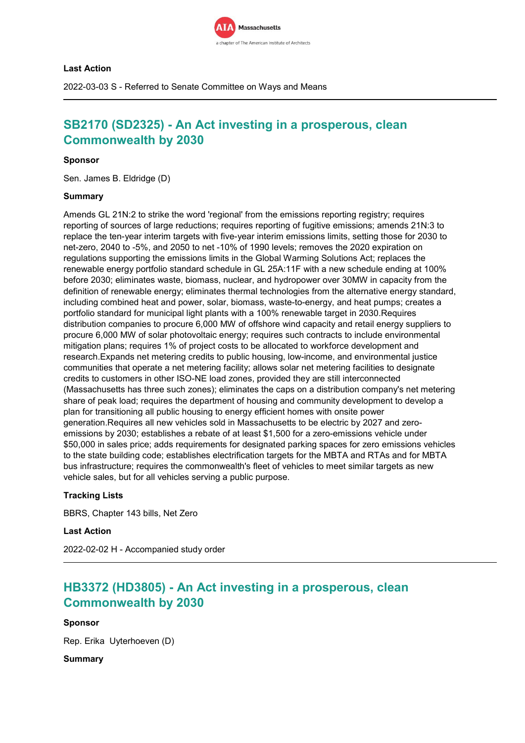**Last Action**

2022-03-03 S - Referred to Senate Committee on Ways and Means

---

## SB2170 (SD2325) - An Act investing in a prosperous, clean Commonwealth by 2030

**Sponsor**

Sen. James B. Eldridge (D)

**Summary**

Amends GL 21N:2 to strike the word 'regional' from the emissions reporting registry; requires reporting of sources of large reductions; requires reporting of fugitive emissions; amends 21N:3 to replace the ten-year interim targets with five-year interim emissions limits, setting those for 2030 to net-zero, 2040 to -5%, and 2050 to net -10% of 1990 levels; removes the 2020 expiration on regulations supporting the emissions limits in the Global Warming Solutions Act; replaces the renewable energy portfolio standard schedule in GL 25A:11F with a new schedule ending at 100% before 2030; eliminates waste, biomass, nuclear, and hydropower over 30MW in capacity from the definition of renewable energy; eliminates thermal technologies from the alternative energy standard, including combined heat and power, solar, biomass, waste-to-energy, and heat pumps; creates a portfolio standard for municipal light plants with a 100% renewable target in 2030.Requires distribution companies to procure 6,000 MW of offshore wind capacity and retail energy suppliers to procure 6,000 MW of solar photovoltaic energy; requires such contracts to include environmental mitigation plans; requires 1% of project costs to be allocated to workforce development and research.Expands net metering credits to public housing, low-income, and environmental justice communities that operate a net metering facility; allows solar net metering facilities to designate credits to customers in other ISO-NE load zones, provided they are still interconnected (Massachusetts has three such zones); eliminates the caps on a distribution company's net metering share of peak load; requires the department of housing and community development to develop a plan for transitioning all public housing to energy efficient homes with onsite power generation.Requires all new vehicles sold in Massachusetts to be electric by 2027 and zero-emissions by 2030; establishes a rebate of at least $1,500 for a zero-emissions vehicle under $50,000 in sales price; adds requirements for designated parking spaces for zero emissions vehicles to the state building code; establishes electrification targets for the MBTA and RTAs and for MBTA bus infrastructure; requires the commonwealth's fleet of vehicles to meet similar targets as new vehicle sales, but for all vehicles serving a public purpose.

**Tracking Lists**

BBRS, Chapter 143 bills, Net Zero

**Last Action**

2022-02-02 H - Accompanied study order

---

## HB3372 (HD3805) - An Act investing in a prosperous, clean Commonwealth by 2030

**Sponsor**

Rep. Erika Uyterhoeven (D)

**Summary**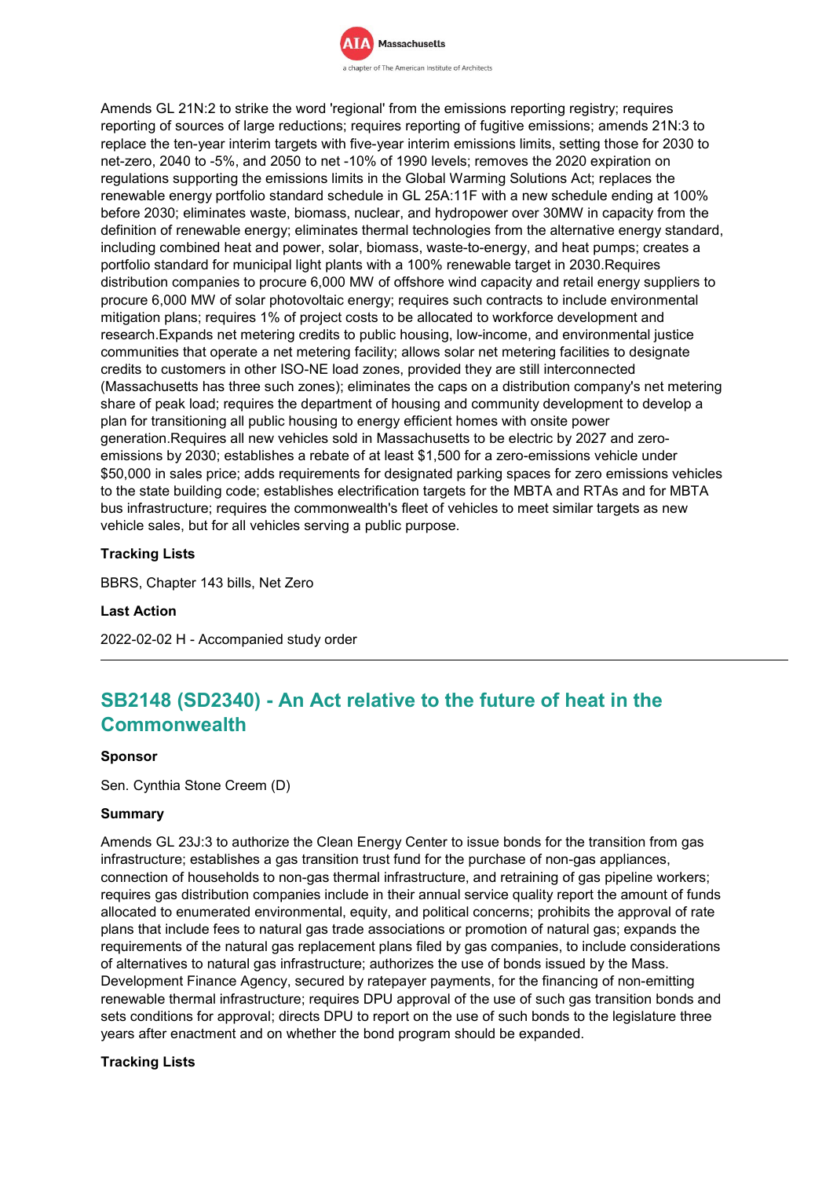Amends GL 21N:2 to strike the word 'regional' from the emissions reporting registry; requires reporting of sources of large reductions; requires reporting of fugitive emissions; amends 21N:3 to replace the ten-year interim targets with five-year interim emissions limits, setting those for 2030 to net-zero, 2040 to -5%, and 2050 to net -10% of 1990 levels; removes the 2020 expiration on regulations supporting the emissions limits in the Global Warming Solutions Act; replaces the renewable energy portfolio standard schedule in GL 25A:11F with a new schedule ending at 100% before 2030; eliminates waste, biomass, nuclear, and hydropower over 30MW in capacity from the definition of renewable energy; eliminates thermal technologies from the alternative energy standard, including combined heat and power, solar, biomass, waste-to-energy, and heat pumps; creates a portfolio standard for municipal light plants with a 100% renewable target in 2030.Requires distribution companies to procure 6,000 MW of offshore wind capacity and retail energy suppliers to procure 6,000 MW of solar photovoltaic energy; requires such contracts to include environmental mitigation plans; requires 1% of project costs to be allocated to workforce development and research.Expands net metering credits to public housing, low-income, and environmental justice communities that operate a net metering facility; allows solar net metering facilities to designate credits to customers in other ISO-NE load zones, provided they are still interconnected (Massachusetts has three such zones); eliminates the caps on a distribution company's net metering share of peak load; requires the department of housing and community development to develop a plan for transitioning all public housing to energy efficient homes with onsite power generation.Requires all new vehicles sold in Massachusetts to be electric by 2027 and zero-emissions by 2030; establishes a rebate of at least $1,500 for a zero-emissions vehicle under $50,000 in sales price; adds requirements for designated parking spaces for zero emissions vehicles to the state building code; establishes electrification targets for the MBTA and RTAs and for MBTA bus infrastructure; requires the commonwealth's fleet of vehicles to meet similar targets as new vehicle sales, but for all vehicles serving a public purpose.

**Tracking Lists**

BBRS, Chapter 143 bills, Net Zero

**Last Action**

2022-02-02 H - Accompanied study order

---

## SB2148 (SD2340) - An Act relative to the future of heat in the Commonwealth

**Sponsor**

Sen. Cynthia Stone Creem (D)

**Summary**

Amends GL 23J:3 to authorize the Clean Energy Center to issue bonds for the transition from gas infrastructure; establishes a gas transition trust fund for the purchase of non-gas appliances, connection of households to non-gas thermal infrastructure, and retraining of gas pipeline workers; requires gas distribution companies include in their annual service quality report the amount of funds allocated to enumerated environmental, equity, and political concerns; prohibits the approval of rate plans that include fees to natural gas trade associations or promotion of natural gas; expands the requirements of the natural gas replacement plans filed by gas companies, to include considerations of alternatives to natural gas infrastructure; authorizes the use of bonds issued by the Mass. Development Finance Agency, secured by ratepayer payments, for the financing of non-emitting renewable thermal infrastructure; requires DPU approval of the use of such gas transition bonds and sets conditions for approval; directs DPU to report on the use of such bonds to the legislature three years after enactment and on whether the bond program should be expanded.

**Tracking Lists**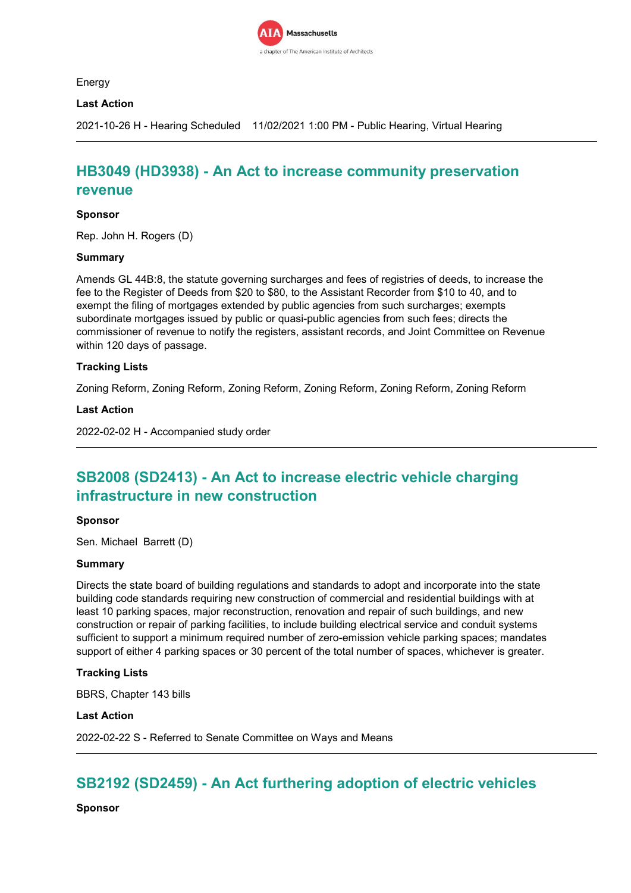Energy

**Last Action**

2021-10-26 H - Hearing Scheduled    11/02/2021 1:00 PM - Public Hearing, Virtual Hearing

---

## HB3049 (HD3938) - An Act to increase community preservation revenue

**Sponsor**

Rep. John H. Rogers (D)

**Summary**

Amends GL 44B:8, the statute governing surcharges and fees of registries of deeds, to increase the fee to the Register of Deeds from $20 to $80, to the Assistant Recorder from $10 to 40, and to exempt the filing of mortgages extended by public agencies from such surcharges; exempts subordinate mortgages issued by public or quasi-public agencies from such fees; directs the commissioner of revenue to notify the registers, assistant records, and Joint Committee on Revenue within 120 days of passage.

**Tracking Lists**

Zoning Reform, Zoning Reform, Zoning Reform, Zoning Reform, Zoning Reform, Zoning Reform

**Last Action**

2022-02-02 H - Accompanied study order

---

## SB2008 (SD2413) - An Act to increase electric vehicle charging infrastructure in new construction

**Sponsor**

Sen. Michael  Barrett (D)

**Summary**

Directs the state board of building regulations and standards to adopt and incorporate into the state building code standards requiring new construction of commercial and residential buildings with at least 10 parking spaces, major reconstruction, renovation and repair of such buildings, and new construction or repair of parking facilities, to include building electrical service and conduit systems sufficient to support a minimum required number of zero-emission vehicle parking spaces; mandates support of either 4 parking spaces or 30 percent of the total number of spaces, whichever is greater.

**Tracking Lists**

BBRS, Chapter 143 bills

**Last Action**

2022-02-22 S - Referred to Senate Committee on Ways and Means

---

## SB2192 (SD2459) - An Act furthering adoption of electric vehicles

**Sponsor**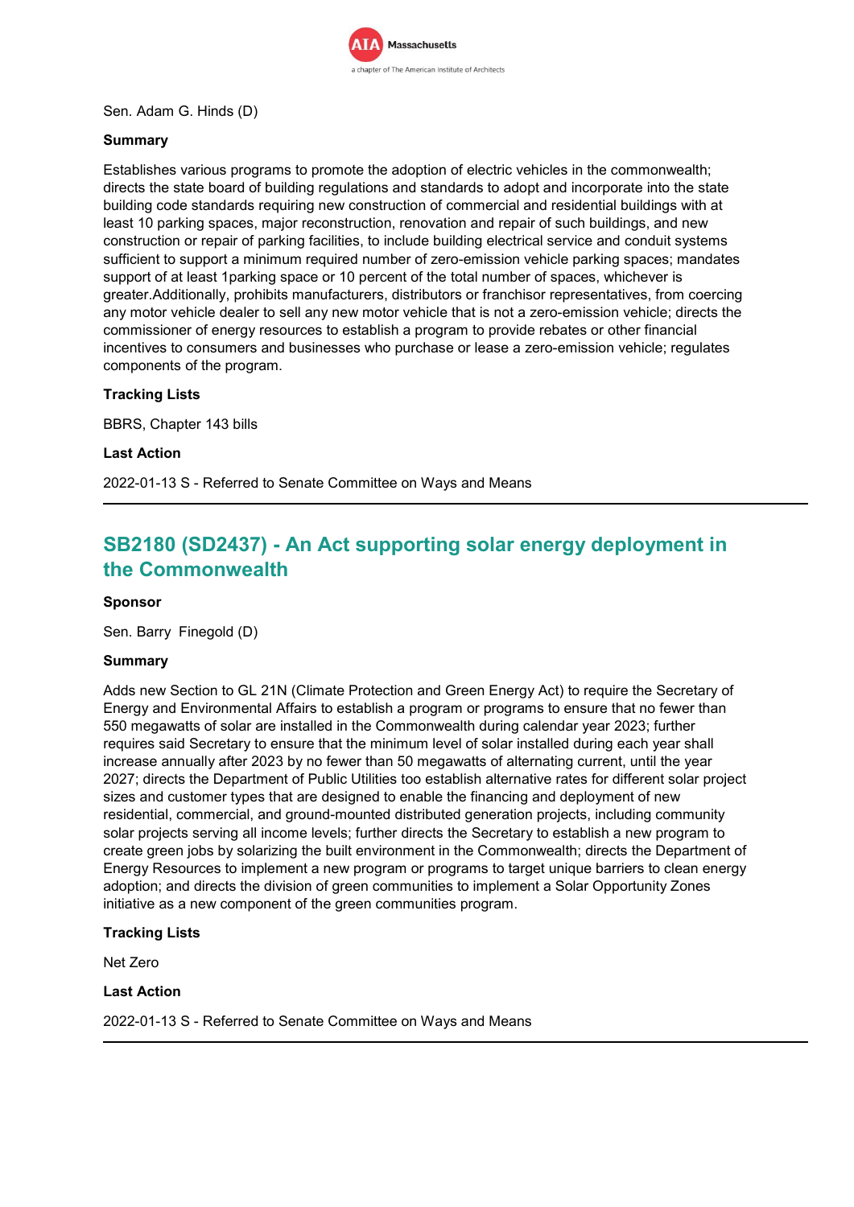Sen. Adam G. Hinds (D)

**Summary**

Establishes various programs to promote the adoption of electric vehicles in the commonwealth; directs the state board of building regulations and standards to adopt and incorporate into the state building code standards requiring new construction of commercial and residential buildings with at least 10 parking spaces, major reconstruction, renovation and repair of such buildings, and new construction or repair of parking facilities, to include building electrical service and conduit systems sufficient to support a minimum required number of zero-emission vehicle parking spaces; mandates support of at least 1parking space or 10 percent of the total number of spaces, whichever is greater.Additionally, prohibits manufacturers, distributors or franchisor representatives, from coercing any motor vehicle dealer to sell any new motor vehicle that is not a zero-emission vehicle; directs the commissioner of energy resources to establish a program to provide rebates or other financial incentives to consumers and businesses who purchase or lease a zero-emission vehicle; regulates components of the program.

**Tracking Lists**

BBRS, Chapter 143 bills

**Last Action**

2022-01-13 S - Referred to Senate Committee on Ways and Means

---

## SB2180 (SD2437) - An Act supporting solar energy deployment in the Commonwealth

**Sponsor**

Sen. Barry Finegold (D)

**Summary**

Adds new Section to GL 21N (Climate Protection and Green Energy Act) to require the Secretary of Energy and Environmental Affairs to establish a program or programs to ensure that no fewer than 550 megawatts of solar are installed in the Commonwealth during calendar year 2023; further requires said Secretary to ensure that the minimum level of solar installed during each year shall increase annually after 2023 by no fewer than 50 megawatts of alternating current, until the year 2027; directs the Department of Public Utilities too establish alternative rates for different solar project sizes and customer types that are designed to enable the financing and deployment of new residential, commercial, and ground-mounted distributed generation projects, including community solar projects serving all income levels; further directs the Secretary to establish a new program to create green jobs by solarizing the built environment in the Commonwealth; directs the Department of Energy Resources to implement a new program or programs to target unique barriers to clean energy adoption; and directs the division of green communities to implement a Solar Opportunity Zones initiative as a new component of the green communities program.

**Tracking Lists**

Net Zero

**Last Action**

2022-01-13 S - Referred to Senate Committee on Ways and Means

---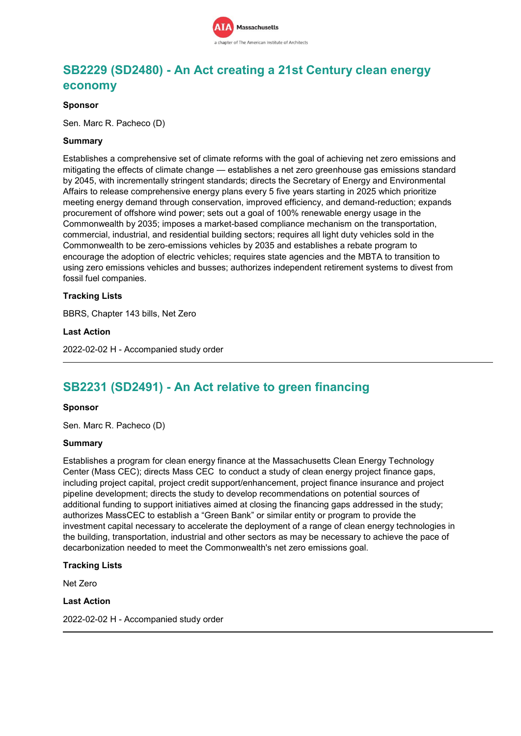## SB2229 (SD2480) - An Act creating a 21st Century clean energy economy

**Sponsor**

Sen. Marc R. Pacheco (D)

**Summary**

Establishes a comprehensive set of climate reforms with the goal of achieving net zero emissions and mitigating the effects of climate change — establishes a net zero greenhouse gas emissions standard by 2045, with incrementally stringent standards; directs the Secretary of Energy and Environmental Affairs to release comprehensive energy plans every 5 five years starting in 2025 which prioritize meeting energy demand through conservation, improved efficiency, and demand-reduction; expands procurement of offshore wind power; sets out a goal of 100% renewable energy usage in the Commonwealth by 2035; imposes a market-based compliance mechanism on the transportation, commercial, industrial, and residential building sectors; requires all light duty vehicles sold in the Commonwealth to be zero-emissions vehicles by 2035 and establishes a rebate program to encourage the adoption of electric vehicles; requires state agencies and the MBTA to transition to using zero emissions vehicles and busses; authorizes independent retirement systems to divest from fossil fuel companies.

**Tracking Lists**

BBRS, Chapter 143 bills, Net Zero

**Last Action**

2022-02-02 H - Accompanied study order

---

## SB2231 (SD2491) - An Act relative to green financing

**Sponsor**

Sen. Marc R. Pacheco (D)

**Summary**

Establishes a program for clean energy finance at the Massachusetts Clean Energy Technology Center (Mass CEC); directs Mass CEC to conduct a study of clean energy project finance gaps, including project capital, project credit support/enhancement, project finance insurance and project pipeline development; directs the study to develop recommendations on potential sources of additional funding to support initiatives aimed at closing the financing gaps addressed in the study; authorizes MassCEC to establish a "Green Bank" or similar entity or program to provide the investment capital necessary to accelerate the deployment of a range of clean energy technologies in the building, transportation, industrial and other sectors as may be necessary to achieve the pace of decarbonization needed to meet the Commonwealth's net zero emissions goal.

**Tracking Lists**

Net Zero

**Last Action**

2022-02-02 H - Accompanied study order

---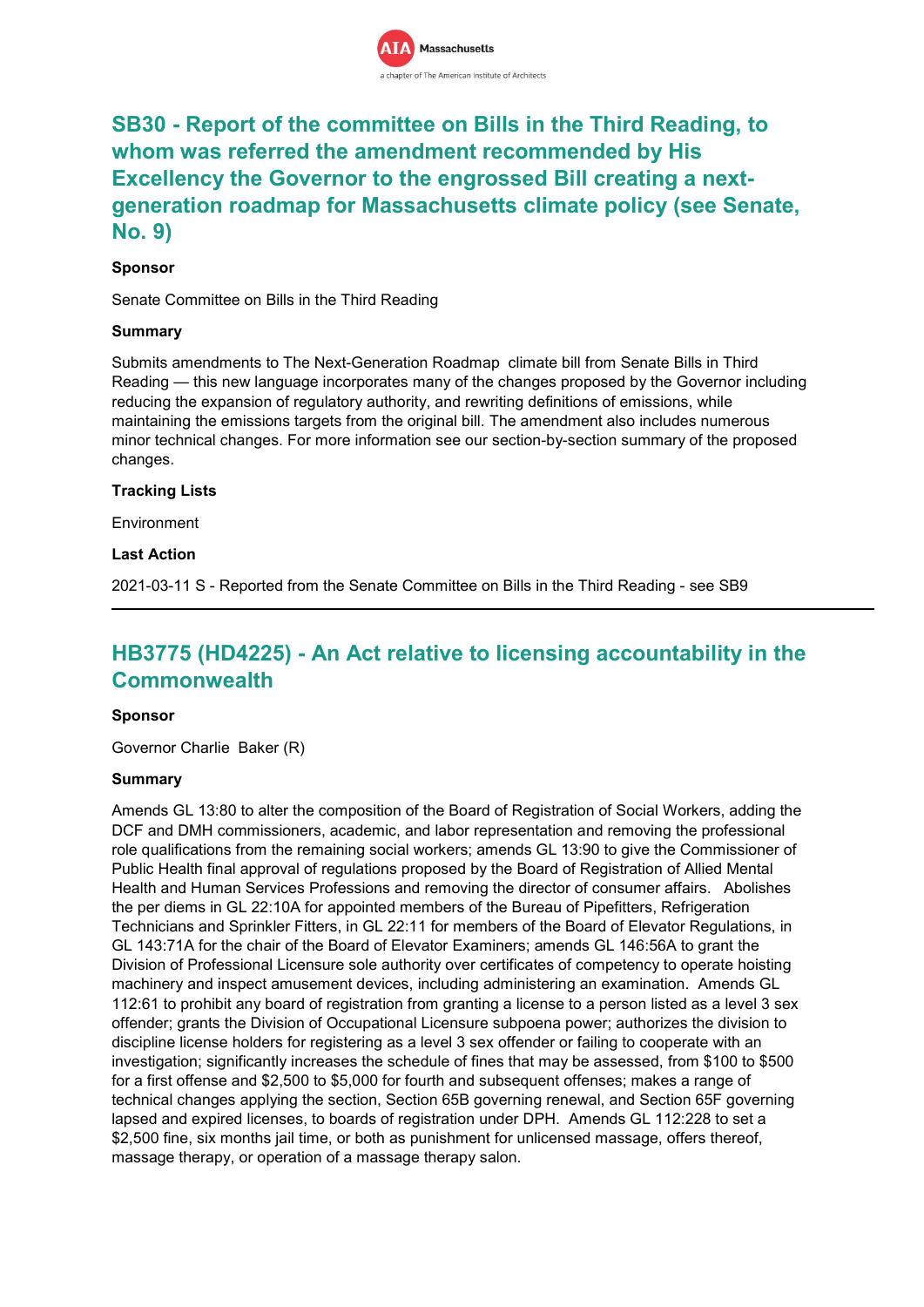## SB30 - Report of the committee on Bills in the Third Reading, to whom was referred the amendment recommended by His Excellency the Governor to the engrossed Bill creating a next-generation roadmap for Massachusetts climate policy (see Senate, No. 9)

**Sponsor**

Senate Committee on Bills in the Third Reading

**Summary**

Submits amendments to The Next-Generation Roadmap climate bill from Senate Bills in Third Reading — this new language incorporates many of the changes proposed by the Governor including reducing the expansion of regulatory authority, and rewriting definitions of emissions, while maintaining the emissions targets from the original bill. The amendment also includes numerous minor technical changes. For more information see our section-by-section summary of the proposed changes.

**Tracking Lists**

Environment

**Last Action**

2021-03-11 S - Reported from the Senate Committee on Bills in the Third Reading - see SB9

---

## HB3775 (HD4225) - An Act relative to licensing accountability in the Commonwealth

**Sponsor**

Governor Charlie Baker (R)

**Summary**

Amends GL 13:80 to alter the composition of the Board of Registration of Social Workers, adding the DCF and DMH commissioners, academic, and labor representation and removing the professional role qualifications from the remaining social workers; amends GL 13:90 to give the Commissioner of Public Health final approval of regulations proposed by the Board of Registration of Allied Mental Health and Human Services Professions and removing the director of consumer affairs. Abolishes the per diems in GL 22:10A for appointed members of the Bureau of Pipefitters, Refrigeration Technicians and Sprinkler Fitters, in GL 22:11 for members of the Board of Elevator Regulations, in GL 143:71A for the chair of the Board of Elevator Examiners; amends GL 146:56A to grant the Division of Professional Licensure sole authority over certificates of competency to operate hoisting machinery and inspect amusement devices, including administering an examination. Amends GL 112:61 to prohibit any board of registration from granting a license to a person listed as a level 3 sex offender; grants the Division of Occupational Licensure subpoena power; authorizes the division to discipline license holders for registering as a level 3 sex offender or failing to cooperate with an investigation; significantly increases the schedule of fines that may be assessed, from $100 to $500 for a first offense and $2,500 to $5,000 for fourth and subsequent offenses; makes a range of technical changes applying the section, Section 65B governing renewal, and Section 65F governing lapsed and expired licenses, to boards of registration under DPH. Amends GL 112:228 to set a $2,500 fine, six months jail time, or both as punishment for unlicensed massage, offers thereof, massage therapy, or operation of a massage therapy salon.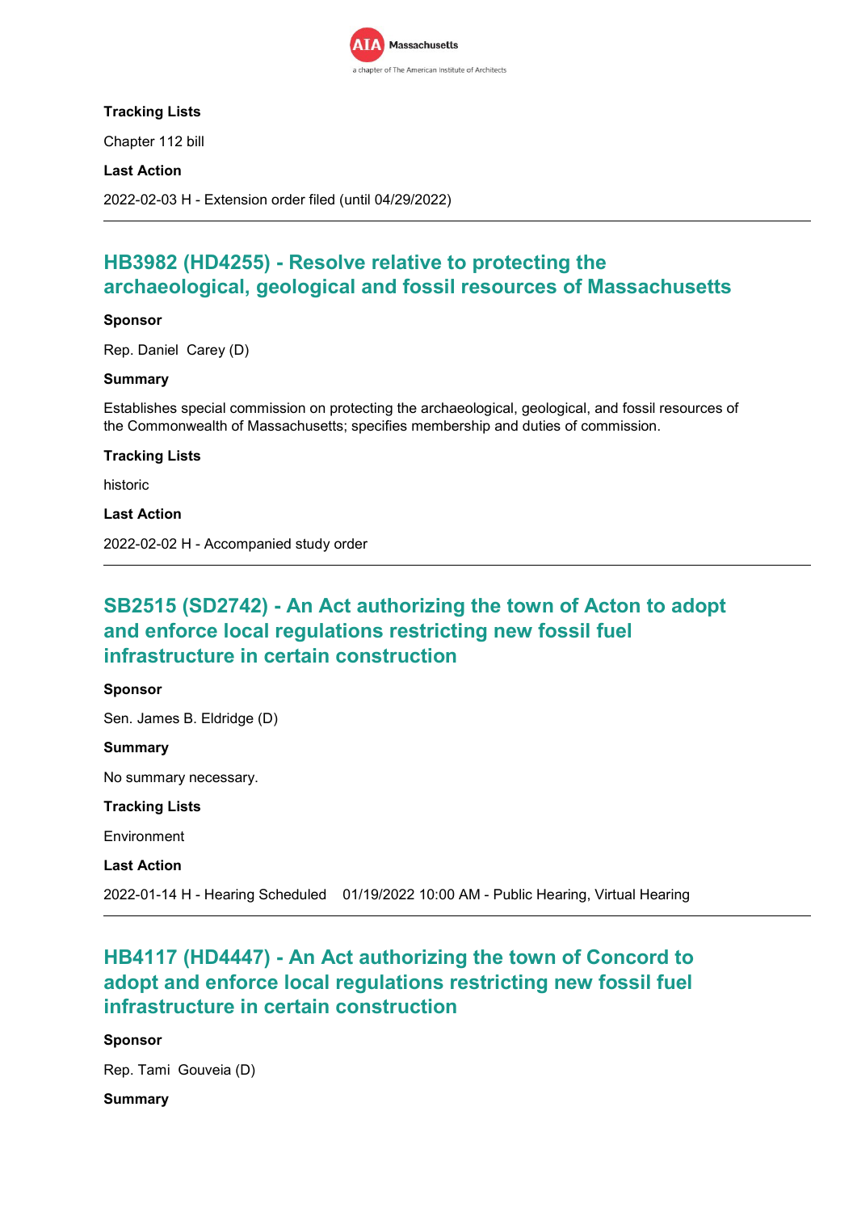**Tracking Lists**

Chapter 112 bill

**Last Action**

2022-02-03 H - Extension order filed (until 04/29/2022)

---

## HB3982 (HD4255) - Resolve relative to protecting the archaeological, geological and fossil resources of Massachusetts

**Sponsor**

Rep. Daniel Carey (D)

**Summary**

Establishes special commission on protecting the archaeological, geological, and fossil resources of the Commonwealth of Massachusetts; specifies membership and duties of commission.

**Tracking Lists**

historic

**Last Action**

2022-02-02 H - Accompanied study order

---

## SB2515 (SD2742) - An Act authorizing the town of Acton to adopt and enforce local regulations restricting new fossil fuel infrastructure in certain construction

**Sponsor**

Sen. James B. Eldridge (D)

**Summary**

No summary necessary.

**Tracking Lists**

Environment

**Last Action**

2022-01-14 H - Hearing Scheduled 01/19/2022 10:00 AM - Public Hearing, Virtual Hearing

---

## HB4117 (HD4447) - An Act authorizing the town of Concord to adopt and enforce local regulations restricting new fossil fuel infrastructure in certain construction

**Sponsor**

Rep. Tami Gouveia (D)

**Summary**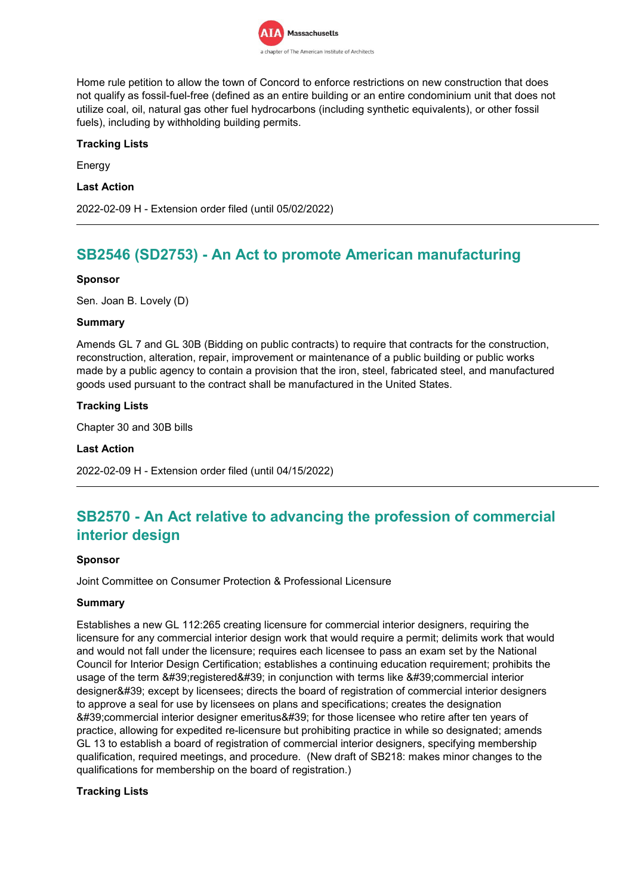Home rule petition to allow the town of Concord to enforce restrictions on new construction that does not qualify as fossil-fuel-free (defined as an entire building or an entire condominium unit that does not utilize coal, oil, natural gas other fuel hydrocarbons (including synthetic equivalents), or other fossil fuels), including by withholding building permits.

**Tracking Lists**

Energy

**Last Action**

2022-02-09 H - Extension order filed (until 05/02/2022)

---

## SB2546 (SD2753) - An Act to promote American manufacturing

**Sponsor**

Sen. Joan B. Lovely (D)

**Summary**

Amends GL 7 and GL 30B (Bidding on public contracts) to require that contracts for the construction, reconstruction, alteration, repair, improvement or maintenance of a public building or public works made by a public agency to contain a provision that the iron, steel, fabricated steel, and manufactured goods used pursuant to the contract shall be manufactured in the United States.

**Tracking Lists**

Chapter 30 and 30B bills

**Last Action**

2022-02-09 H - Extension order filed (until 04/15/2022)

---

## SB2570 - An Act relative to advancing the profession of commercial interior design

**Sponsor**

Joint Committee on Consumer Protection & Professional Licensure

**Summary**

Establishes a new GL 112:265 creating licensure for commercial interior designers, requiring the licensure for any commercial interior design work that would require a permit; delimits work that would and would not fall under the licensure; requires each licensee to pass an exam set by the National Council for Interior Design Certification; establishes a continuing education requirement; prohibits the usage of the term &#39;registered&#39; in conjunction with terms like &#39;commercial interior designer&#39; except by licensees; directs the board of registration of commercial interior designers to approve a seal for use by licensees on plans and specifications; creates the designation &#39;commercial interior designer emeritus&#39; for those licensee who retire after ten years of practice, allowing for expedited re-licensure but prohibiting practice in while so designated; amends GL 13 to establish a board of registration of commercial interior designers, specifying membership qualification, required meetings, and procedure. (New draft of SB218: makes minor changes to the qualifications for membership on the board of registration.)

**Tracking Lists**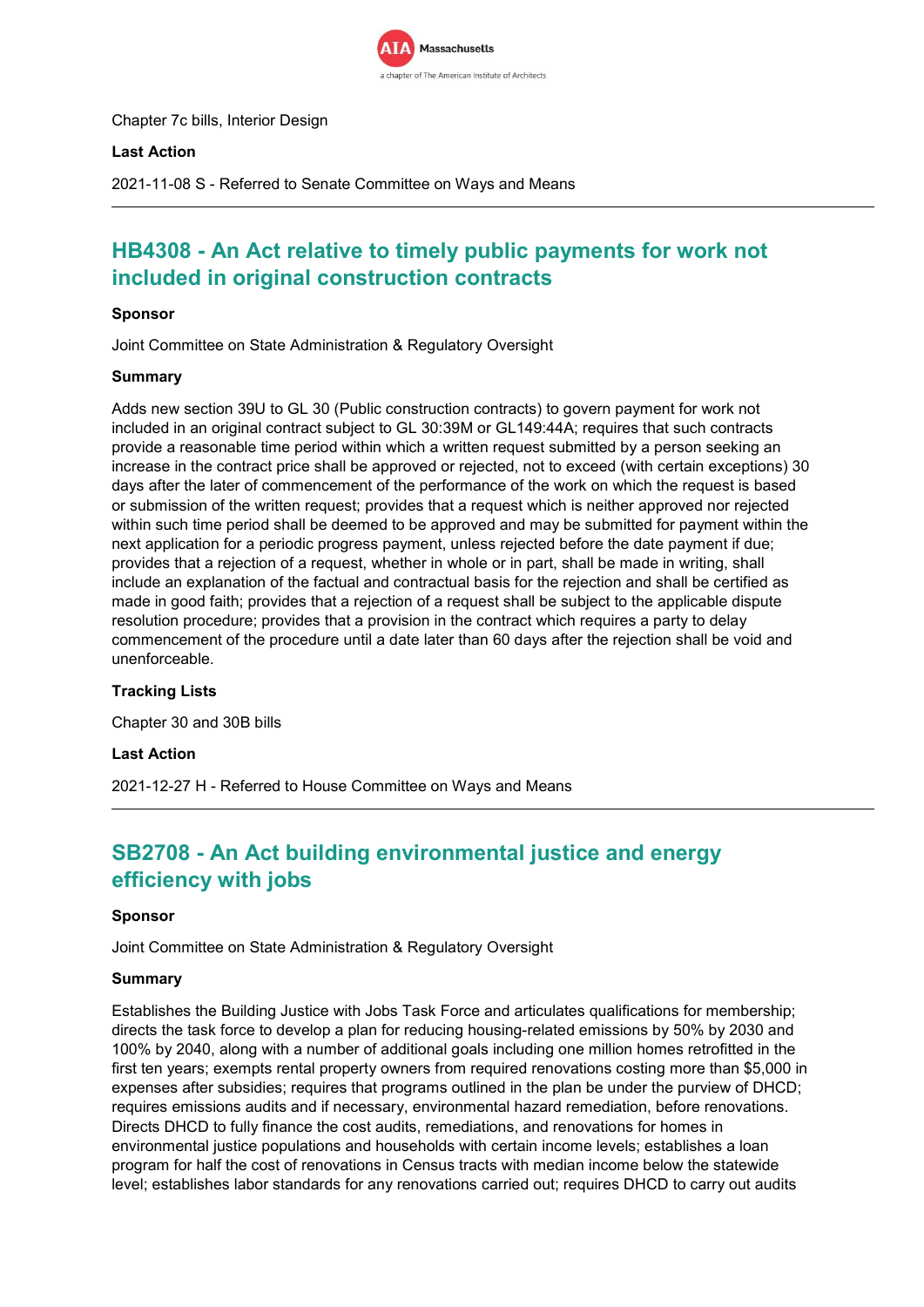Chapter 7c bills, Interior Design

**Last Action**

2021-11-08 S - Referred to Senate Committee on Ways and Means

---

## HB4308 - An Act relative to timely public payments for work not included in original construction contracts

**Sponsor**

Joint Committee on State Administration & Regulatory Oversight

**Summary**

Adds new section 39U to GL 30 (Public construction contracts) to govern payment for work not included in an original contract subject to GL 30:39M or GL149:44A; requires that such contracts provide a reasonable time period within which a written request submitted by a person seeking an increase in the contract price shall be approved or rejected, not to exceed (with certain exceptions) 30 days after the later of commencement of the performance of the work on which the request is based or submission of the written request; provides that a request which is neither approved nor rejected within such time period shall be deemed to be approved and may be submitted for payment within the next application for a periodic progress payment, unless rejected before the date payment if due; provides that a rejection of a request, whether in whole or in part, shall be made in writing, shall include an explanation of the factual and contractual basis for the rejection and shall be certified as made in good faith; provides that a rejection of a request shall be subject to the applicable dispute resolution procedure; provides that a provision in the contract which requires a party to delay commencement of the procedure until a date later than 60 days after the rejection shall be void and unenforceable.

**Tracking Lists**

Chapter 30 and 30B bills

**Last Action**

2021-12-27 H - Referred to House Committee on Ways and Means

---

## SB2708 - An Act building environmental justice and energy efficiency with jobs

**Sponsor**

Joint Committee on State Administration & Regulatory Oversight

**Summary**

Establishes the Building Justice with Jobs Task Force and articulates qualifications for membership; directs the task force to develop a plan for reducing housing-related emissions by 50% by 2030 and 100% by 2040, along with a number of additional goals including one million homes retrofitted in the first ten years; exempts rental property owners from required renovations costing more than $5,000 in expenses after subsidies; requires that programs outlined in the plan be under the purview of DHCD; requires emissions audits and if necessary, environmental hazard remediation, before renovations. Directs DHCD to fully finance the cost audits, remediations, and renovations for homes in environmental justice populations and households with certain income levels; establishes a loan program for half the cost of renovations in Census tracts with median income below the statewide level; establishes labor standards for any renovations carried out; requires DHCD to carry out audits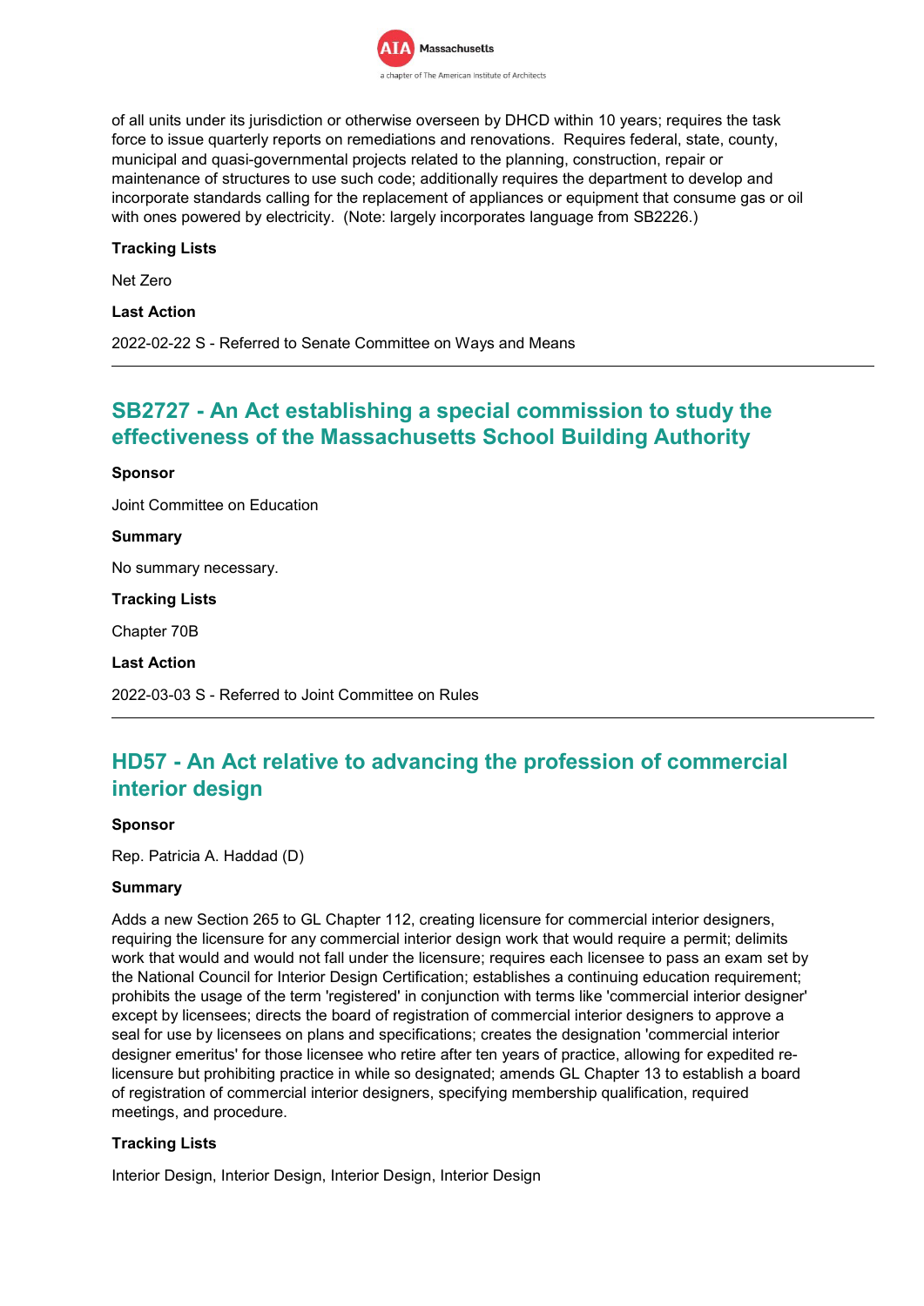of all units under its jurisdiction or otherwise overseen by DHCD within 10 years; requires the task force to issue quarterly reports on remediations and renovations. Requires federal, state, county, municipal and quasi-governmental projects related to the planning, construction, repair or maintenance of structures to use such code; additionally requires the department to develop and incorporate standards calling for the replacement of appliances or equipment that consume gas or oil with ones powered by electricity. (Note: largely incorporates language from SB2226.)

**Tracking Lists**

Net Zero

**Last Action**

2022-02-22 S - Referred to Senate Committee on Ways and Means

---

## SB2727 - An Act establishing a special commission to study the effectiveness of the Massachusetts School Building Authority

**Sponsor**

Joint Committee on Education

**Summary**

No summary necessary.

**Tracking Lists**

Chapter 70B

**Last Action**

2022-03-03 S - Referred to Joint Committee on Rules

---

## HD57 - An Act relative to advancing the profession of commercial interior design

**Sponsor**

Rep. Patricia A. Haddad (D)

**Summary**

Adds a new Section 265 to GL Chapter 112, creating licensure for commercial interior designers, requiring the licensure for any commercial interior design work that would require a permit; delimits work that would and would not fall under the licensure; requires each licensee to pass an exam set by the National Council for Interior Design Certification; establishes a continuing education requirement; prohibits the usage of the term 'registered' in conjunction with terms like 'commercial interior designer' except by licensees; directs the board of registration of commercial interior designers to approve a seal for use by licensees on plans and specifications; creates the designation 'commercial interior designer emeritus' for those licensee who retire after ten years of practice, allowing for expedited re-licensure but prohibiting practice in while so designated; amends GL Chapter 13 to establish a board of registration of commercial interior designers, specifying membership qualification, required meetings, and procedure.

**Tracking Lists**

Interior Design, Interior Design, Interior Design, Interior Design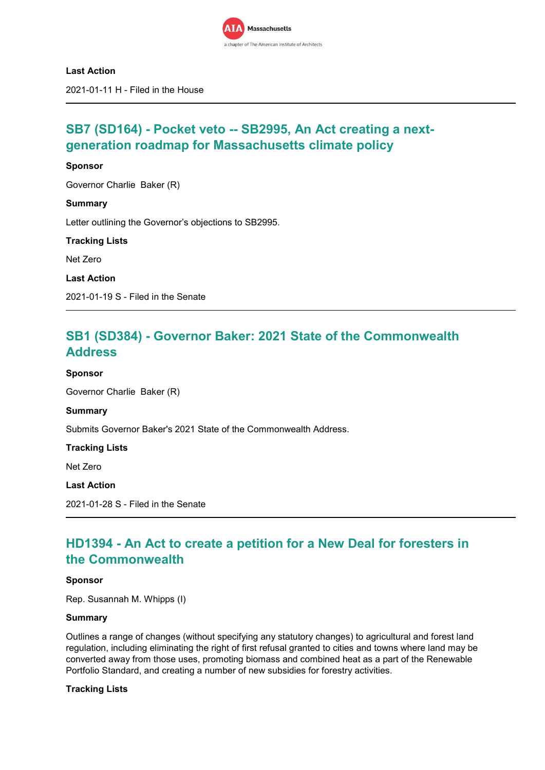**Last Action**

2021-01-11 H - Filed in the House

---

## SB7 (SD164) - Pocket veto -- SB2995, An Act creating a next-generation roadmap for Massachusetts climate policy

**Sponsor**

Governor Charlie Baker (R)

**Summary**

Letter outlining the Governor's objections to SB2995.

**Tracking Lists**

Net Zero

**Last Action**

2021-01-19 S - Filed in the Senate

---

## SB1 (SD384) - Governor Baker: 2021 State of the Commonwealth Address

**Sponsor**

Governor Charlie Baker (R)

**Summary**

Submits Governor Baker's 2021 State of the Commonwealth Address.

**Tracking Lists**

Net Zero

**Last Action**

2021-01-28 S - Filed in the Senate

---

## HD1394 - An Act to create a petition for a New Deal for foresters in the Commonwealth

**Sponsor**

Rep. Susannah M. Whipps (I)

**Summary**

Outlines a range of changes (without specifying any statutory changes) to agricultural and forest land regulation, including eliminating the right of first refusal granted to cities and towns where land may be converted away from those uses, promoting biomass and combined heat as a part of the Renewable Portfolio Standard, and creating a number of new subsidies for forestry activities.

**Tracking Lists**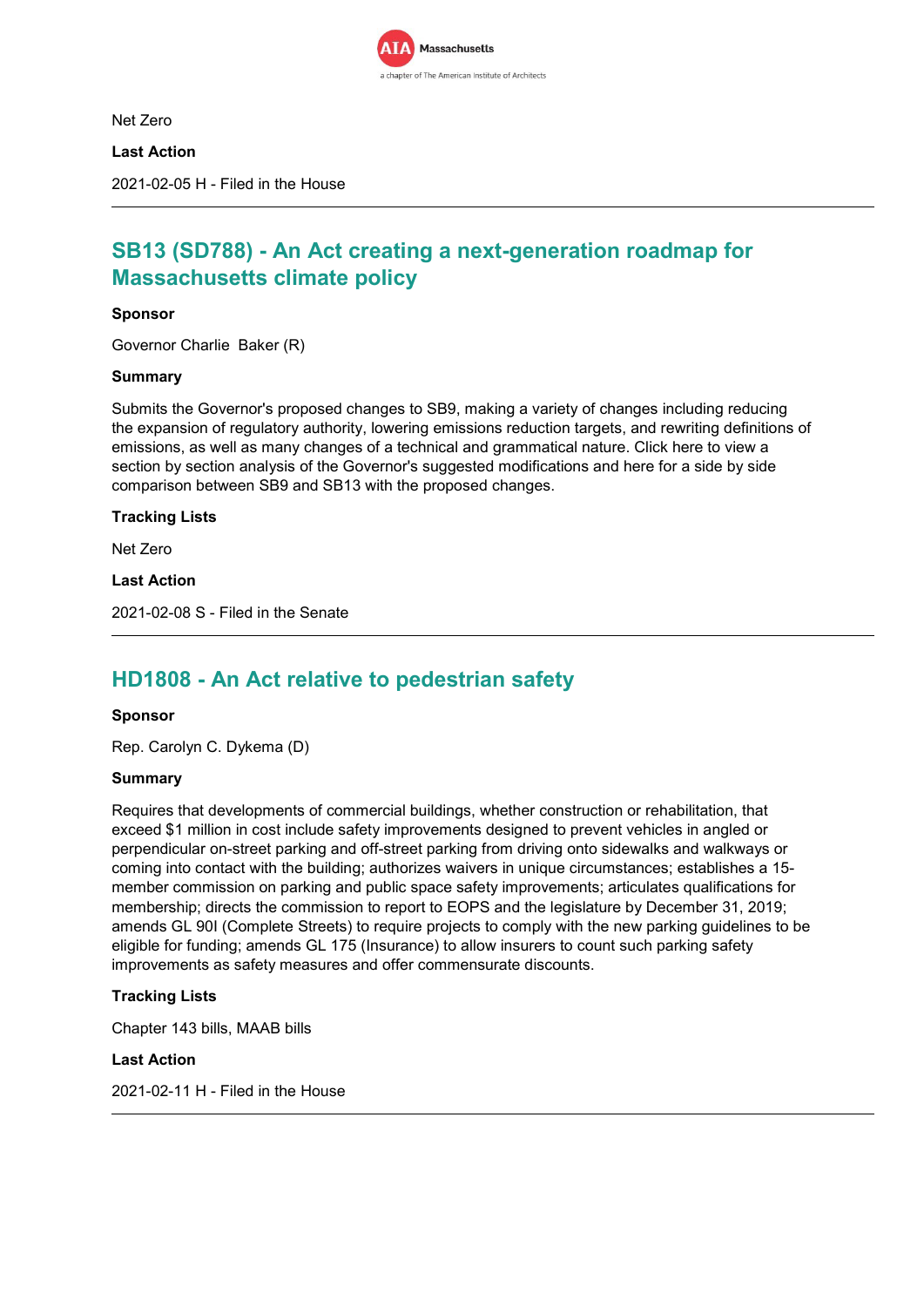Net Zero

**Last Action**

2021-02-05 H - Filed in the House

---

## SB13 (SD788) - An Act creating a next-generation roadmap for Massachusetts climate policy

**Sponsor**

Governor Charlie Baker (R)

**Summary**

Submits the Governor's proposed changes to SB9, making a variety of changes including reducing the expansion of regulatory authority, lowering emissions reduction targets, and rewriting definitions of emissions, as well as many changes of a technical and grammatical nature. Click here to view a section by section analysis of the Governor's suggested modifications and here for a side by side comparison between SB9 and SB13 with the proposed changes.

**Tracking Lists**

Net Zero

**Last Action**

2021-02-08 S - Filed in the Senate

---

## HD1808 - An Act relative to pedestrian safety

**Sponsor**

Rep. Carolyn C. Dykema (D)

**Summary**

Requires that developments of commercial buildings, whether construction or rehabilitation, that exceed $1 million in cost include safety improvements designed to prevent vehicles in angled or perpendicular on-street parking and off-street parking from driving onto sidewalks and walkways or coming into contact with the building; authorizes waivers in unique circumstances; establishes a 15-member commission on parking and public space safety improvements; articulates qualifications for membership; directs the commission to report to EOPS and the legislature by December 31, 2019; amends GL 90I (Complete Streets) to require projects to comply with the new parking guidelines to be eligible for funding; amends GL 175 (Insurance) to allow insurers to count such parking safety improvements as safety measures and offer commensurate discounts.

**Tracking Lists**

Chapter 143 bills, MAAB bills

**Last Action**

2021-02-11 H - Filed in the House

---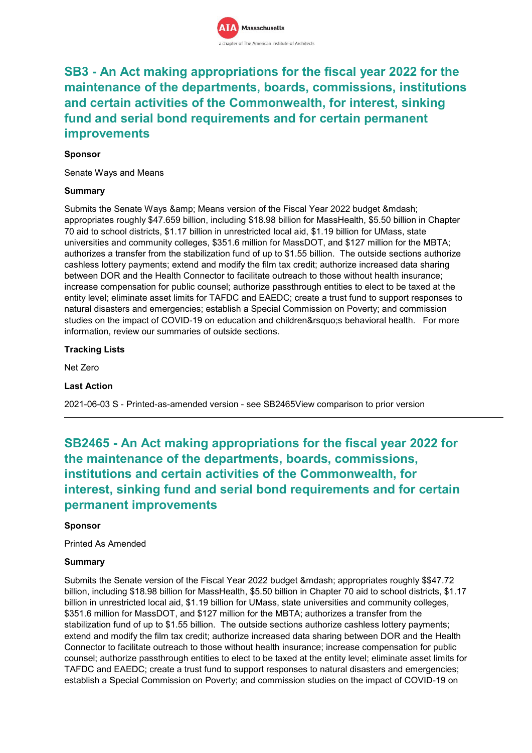## SB3 - An Act making appropriations for the fiscal year 2022 for the maintenance of the departments, boards, commissions, institutions and certain activities of the Commonwealth, for interest, sinking fund and serial bond requirements and for certain permanent improvements

**Sponsor**

Senate Ways and Means

**Summary**

Submits the Senate Ways &amp; Means version of the Fiscal Year 2022 budget &mdash; appropriates roughly $47.659 billion, including $18.98 billion for MassHealth, $5.50 billion in Chapter 70 aid to school districts, $1.17 billion in unrestricted local aid, $1.19 billion for UMass, state universities and community colleges, $351.6 million for MassDOT, and $127 million for the MBTA; authorizes a transfer from the stabilization fund of up to $1.55 billion.  The outside sections authorize cashless lottery payments; extend and modify the film tax credit; authorize increased data sharing between DOR and the Health Connector to facilitate outreach to those without health insurance; increase compensation for public counsel; authorize passthrough entities to elect to be taxed at the entity level; eliminate asset limits for TAFDC and EAEDC; create a trust fund to support responses to natural disasters and emergencies; establish a Special Commission on Poverty; and commission studies on the impact of COVID-19 on education and children&rsquo;s behavioral health.   For more information, review our summaries of outside sections.

**Tracking Lists**

Net Zero

**Last Action**

2021-06-03 S - Printed-as-amended version - see SB2465View comparison to prior version

---

## SB2465 - An Act making appropriations for the fiscal year 2022 for the maintenance of the departments, boards, commissions, institutions and certain activities of the Commonwealth, for interest, sinking fund and serial bond requirements and for certain permanent improvements

**Sponsor**

Printed As Amended

**Summary**

Submits the Senate version of the Fiscal Year 2022 budget &mdash; appropriates roughly $$47.72 billion, including $18.98 billion for MassHealth, $5.50 billion in Chapter 70 aid to school districts, $1.17 billion in unrestricted local aid, $1.19 billion for UMass, state universities and community colleges, $351.6 million for MassDOT, and $127 million for the MBTA; authorizes a transfer from the stabilization fund of up to $1.55 billion.  The outside sections authorize cashless lottery payments; extend and modify the film tax credit; authorize increased data sharing between DOR and the Health Connector to facilitate outreach to those without health insurance; increase compensation for public counsel; authorize passthrough entities to elect to be taxed at the entity level; eliminate asset limits for TAFDC and EAEDC; create a trust fund to support responses to natural disasters and emergencies; establish a Special Commission on Poverty; and commission studies on the impact of COVID-19 on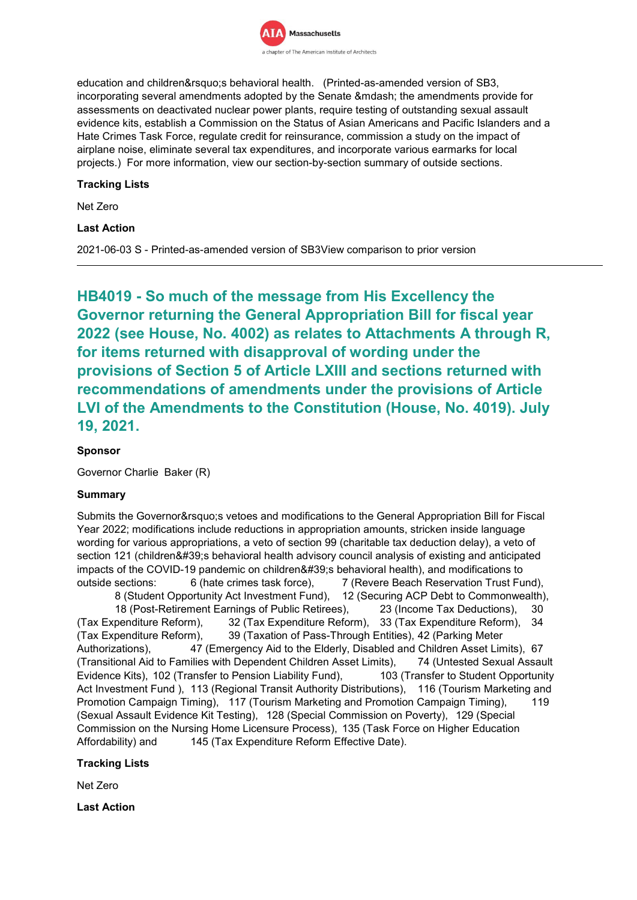education and children&rsquo;s behavioral health.   (Printed-as-amended version of SB3, incorporating several amendments adopted by the Senate &mdash; the amendments provide for assessments on deactivated nuclear power plants, require testing of outstanding sexual assault evidence kits, establish a Commission on the Status of Asian Americans and Pacific Islanders and a Hate Crimes Task Force, regulate credit for reinsurance, commission a study on the impact of airplane noise, eliminate several tax expenditures, and incorporate various earmarks for local projects.)  For more information, view our section-by-section summary of outside sections.

**Tracking Lists**

Net Zero

**Last Action**

2021-06-03 S - Printed-as-amended version of SB3View comparison to prior version

---

## HB4019 - So much of the message from His Excellency the Governor returning the General Appropriation Bill for fiscal year 2022 (see House, No. 4002) as relates to Attachments A through R, for items returned with disapproval of wording under the provisions of Section 5 of Article LXIII and sections returned with recommendations of amendments under the provisions of Article LVI of the Amendments to the Constitution (House, No. 4019). July 19, 2021.

**Sponsor**

Governor Charlie  Baker (R)

**Summary**

Submits the Governor&rsquo;s vetoes and modifications to the General Appropriation Bill for Fiscal Year 2022; modifications include reductions in appropriation amounts, stricken inside language wording for various appropriations, a veto of section 99 (charitable tax deduction delay), a veto of section 121 (children&#39;s behavioral health advisory council analysis of existing and anticipated impacts of the COVID-19 pandemic on children&#39;s behavioral health), and modifications to outside sections:   6 (hate crimes task force),   7 (Revere Beach Reservation Trust Fund),   8 (Student Opportunity Act Investment Fund),   12 (Securing ACP Debt to Commonwealth),   18 (Post-Retirement Earnings of Public Retirees),   23 (Income Tax Deductions),   30 (Tax Expenditure Reform),   32 (Tax Expenditure Reform),   33 (Tax Expenditure Reform),   34 (Tax Expenditure Reform),   39 (Taxation of Pass-Through Entities), 42 (Parking Meter Authorizations),   47 (Emergency Aid to the Elderly, Disabled and Children Asset Limits),  67 (Transitional Aid to Families with Dependent Children Asset Limits),   74 (Untested Sexual Assault Evidence Kits),  102 (Transfer to Pension Liability Fund),   103 (Transfer to Student Opportunity Act Investment Fund ),  113 (Regional Transit Authority Distributions),   116 (Tourism Marketing and Promotion Campaign Timing),   117 (Tourism Marketing and Promotion Campaign Timing),   119 (Sexual Assault Evidence Kit Testing),   128 (Special Commission on Poverty),   129 (Special Commission on the Nursing Home Licensure Process),  135 (Task Force on Higher Education Affordability) and   145 (Tax Expenditure Reform Effective Date).

**Tracking Lists**

Net Zero

**Last Action**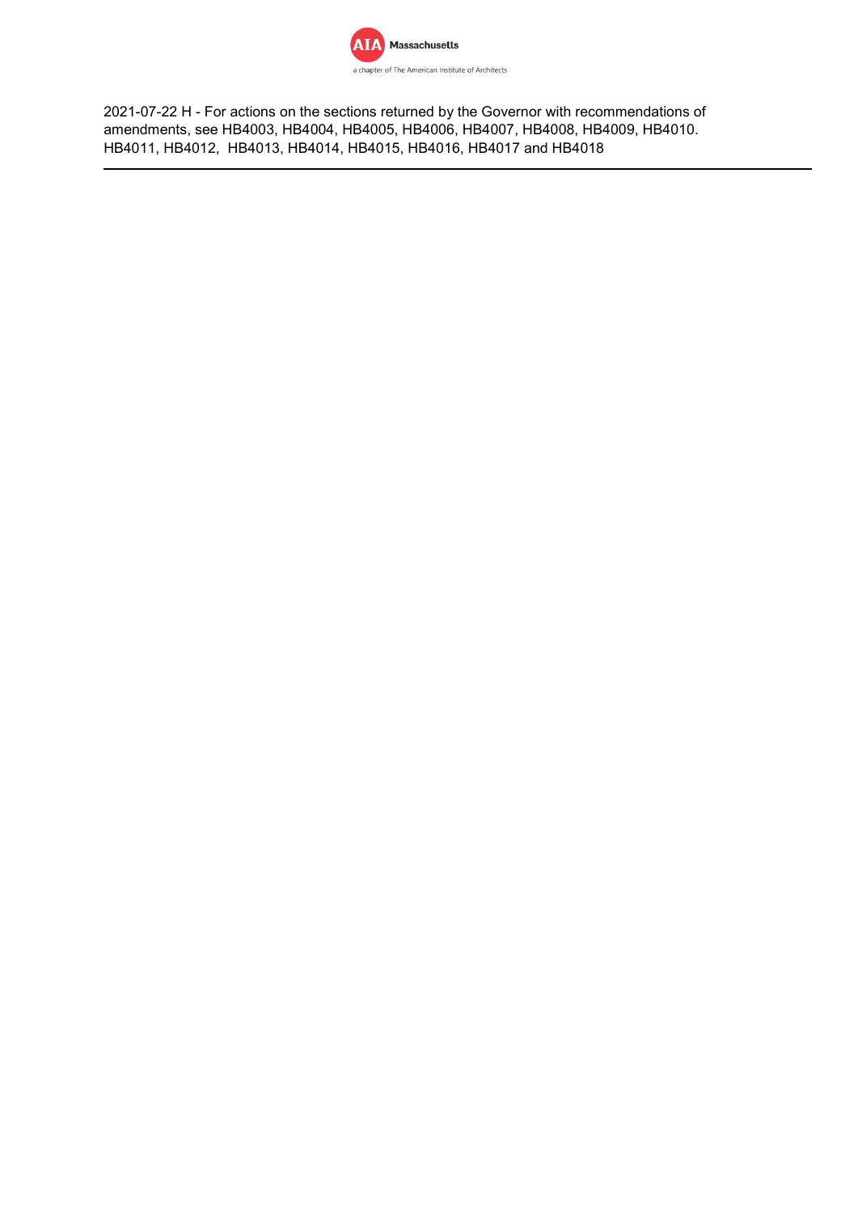2021-07-22 H - For actions on the sections returned by the Governor with recommendations of amendments, see HB4003, HB4004, HB4005, HB4006, HB4007, HB4008, HB4009, HB4010. HB4011, HB4012, HB4013, HB4014, HB4015, HB4016, HB4017 and HB4018

---